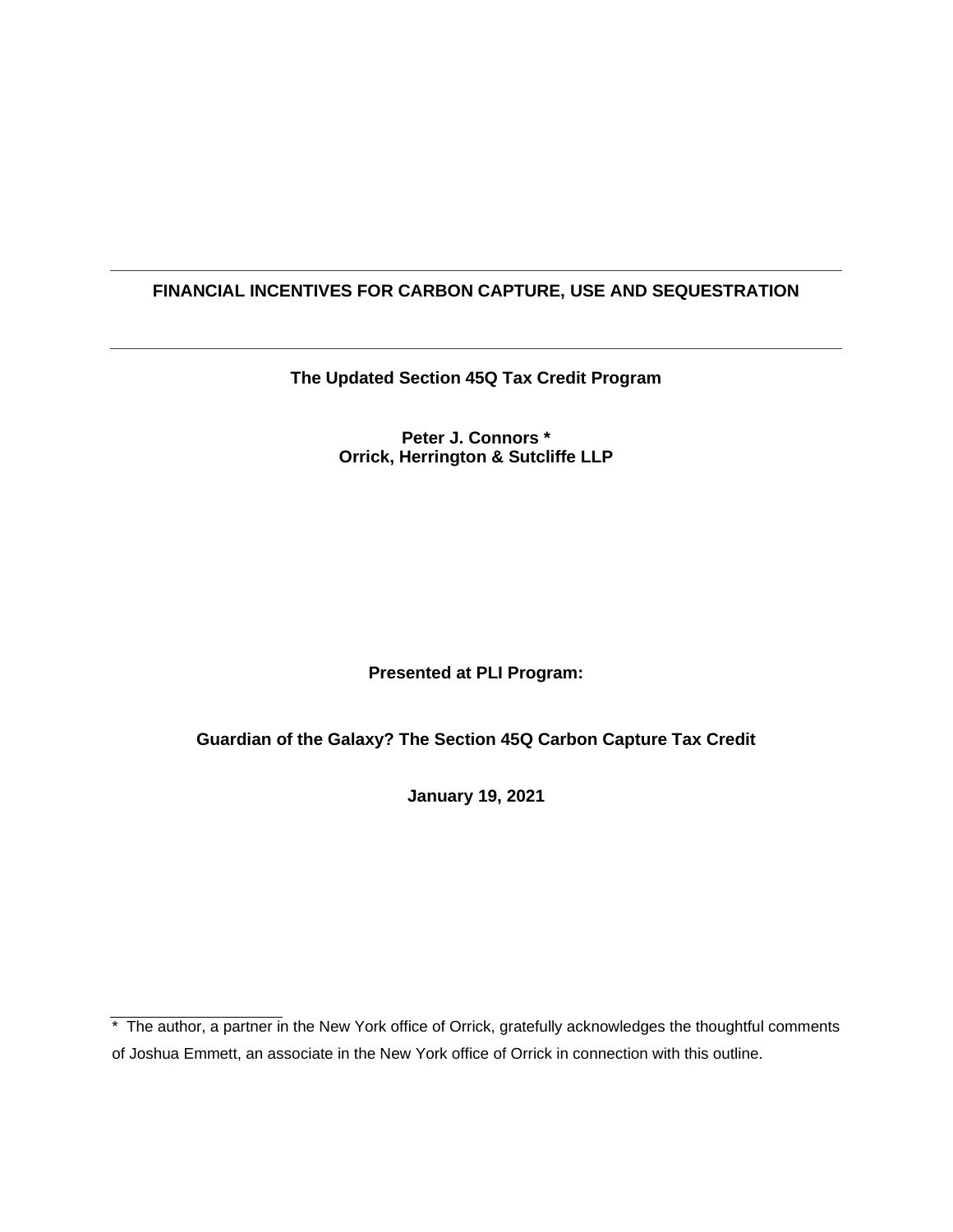# FINANCIAL INCENTIVES FOR CARBON CAPTURE, USE AND SEQUESTRATION

**The Updated Section 45Q Tax Credit Program**

**Peter J. Connors ***
**Orrick, Herrington & Sutcliffe LLP**

**Presented at PLI Program:**

**Guardian of the Galaxy? The Section 45Q Carbon Capture Tax Credit**

**January 19, 2021**

---

* The author, a partner in the New York office of Orrick, gratefully acknowledges the thoughtful comments of Joshua Emmett, an associate in the New York office of Orrick in connection with this outline.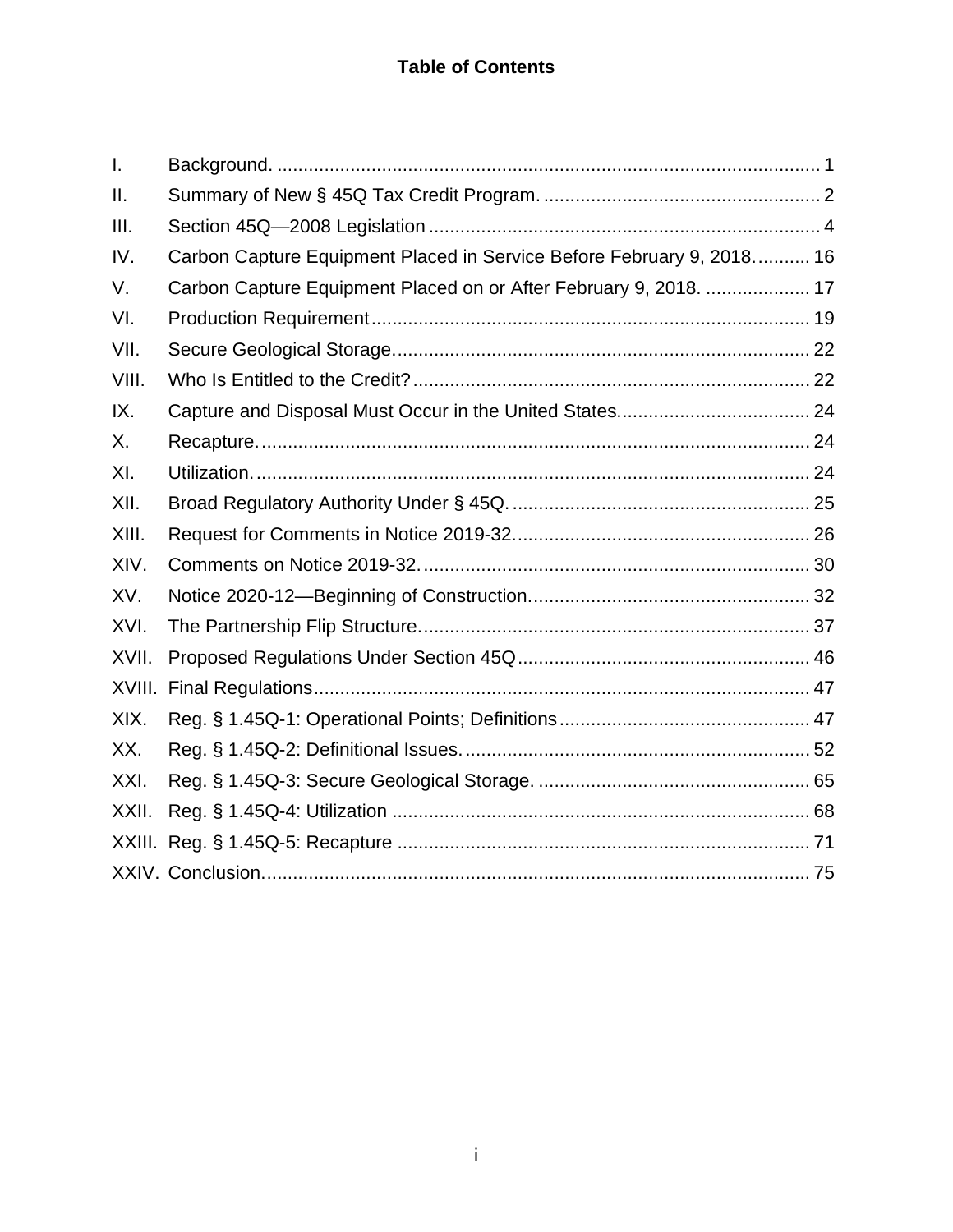# Table of Contents

| | | |
|---|---|---|
| I. | Background. | 1 |
| II. | Summary of New § 45Q Tax Credit Program. | 2 |
| III. | Section 45Q—2008 Legislation | 4 |
| IV. | Carbon Capture Equipment Placed in Service Before February 9, 2018. | 16 |
| V. | Carbon Capture Equipment Placed on or After February 9, 2018. | 17 |
| VI. | Production Requirement | 19 |
| VII. | Secure Geological Storage. | 22 |
| VIII. | Who Is Entitled to the Credit? | 22 |
| IX. | Capture and Disposal Must Occur in the United States. | 24 |
| X. | Recapture. | 24 |
| XI. | Utilization. | 24 |
| XII. | Broad Regulatory Authority Under § 45Q. | 25 |
| XIII. | Request for Comments in Notice 2019-32. | 26 |
| XIV. | Comments on Notice 2019-32. | 30 |
| XV. | Notice 2020-12—Beginning of Construction. | 32 |
| XVI. | The Partnership Flip Structure. | 37 |
| XVII. | Proposed Regulations Under Section 45Q | 46 |
| XVIII. | Final Regulations | 47 |
| XIX. | Reg. § 1.45Q-1: Operational Points; Definitions | 47 |
| XX. | Reg. § 1.45Q-2: Definitional Issues. | 52 |
| XXI. | Reg. § 1.45Q-3: Secure Geological Storage. | 65 |
| XXII. | Reg. § 1.45Q-4: Utilization | 68 |
| XXIII. | Reg. § 1.45Q-5: Recapture | 71 |
| XXIV. | Conclusion. | 75 |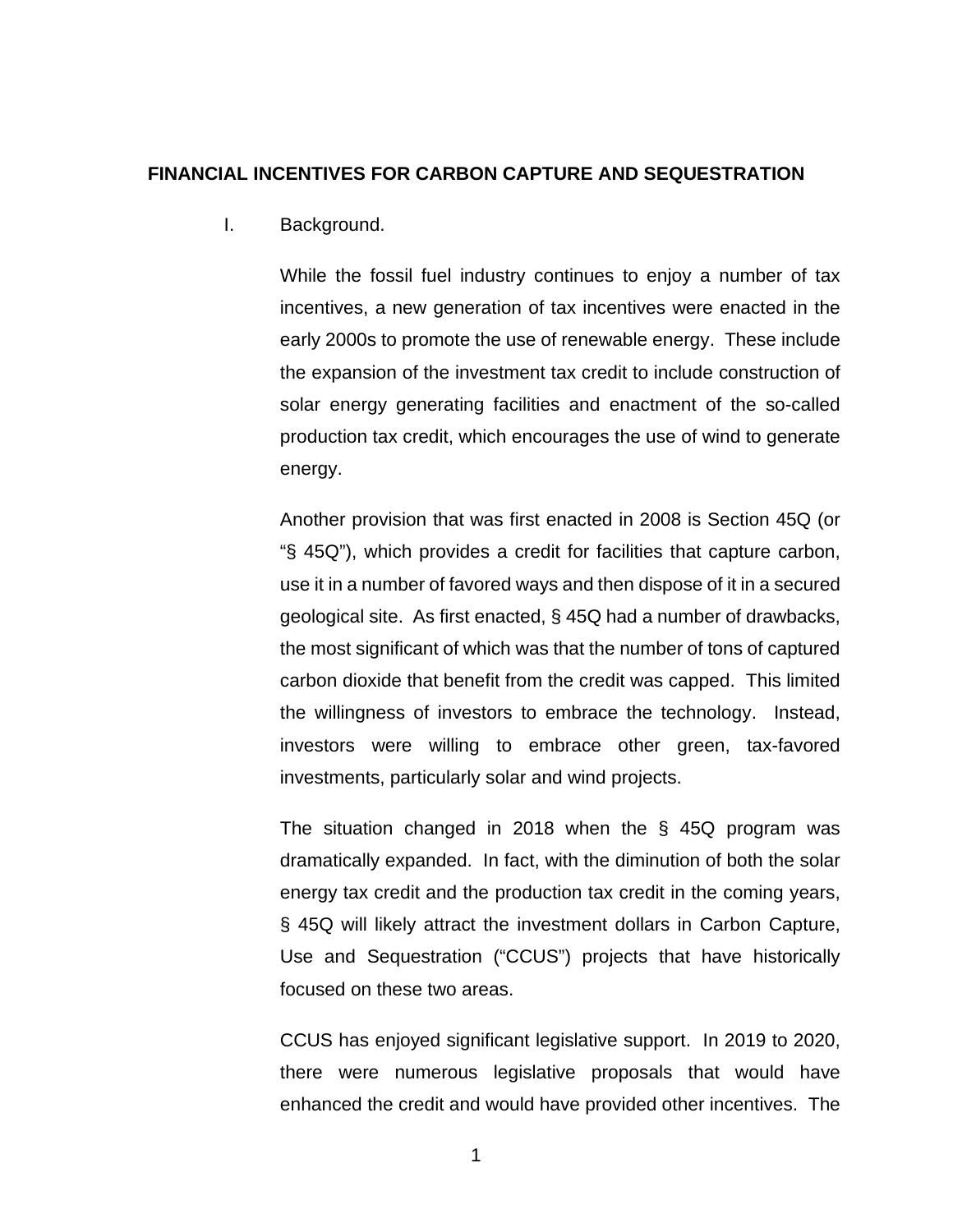# FINANCIAL INCENTIVES FOR CARBON CAPTURE AND SEQUESTRATION

## I. Background.

While the fossil fuel industry continues to enjoy a number of tax incentives, a new generation of tax incentives were enacted in the early 2000s to promote the use of renewable energy. These include the expansion of the investment tax credit to include construction of solar energy generating facilities and enactment of the so-called production tax credit, which encourages the use of wind to generate energy.

Another provision that was first enacted in 2008 is Section 45Q (or "§ 45Q"), which provides a credit for facilities that capture carbon, use it in a number of favored ways and then dispose of it in a secured geological site. As first enacted, § 45Q had a number of drawbacks, the most significant of which was that the number of tons of captured carbon dioxide that benefit from the credit was capped. This limited the willingness of investors to embrace the technology. Instead, investors were willing to embrace other green, tax-favored investments, particularly solar and wind projects.

The situation changed in 2018 when the § 45Q program was dramatically expanded. In fact, with the diminution of both the solar energy tax credit and the production tax credit in the coming years, § 45Q will likely attract the investment dollars in Carbon Capture, Use and Sequestration ("CCUS") projects that have historically focused on these two areas.

CCUS has enjoyed significant legislative support. In 2019 to 2020, there were numerous legislative proposals that would have enhanced the credit and would have provided other incentives. The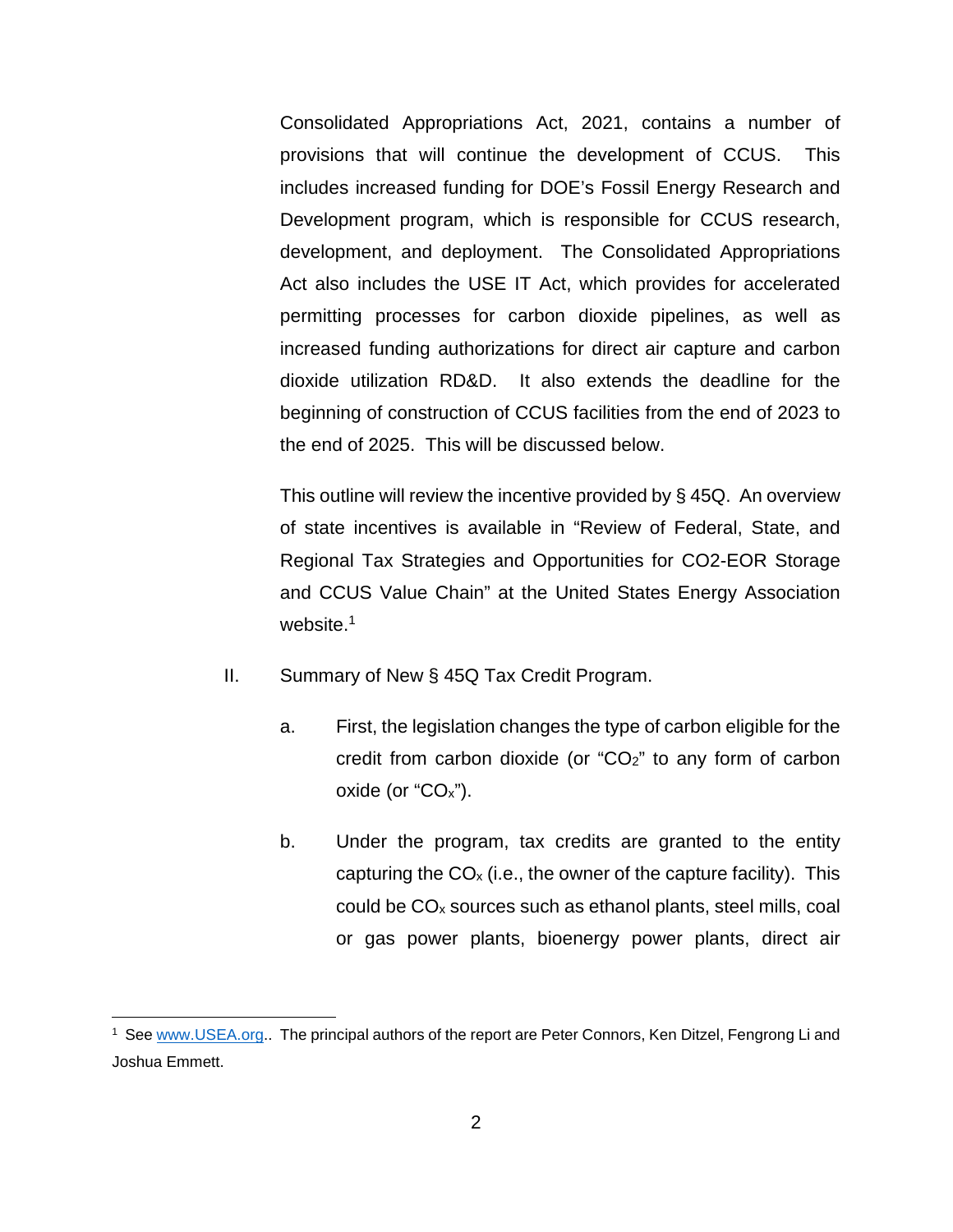Consolidated Appropriations Act, 2021, contains a number of provisions that will continue the development of CCUS. This includes increased funding for DOE's Fossil Energy Research and Development program, which is responsible for CCUS research, development, and deployment. The Consolidated Appropriations Act also includes the USE IT Act, which provides for accelerated permitting processes for carbon dioxide pipelines, as well as increased funding authorizations for direct air capture and carbon dioxide utilization RD&D. It also extends the deadline for the beginning of construction of CCUS facilities from the end of 2023 to the end of 2025. This will be discussed below.

This outline will review the incentive provided by § 45Q. An overview of state incentives is available in "Review of Federal, State, and Regional Tax Strategies and Opportunities for CO2-EOR Storage and CCUS Value Chain" at the United States Energy Association website.[1]

II. Summary of New § 45Q Tax Credit Program.

a. First, the legislation changes the type of carbon eligible for the credit from carbon dioxide (or "$CO_2$" to any form of carbon oxide (or "$CO_x$").

b. Under the program, tax credits are granted to the entity capturing the $CO_x$ (i.e., the owner of the capture facility). This could be $CO_x$ sources such as ethanol plants, steel mills, coal or gas power plants, bioenergy power plants, direct air

---

[1] See www.USEA.org.. The principal authors of the report are Peter Connors, Ken Ditzel, Fengrong Li and Joshua Emmett.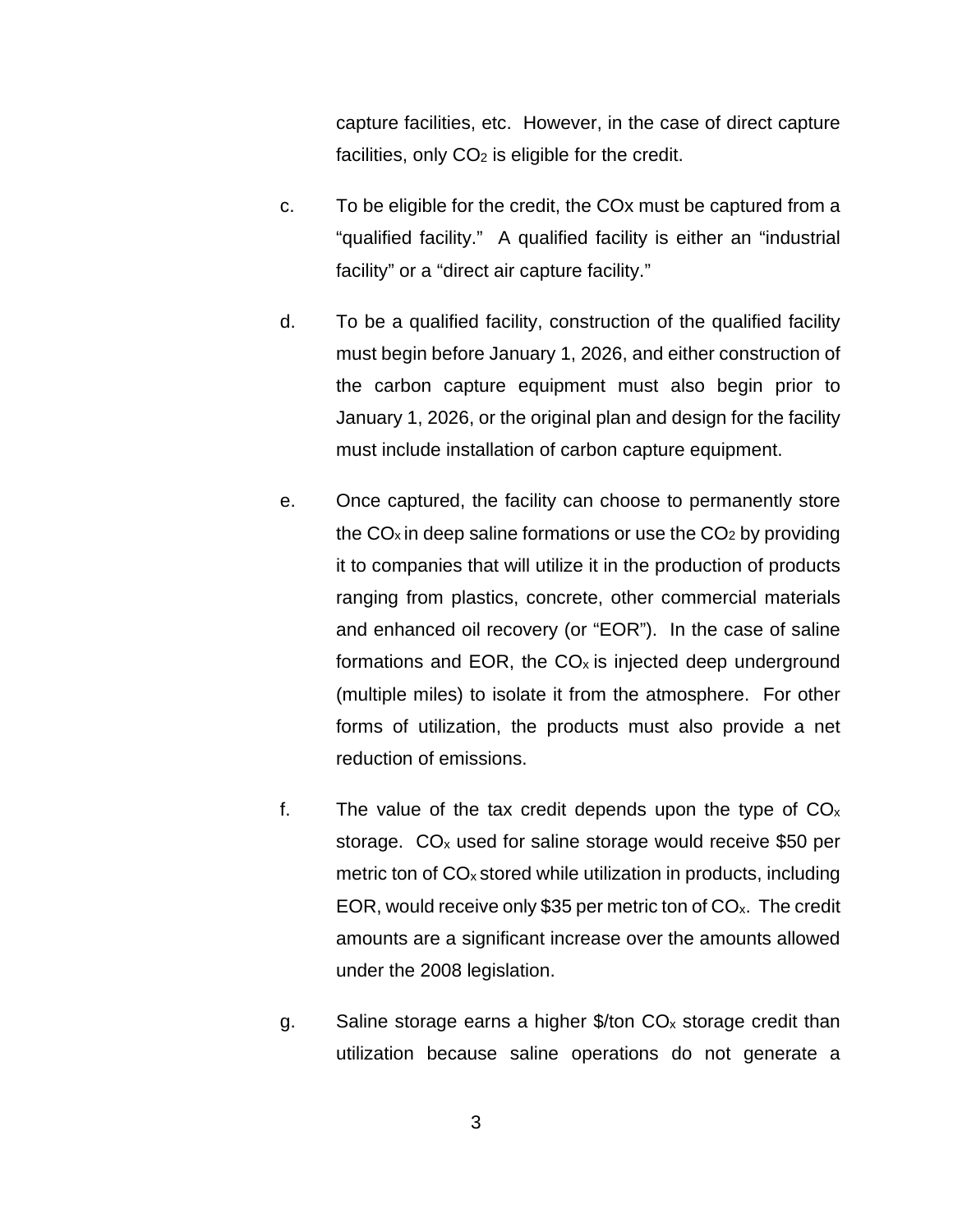capture facilities, etc. However, in the case of direct capture facilities, only $CO_2$ is eligible for the credit.

c. To be eligible for the credit, the COx must be captured from a "qualified facility." A qualified facility is either an "industrial facility" or a "direct air capture facility."

d. To be a qualified facility, construction of the qualified facility must begin before January 1, 2026, and either construction of the carbon capture equipment must also begin prior to January 1, 2026, or the original plan and design for the facility must include installation of carbon capture equipment.

e. Once captured, the facility can choose to permanently store the $CO_x$ in deep saline formations or use the $CO_2$ by providing it to companies that will utilize it in the production of products ranging from plastics, concrete, other commercial materials and enhanced oil recovery (or "EOR"). In the case of saline formations and EOR, the $CO_x$ is injected deep underground (multiple miles) to isolate it from the atmosphere. For other forms of utilization, the products must also provide a net reduction of emissions.

f. The value of the tax credit depends upon the type of $CO_x$ storage. $CO_x$ used for saline storage would receive \$50 per metric ton of $CO_x$ stored while utilization in products, including EOR, would receive only \$35 per metric ton of $CO_x$. The credit amounts are a significant increase over the amounts allowed under the 2008 legislation.

g. Saline storage earns a higher \$/ton $CO_x$ storage credit than utilization because saline operations do not generate a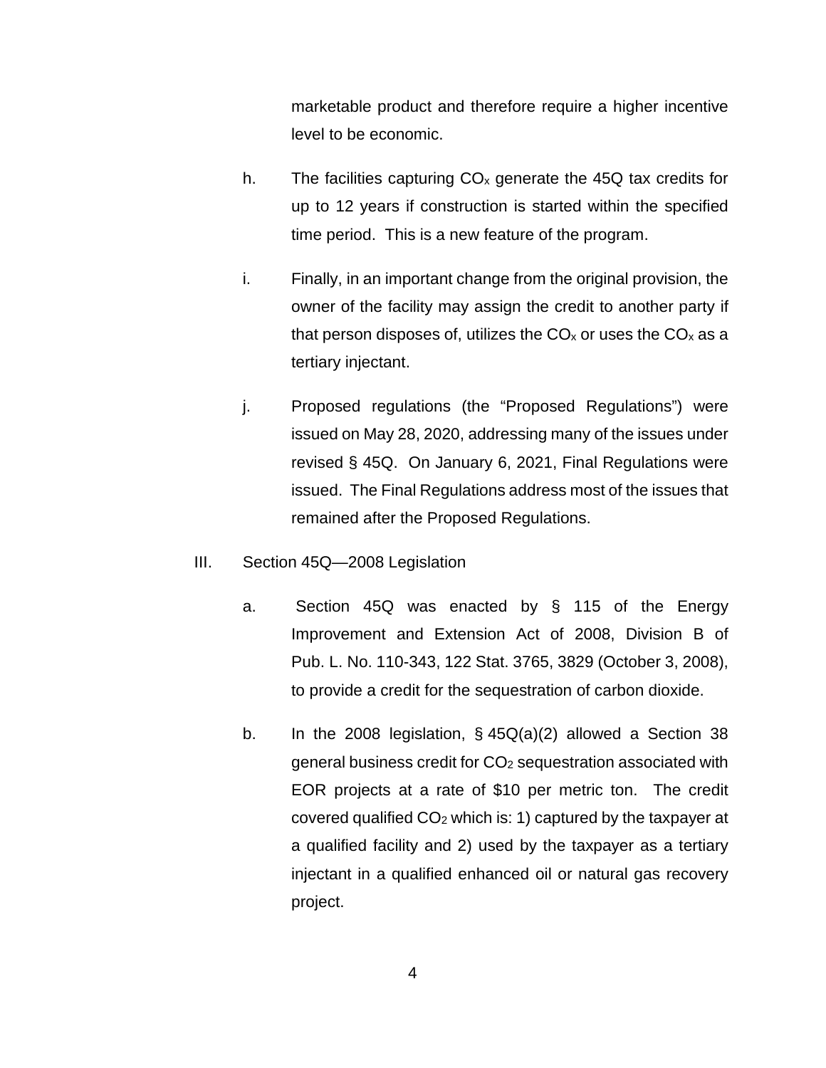marketable product and therefore require a higher incentive level to be economic.

h. The facilities capturing $CO_x$ generate the 45Q tax credits for up to 12 years if construction is started within the specified time period. This is a new feature of the program.

i. Finally, in an important change from the original provision, the owner of the facility may assign the credit to another party if that person disposes of, utilizes the $CO_x$ or uses the $CO_x$ as a tertiary injectant.

j. Proposed regulations (the "Proposed Regulations") were issued on May 28, 2020, addressing many of the issues under revised § 45Q. On January 6, 2021, Final Regulations were issued. The Final Regulations address most of the issues that remained after the Proposed Regulations.

III. Section 45Q—2008 Legislation

a. Section 45Q was enacted by § 115 of the Energy Improvement and Extension Act of 2008, Division B of Pub. L. No. 110-343, 122 Stat. 3765, 3829 (October 3, 2008), to provide a credit for the sequestration of carbon dioxide.

b. In the 2008 legislation, § 45Q(a)(2) allowed a Section 38 general business credit for $CO_2$ sequestration associated with EOR projects at a rate of $10 per metric ton. The credit covered qualified $CO_2$ which is: 1) captured by the taxpayer at a qualified facility and 2) used by the taxpayer as a tertiary injectant in a qualified enhanced oil or natural gas recovery project.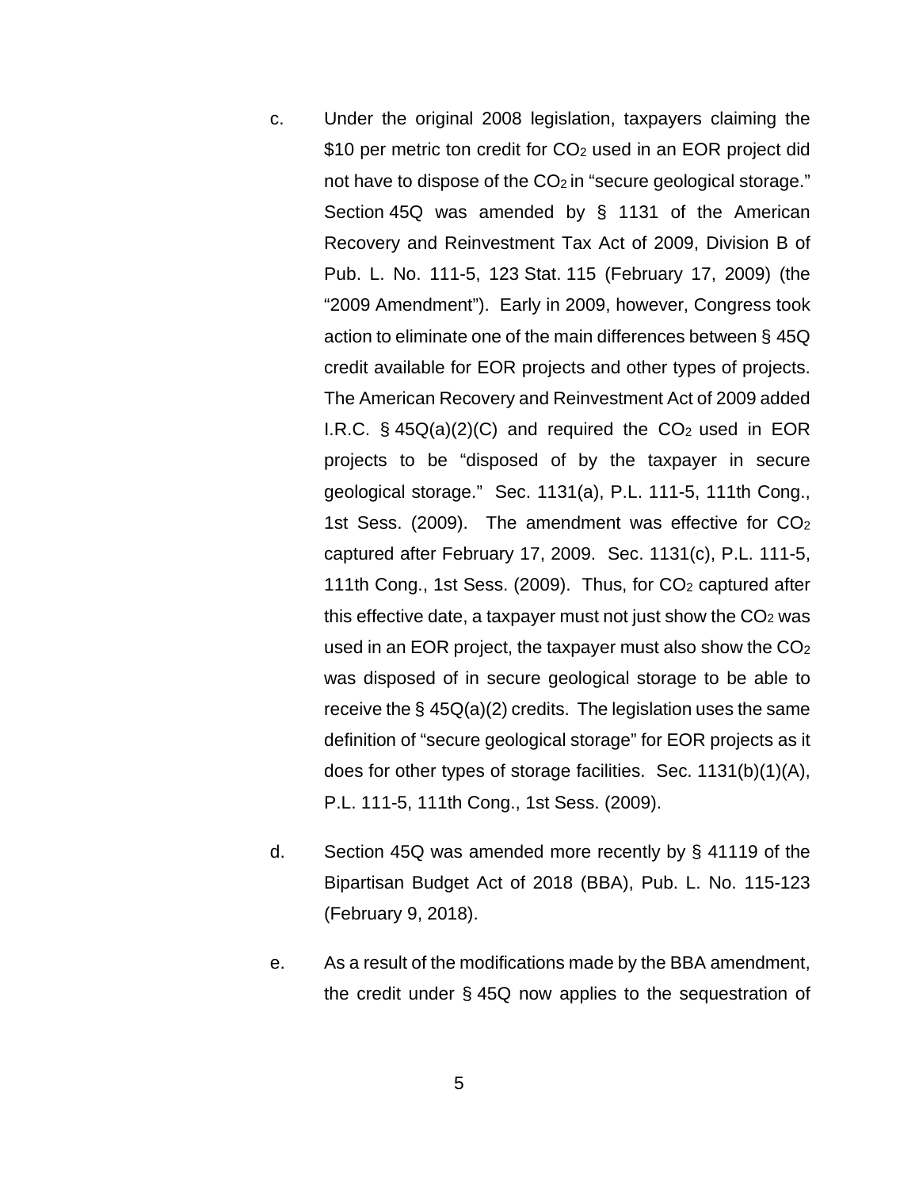c. Under the original 2008 legislation, taxpayers claiming the $10 per metric ton credit for $CO_2$ used in an EOR project did not have to dispose of the $CO_2$ in "secure geological storage." Section 45Q was amended by § 1131 of the American Recovery and Reinvestment Tax Act of 2009, Division B of Pub. L. No. 111-5, 123 Stat. 115 (February 17, 2009) (the "2009 Amendment"). Early in 2009, however, Congress took action to eliminate one of the main differences between § 45Q credit available for EOR projects and other types of projects. The American Recovery and Reinvestment Act of 2009 added I.R.C. § 45Q(a)(2)(C) and required the $CO_2$ used in EOR projects to be "disposed of by the taxpayer in secure geological storage." Sec. 1131(a), P.L. 111-5, 111th Cong., 1st Sess. (2009). The amendment was effective for $CO_2$ captured after February 17, 2009. Sec. 1131(c), P.L. 111-5, 111th Cong., 1st Sess. (2009). Thus, for $CO_2$ captured after this effective date, a taxpayer must not just show the $CO_2$ was used in an EOR project, the taxpayer must also show the $CO_2$ was disposed of in secure geological storage to be able to receive the § 45Q(a)(2) credits. The legislation uses the same definition of "secure geological storage" for EOR projects as it does for other types of storage facilities. Sec. 1131(b)(1)(A), P.L. 111-5, 111th Cong., 1st Sess. (2009).

d. Section 45Q was amended more recently by § 41119 of the Bipartisan Budget Act of 2018 (BBA), Pub. L. No. 115-123 (February 9, 2018).

e. As a result of the modifications made by the BBA amendment, the credit under § 45Q now applies to the sequestration of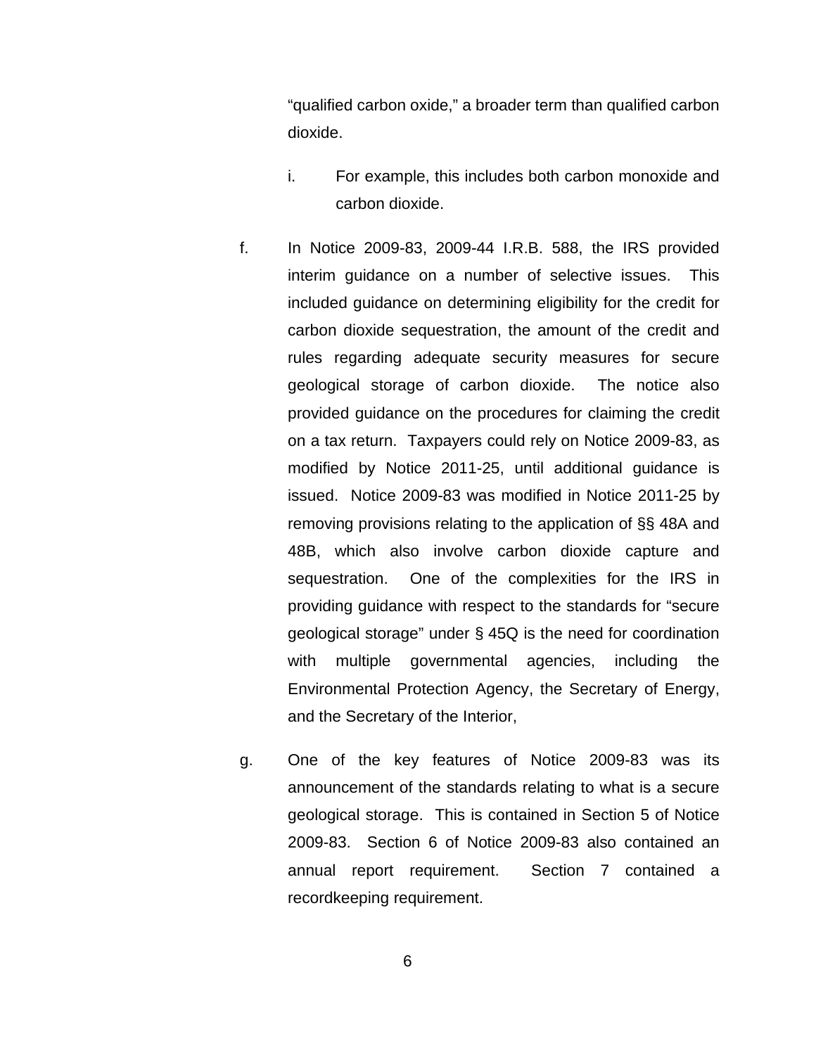"qualified carbon oxide," a broader term than qualified carbon dioxide.

i. For example, this includes both carbon monoxide and carbon dioxide.

f. In Notice 2009-83, 2009-44 I.R.B. 588, the IRS provided interim guidance on a number of selective issues. This included guidance on determining eligibility for the credit for carbon dioxide sequestration, the amount of the credit and rules regarding adequate security measures for secure geological storage of carbon dioxide. The notice also provided guidance on the procedures for claiming the credit on a tax return. Taxpayers could rely on Notice 2009-83, as modified by Notice 2011-25, until additional guidance is issued. Notice 2009-83 was modified in Notice 2011-25 by removing provisions relating to the application of §§ 48A and 48B, which also involve carbon dioxide capture and sequestration. One of the complexities for the IRS in providing guidance with respect to the standards for "secure geological storage" under § 45Q is the need for coordination with multiple governmental agencies, including the Environmental Protection Agency, the Secretary of Energy, and the Secretary of the Interior,

g. One of the key features of Notice 2009-83 was its announcement of the standards relating to what is a secure geological storage. This is contained in Section 5 of Notice 2009-83. Section 6 of Notice 2009-83 also contained an annual report requirement. Section 7 contained a recordkeeping requirement.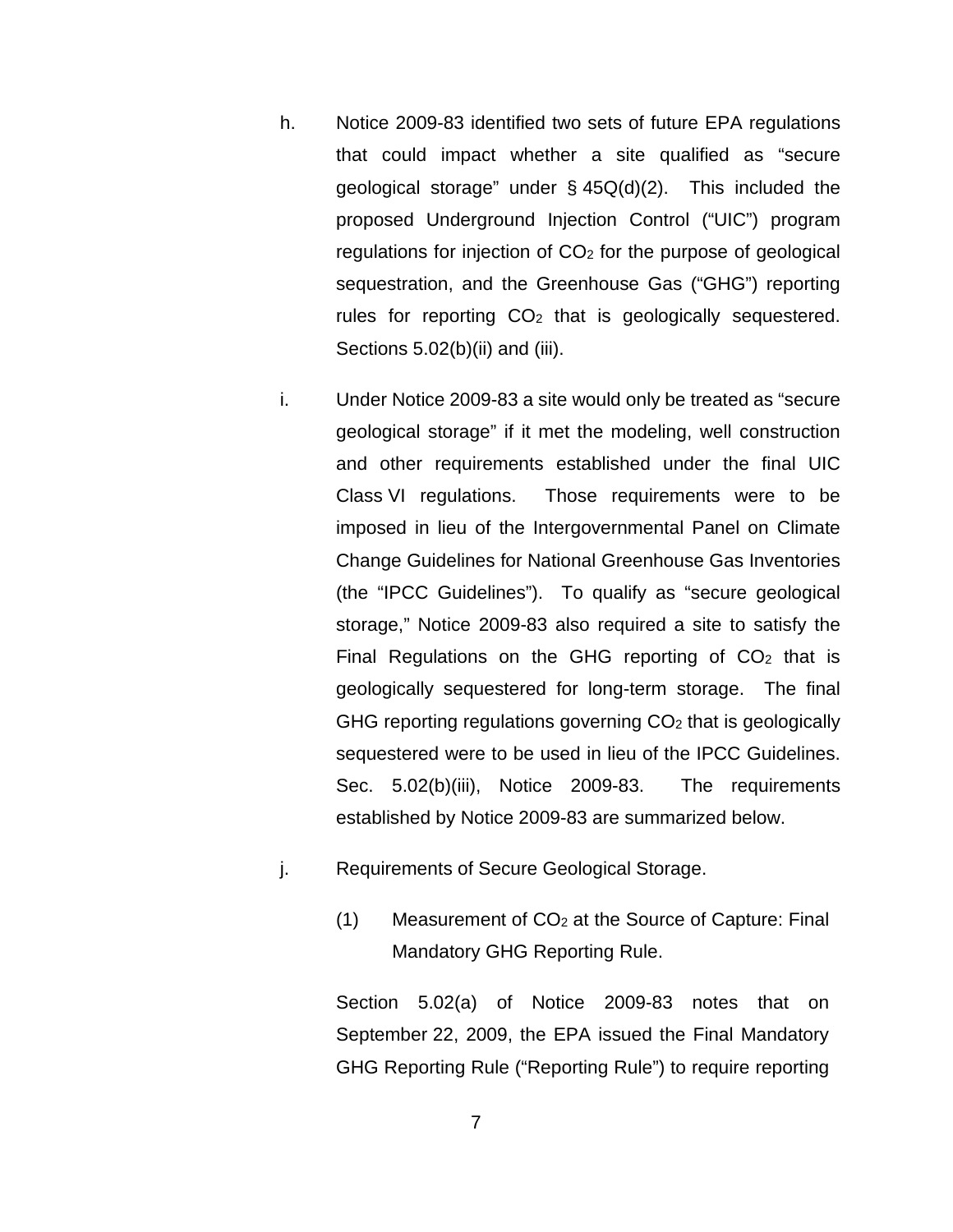h. Notice 2009-83 identified two sets of future EPA regulations that could impact whether a site qualified as "secure geological storage" under § 45Q(d)(2). This included the proposed Underground Injection Control ("UIC") program regulations for injection of $CO_2$ for the purpose of geological sequestration, and the Greenhouse Gas ("GHG") reporting rules for reporting $CO_2$ that is geologically sequestered. Sections 5.02(b)(ii) and (iii).

i. Under Notice 2009-83 a site would only be treated as "secure geological storage" if it met the modeling, well construction and other requirements established under the final UIC Class VI regulations. Those requirements were to be imposed in lieu of the Intergovernmental Panel on Climate Change Guidelines for National Greenhouse Gas Inventories (the "IPCC Guidelines"). To qualify as "secure geological storage," Notice 2009-83 also required a site to satisfy the Final Regulations on the GHG reporting of $CO_2$ that is geologically sequestered for long-term storage. The final GHG reporting regulations governing $CO_2$ that is geologically sequestered were to be used in lieu of the IPCC Guidelines. Sec. 5.02(b)(iii), Notice 2009-83. The requirements established by Notice 2009-83 are summarized below.

j. Requirements of Secure Geological Storage.

(1) Measurement of $CO_2$ at the Source of Capture: Final Mandatory GHG Reporting Rule.

Section 5.02(a) of Notice 2009-83 notes that on September 22, 2009, the EPA issued the Final Mandatory GHG Reporting Rule ("Reporting Rule") to require reporting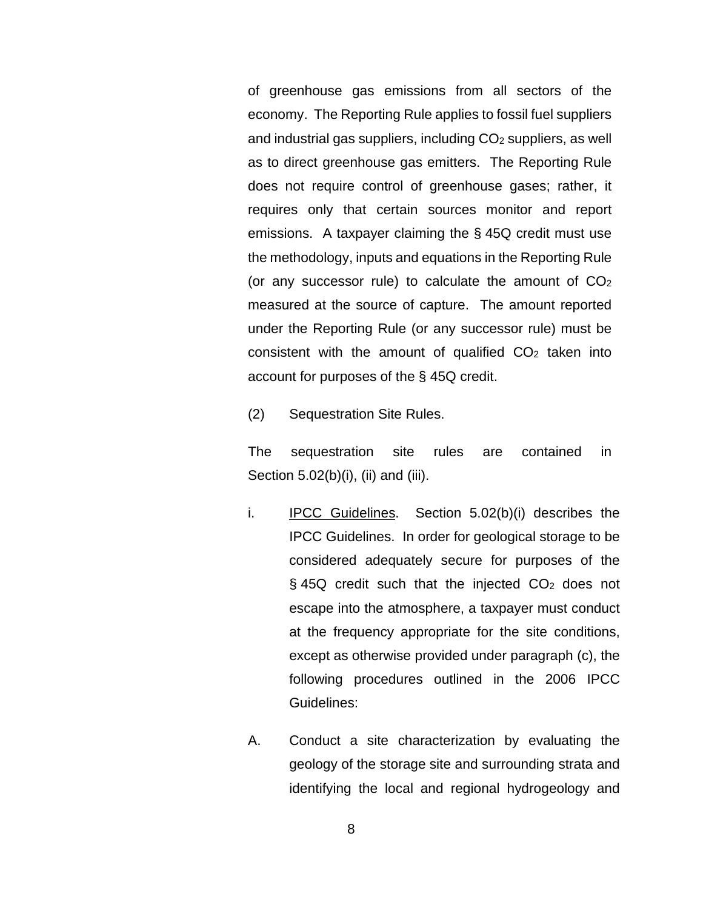of greenhouse gas emissions from all sectors of the economy. The Reporting Rule applies to fossil fuel suppliers and industrial gas suppliers, including $CO_2$ suppliers, as well as to direct greenhouse gas emitters. The Reporting Rule does not require control of greenhouse gases; rather, it requires only that certain sources monitor and report emissions. A taxpayer claiming the § 45Q credit must use the methodology, inputs and equations in the Reporting Rule (or any successor rule) to calculate the amount of $CO_2$ measured at the source of capture. The amount reported under the Reporting Rule (or any successor rule) must be consistent with the amount of qualified $CO_2$ taken into account for purposes of the § 45Q credit.

(2) Sequestration Site Rules.

The sequestration site rules are contained in Section 5.02(b)(i), (ii) and (iii).

i. <u>IPCC Guidelines</u>. Section 5.02(b)(i) describes the IPCC Guidelines. In order for geological storage to be considered adequately secure for purposes of the § 45Q credit such that the injected $CO_2$ does not escape into the atmosphere, a taxpayer must conduct at the frequency appropriate for the site conditions, except as otherwise provided under paragraph (c), the following procedures outlined in the 2006 IPCC Guidelines:

A. Conduct a site characterization by evaluating the geology of the storage site and surrounding strata and identifying the local and regional hydrogeology and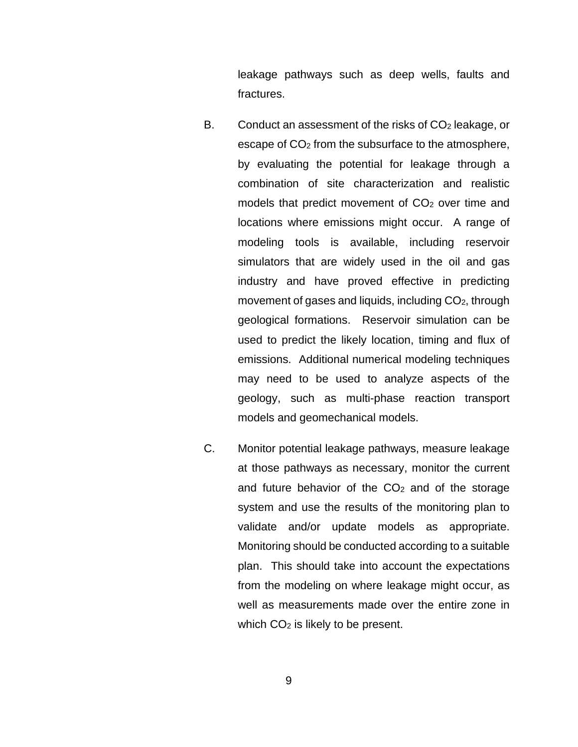leakage pathways such as deep wells, faults and fractures.

B. Conduct an assessment of the risks of $CO_2$ leakage, or escape of $CO_2$ from the subsurface to the atmosphere, by evaluating the potential for leakage through a combination of site characterization and realistic models that predict movement of $CO_2$ over time and locations where emissions might occur. A range of modeling tools is available, including reservoir simulators that are widely used in the oil and gas industry and have proved effective in predicting movement of gases and liquids, including $CO_2$, through geological formations. Reservoir simulation can be used to predict the likely location, timing and flux of emissions. Additional numerical modeling techniques may need to be used to analyze aspects of the geology, such as multi-phase reaction transport models and geomechanical models.

C. Monitor potential leakage pathways, measure leakage at those pathways as necessary, monitor the current and future behavior of the $CO_2$ and of the storage system and use the results of the monitoring plan to validate and/or update models as appropriate. Monitoring should be conducted according to a suitable plan. This should take into account the expectations from the modeling on where leakage might occur, as well as measurements made over the entire zone in which $CO_2$ is likely to be present.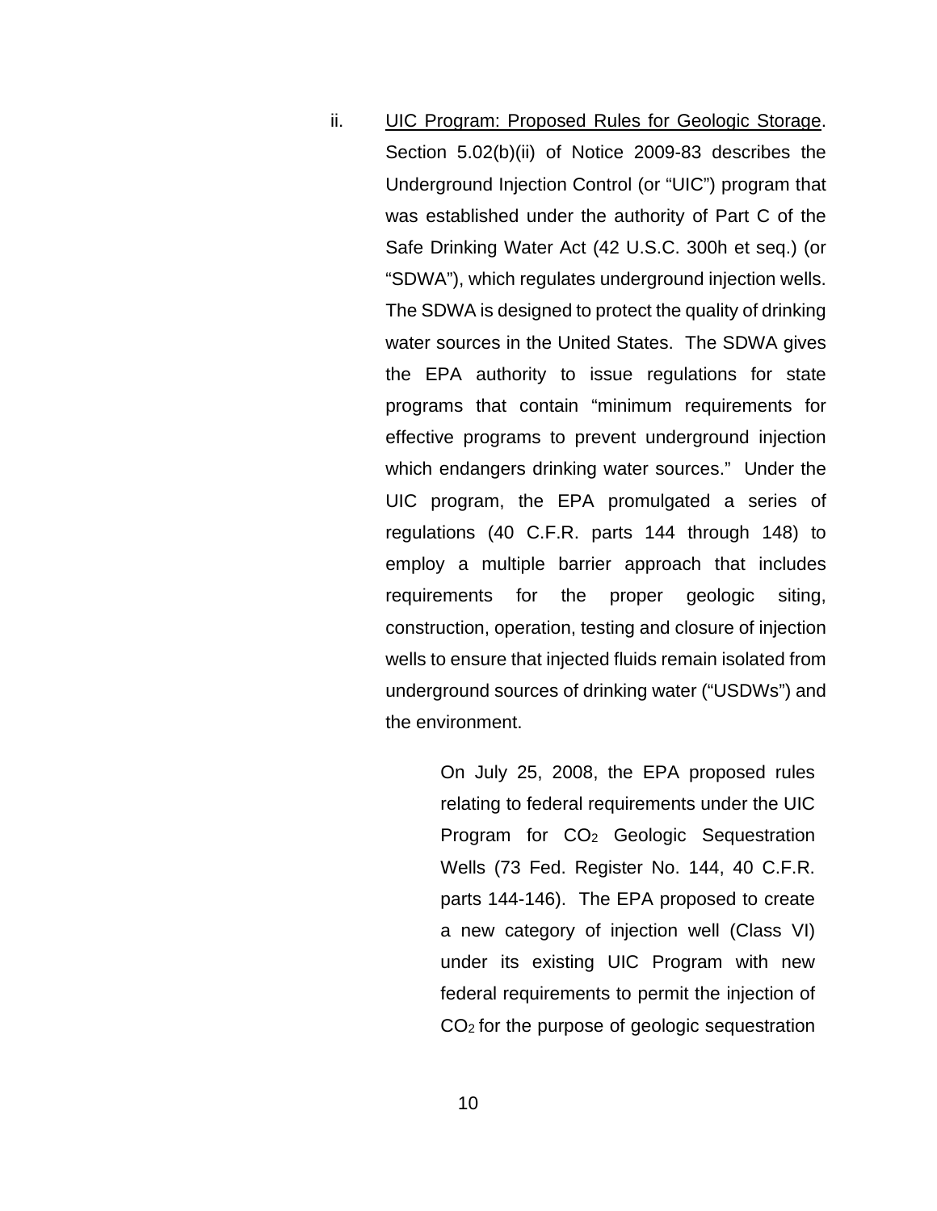ii. <u>UIC Program: Proposed Rules for Geologic Storage</u>. Section 5.02(b)(ii) of Notice 2009-83 describes the Underground Injection Control (or "UIC") program that was established under the authority of Part C of the Safe Drinking Water Act (42 U.S.C. 300h et seq.) (or "SDWA"), which regulates underground injection wells. The SDWA is designed to protect the quality of drinking water sources in the United States. The SDWA gives the EPA authority to issue regulations for state programs that contain "minimum requirements for effective programs to prevent underground injection which endangers drinking water sources." Under the UIC program, the EPA promulgated a series of regulations (40 C.F.R. parts 144 through 148) to employ a multiple barrier approach that includes requirements for the proper geologic siting, construction, operation, testing and closure of injection wells to ensure that injected fluids remain isolated from underground sources of drinking water ("USDWs") and the environment.

> On July 25, 2008, the EPA proposed rules relating to federal requirements under the UIC Program for $CO_2$ Geologic Sequestration Wells (73 Fed. Register No. 144, 40 C.F.R. parts 144-146). The EPA proposed to create a new category of injection well (Class VI) under its existing UIC Program with new federal requirements to permit the injection of $CO_2$ for the purpose of geologic sequestration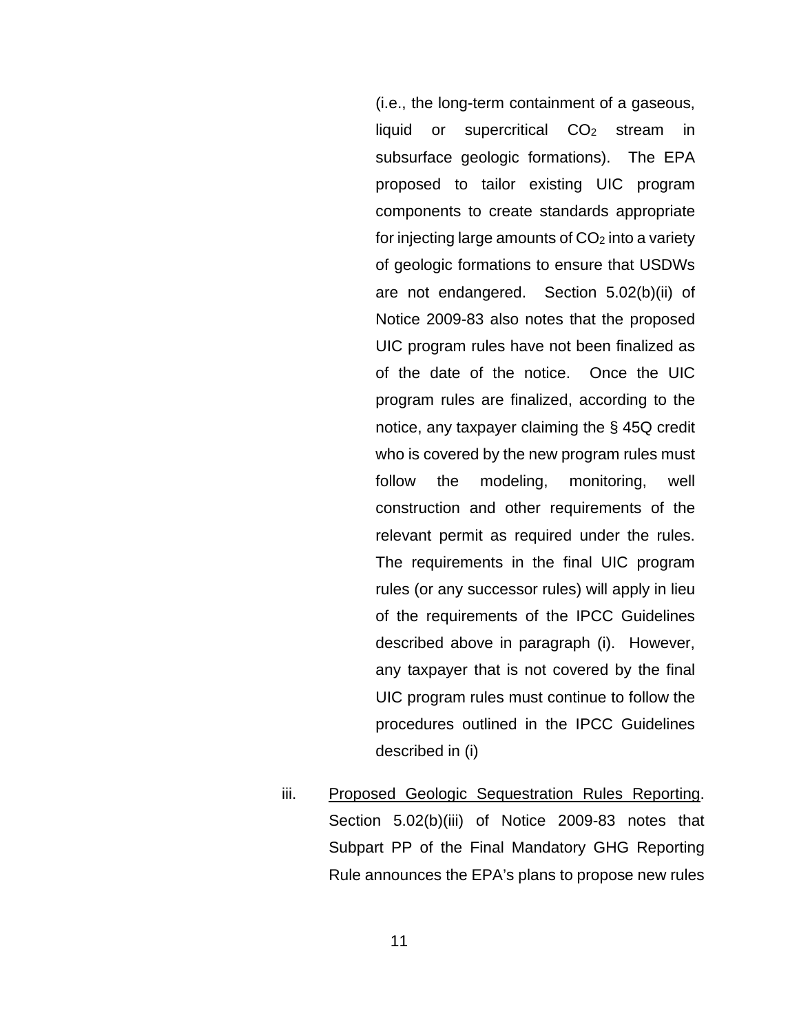(i.e., the long-term containment of a gaseous, liquid or supercritical $CO_2$ stream in subsurface geologic formations). The EPA proposed to tailor existing UIC program components to create standards appropriate for injecting large amounts of $CO_2$ into a variety of geologic formations to ensure that USDWs are not endangered. Section 5.02(b)(ii) of Notice 2009-83 also notes that the proposed UIC program rules have not been finalized as of the date of the notice. Once the UIC program rules are finalized, according to the notice, any taxpayer claiming the § 45Q credit who is covered by the new program rules must follow the modeling, monitoring, well construction and other requirements of the relevant permit as required under the rules. The requirements in the final UIC program rules (or any successor rules) will apply in lieu of the requirements of the IPCC Guidelines described above in paragraph (i). However, any taxpayer that is not covered by the final UIC program rules must continue to follow the procedures outlined in the IPCC Guidelines described in (i)

iii. Proposed Geologic Sequestration Rules Reporting. Section 5.02(b)(iii) of Notice 2009-83 notes that Subpart PP of the Final Mandatory GHG Reporting Rule announces the EPA's plans to propose new rules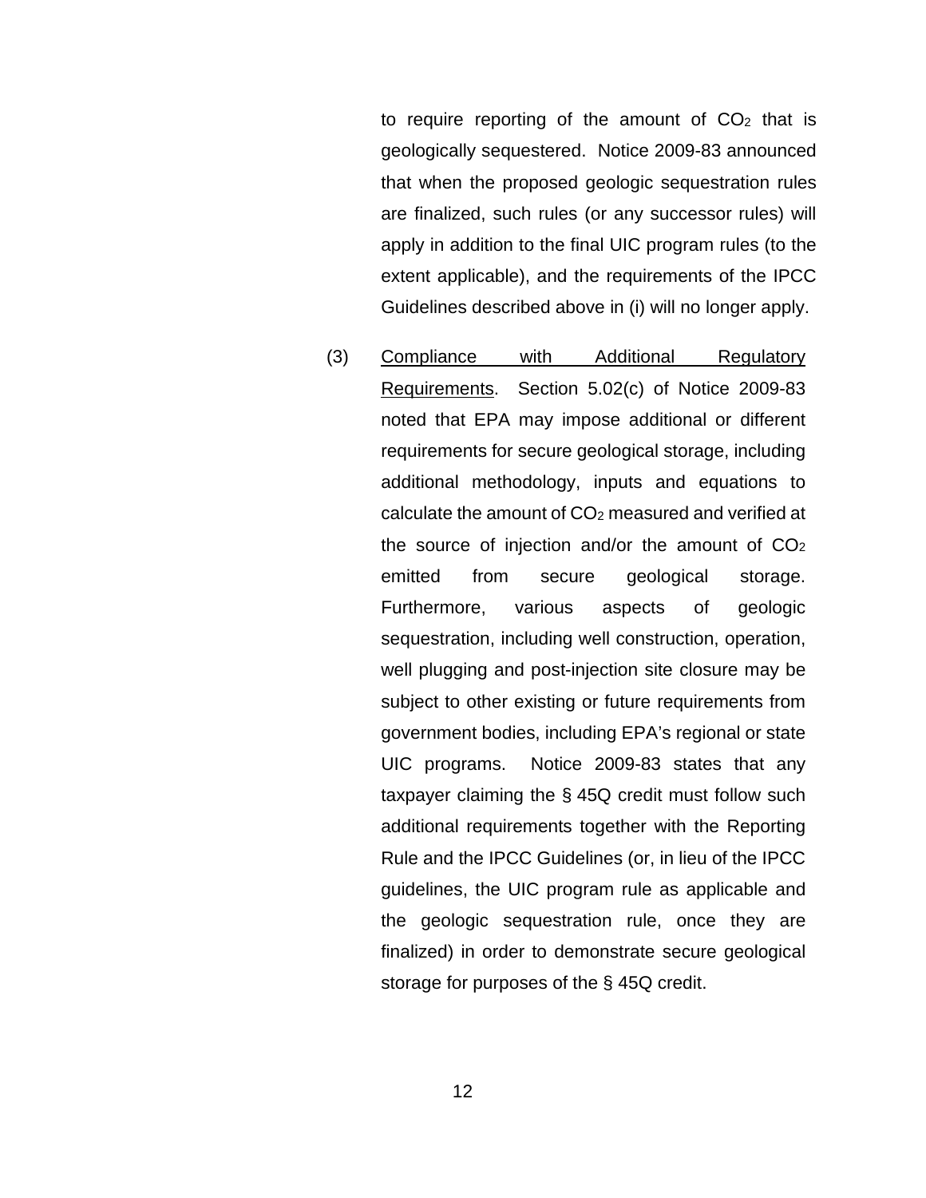to require reporting of the amount of $CO_2$ that is geologically sequestered. Notice 2009-83 announced that when the proposed geologic sequestration rules are finalized, such rules (or any successor rules) will apply in addition to the final UIC program rules (to the extent applicable), and the requirements of the IPCC Guidelines described above in (i) will no longer apply.

(3) Compliance with Additional Regulatory Requirements. Section 5.02(c) of Notice 2009-83 noted that EPA may impose additional or different requirements for secure geological storage, including additional methodology, inputs and equations to calculate the amount of $CO_2$ measured and verified at the source of injection and/or the amount of $CO_2$ emitted from secure geological storage. Furthermore, various aspects of geologic sequestration, including well construction, operation, well plugging and post-injection site closure may be subject to other existing or future requirements from government bodies, including EPA's regional or state UIC programs. Notice 2009-83 states that any taxpayer claiming the § 45Q credit must follow such additional requirements together with the Reporting Rule and the IPCC Guidelines (or, in lieu of the IPCC guidelines, the UIC program rule as applicable and the geologic sequestration rule, once they are finalized) in order to demonstrate secure geological storage for purposes of the § 45Q credit.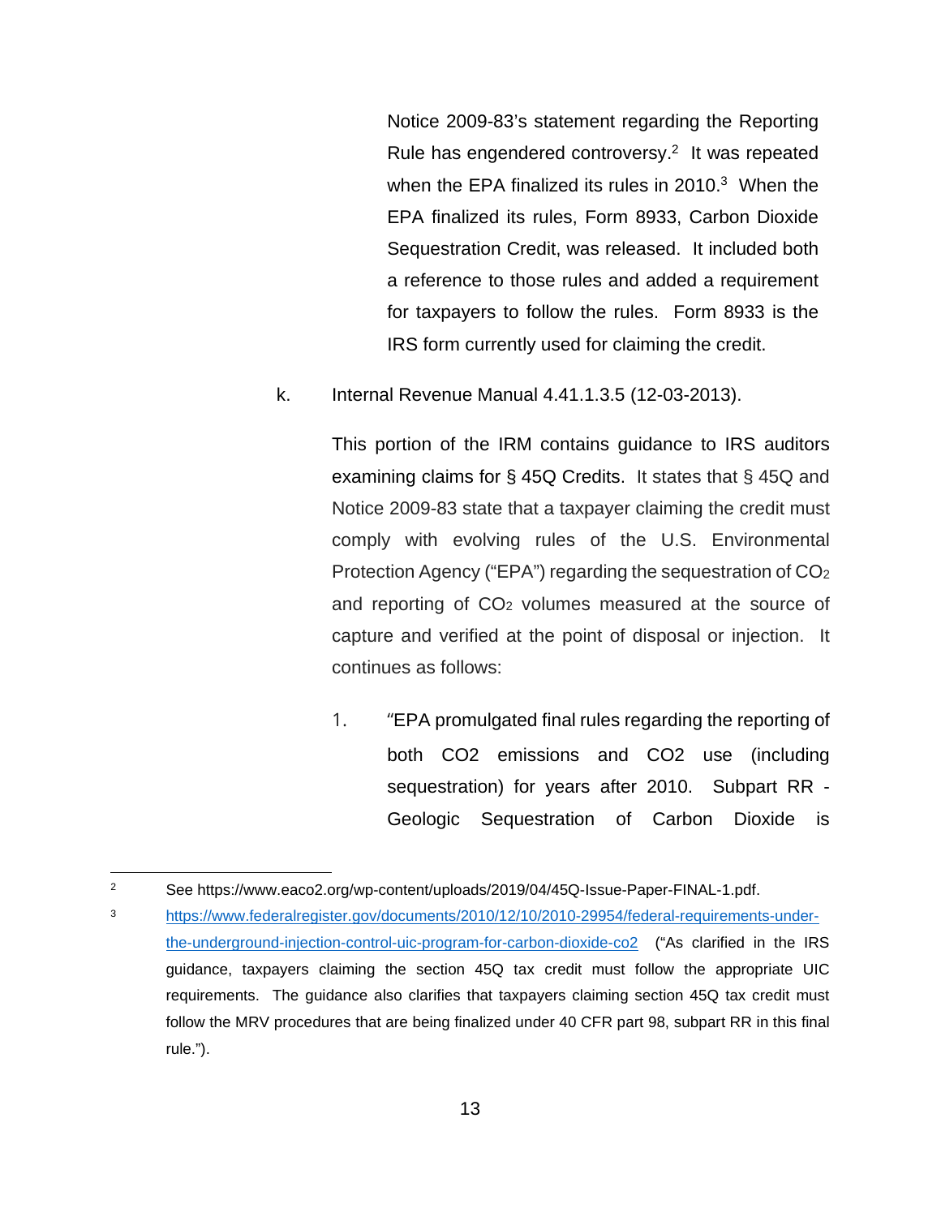Notice 2009-83's statement regarding the Reporting Rule has engendered controversy.[2] It was repeated when the EPA finalized its rules in 2010.[3] When the EPA finalized its rules, Form 8933, Carbon Dioxide Sequestration Credit, was released. It included both a reference to those rules and added a requirement for taxpayers to follow the rules. Form 8933 is the IRS form currently used for claiming the credit.

k. Internal Revenue Manual 4.41.1.3.5 (12-03-2013).

This portion of the IRM contains guidance to IRS auditors examining claims for § 45Q Credits. It states that § 45Q and Notice 2009-83 state that a taxpayer claiming the credit must comply with evolving rules of the U.S. Environmental Protection Agency ("EPA") regarding the sequestration of $CO_2$ and reporting of $CO_2$ volumes measured at the source of capture and verified at the point of disposal or injection. It continues as follows:

1. "EPA promulgated final rules regarding the reporting of both CO2 emissions and CO2 use (including sequestration) for years after 2010. Subpart RR - Geologic Sequestration of Carbon Dioxide is

---

[2] See https://www.eaco2.org/wp-content/uploads/2019/04/45Q-Issue-Paper-FINAL-1.pdf.

[3] https://www.federalregister.gov/documents/2010/12/10/2010-29954/federal-requirements-under-the-underground-injection-control-uic-program-for-carbon-dioxide-co2 ("As clarified in the IRS guidance, taxpayers claiming the section 45Q tax credit must follow the appropriate UIC requirements. The guidance also clarifies that taxpayers claiming section 45Q tax credit must follow the MRV procedures that are being finalized under 40 CFR part 98, subpart RR in this final rule.").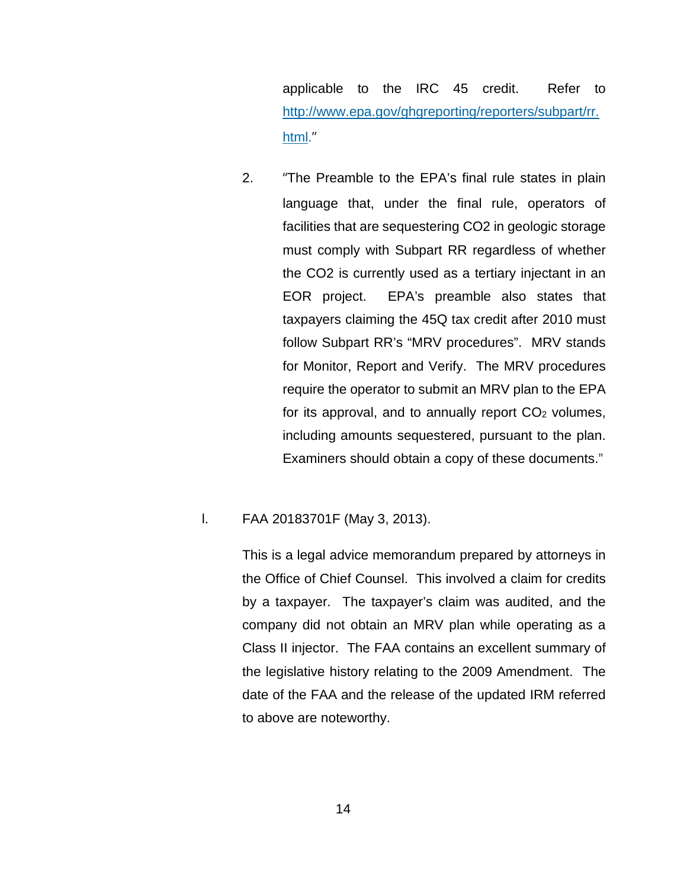applicable to the IRC 45 credit. Refer to [http://www.epa.gov/ghgreporting/reporters/subpart/rr.html](http://www.epa.gov/ghgreporting/reporters/subpart/rr.html)."

2. "The Preamble to the EPA's final rule states in plain language that, under the final rule, operators of facilities that are sequestering CO2 in geologic storage must comply with Subpart RR regardless of whether the CO2 is currently used as a tertiary injectant in an EOR project. EPA's preamble also states that taxpayers claiming the 45Q tax credit after 2010 must follow Subpart RR's "MRV procedures". MRV stands for Monitor, Report and Verify. The MRV procedures require the operator to submit an MRV plan to the EPA for its approval, and to annually report $CO_2$ volumes, including amounts sequestered, pursuant to the plan. Examiners should obtain a copy of these documents."

l. FAA 20183701F (May 3, 2013).

This is a legal advice memorandum prepared by attorneys in the Office of Chief Counsel. This involved a claim for credits by a taxpayer. The taxpayer's claim was audited, and the company did not obtain an MRV plan while operating as a Class II injector. The FAA contains an excellent summary of the legislative history relating to the 2009 Amendment. The date of the FAA and the release of the updated IRM referred to above are noteworthy.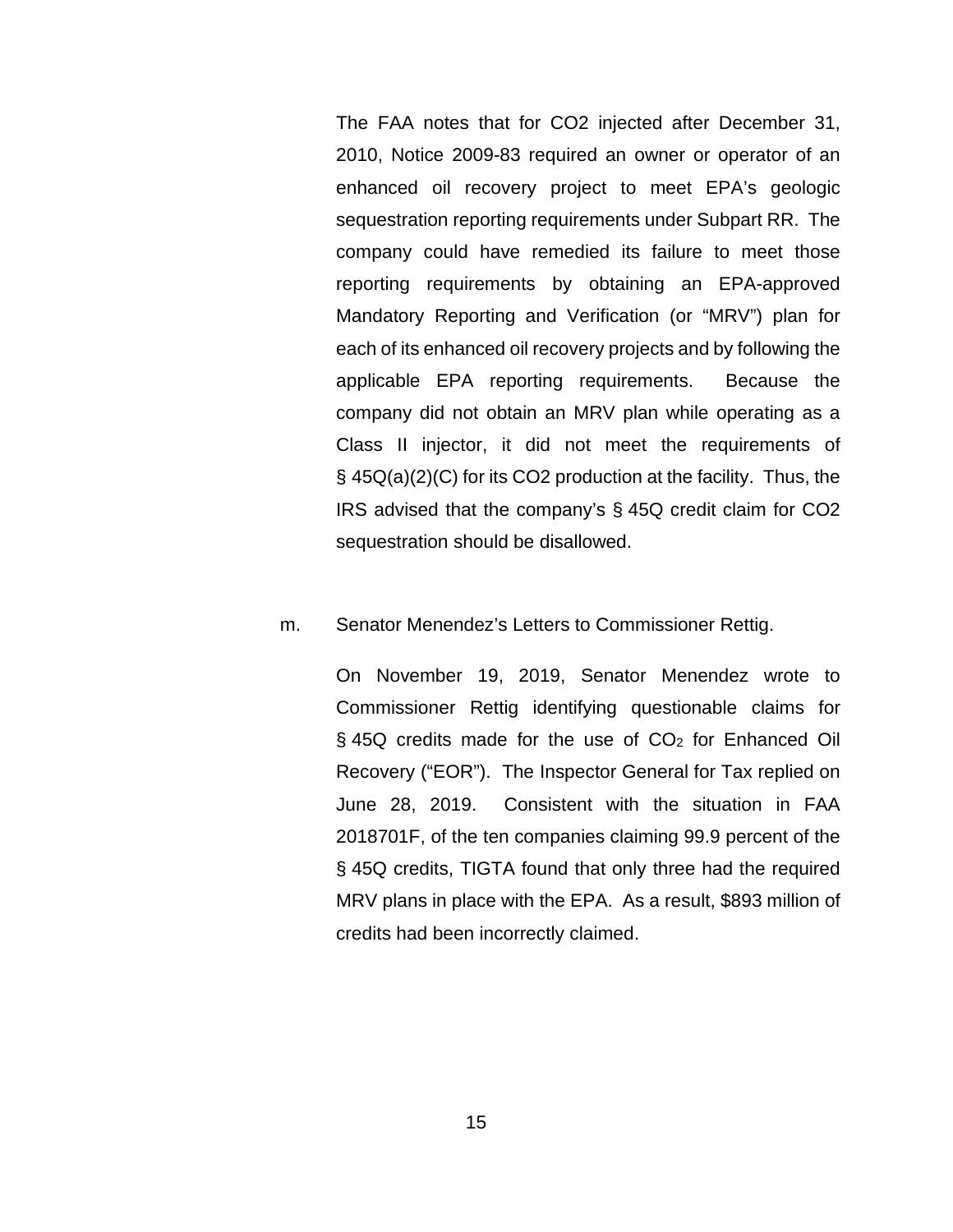The FAA notes that for CO2 injected after December 31, 2010, Notice 2009-83 required an owner or operator of an enhanced oil recovery project to meet EPA's geologic sequestration reporting requirements under Subpart RR. The company could have remedied its failure to meet those reporting requirements by obtaining an EPA-approved Mandatory Reporting and Verification (or "MRV") plan for each of its enhanced oil recovery projects and by following the applicable EPA reporting requirements. Because the company did not obtain an MRV plan while operating as a Class II injector, it did not meet the requirements of § 45Q(a)(2)(C) for its CO2 production at the facility. Thus, the IRS advised that the company's § 45Q credit claim for CO2 sequestration should be disallowed.

m. Senator Menendez's Letters to Commissioner Rettig.

On November 19, 2019, Senator Menendez wrote to Commissioner Rettig identifying questionable claims for § 45Q credits made for the use of $CO_2$ for Enhanced Oil Recovery ("EOR"). The Inspector General for Tax replied on June 28, 2019. Consistent with the situation in FAA 2018701F, of the ten companies claiming 99.9 percent of the § 45Q credits, TIGTA found that only three had the required MRV plans in place with the EPA. As a result, $893 million of credits had been incorrectly claimed.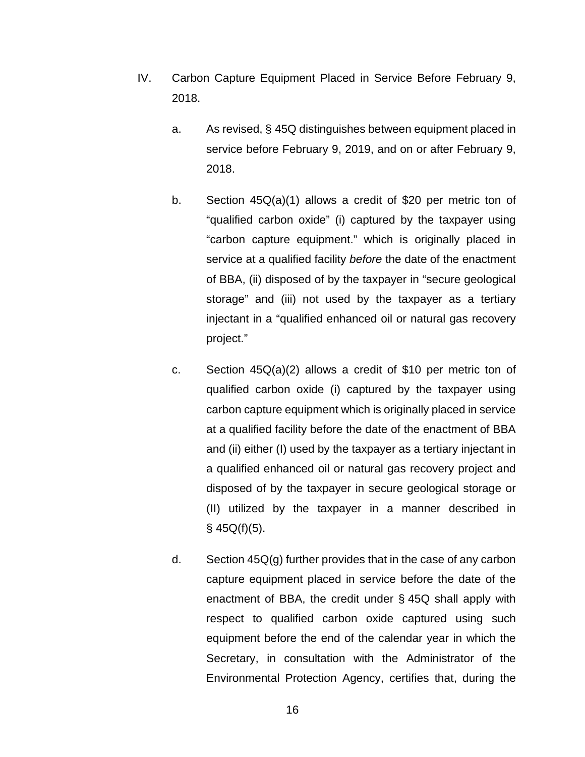IV. Carbon Capture Equipment Placed in Service Before February 9, 2018.

a. As revised, § 45Q distinguishes between equipment placed in service before February 9, 2019, and on or after February 9, 2018.

b. Section 45Q(a)(1) allows a credit of $20 per metric ton of "qualified carbon oxide" (i) captured by the taxpayer using "carbon capture equipment." which is originally placed in service at a qualified facility *before* the date of the enactment of BBA, (ii) disposed of by the taxpayer in "secure geological storage" and (iii) not used by the taxpayer as a tertiary injectant in a "qualified enhanced oil or natural gas recovery project."

c. Section 45Q(a)(2) allows a credit of $10 per metric ton of qualified carbon oxide (i) captured by the taxpayer using carbon capture equipment which is originally placed in service at a qualified facility before the date of the enactment of BBA and (ii) either (I) used by the taxpayer as a tertiary injectant in a qualified enhanced oil or natural gas recovery project and disposed of by the taxpayer in secure geological storage or (II) utilized by the taxpayer in a manner described in § 45Q(f)(5).

d. Section 45Q(g) further provides that in the case of any carbon capture equipment placed in service before the date of the enactment of BBA, the credit under § 45Q shall apply with respect to qualified carbon oxide captured using such equipment before the end of the calendar year in which the Secretary, in consultation with the Administrator of the Environmental Protection Agency, certifies that, during the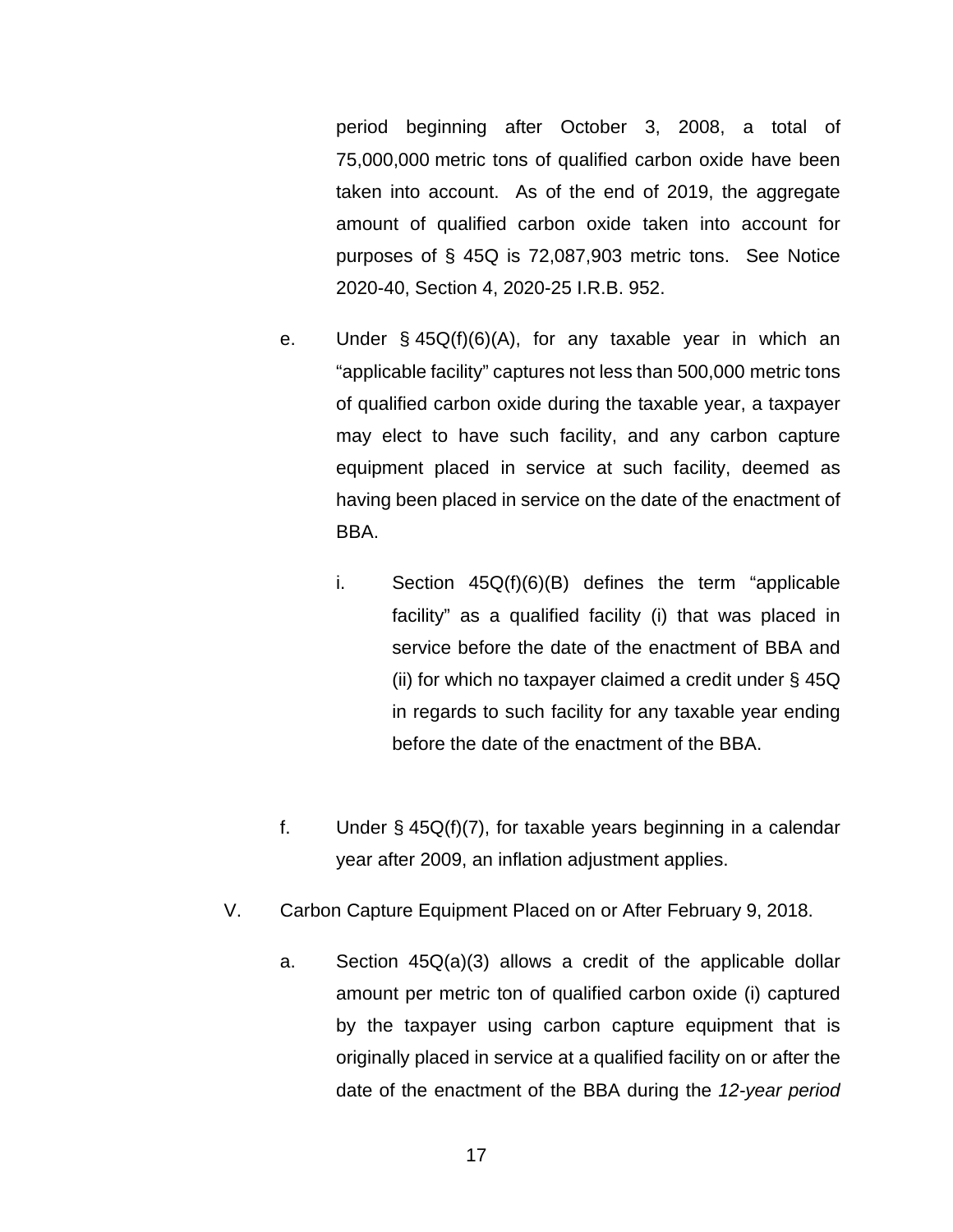period beginning after October 3, 2008, a total of 75,000,000 metric tons of qualified carbon oxide have been taken into account. As of the end of 2019, the aggregate amount of qualified carbon oxide taken into account for purposes of § 45Q is 72,087,903 metric tons. See Notice 2020-40, Section 4, 2020-25 I.R.B. 952.

e. Under § 45Q(f)(6)(A), for any taxable year in which an "applicable facility" captures not less than 500,000 metric tons of qualified carbon oxide during the taxable year, a taxpayer may elect to have such facility, and any carbon capture equipment placed in service at such facility, deemed as having been placed in service on the date of the enactment of BBA.

   i. Section 45Q(f)(6)(B) defines the term "applicable facility" as a qualified facility (i) that was placed in service before the date of the enactment of BBA and (ii) for which no taxpayer claimed a credit under § 45Q in regards to such facility for any taxable year ending before the date of the enactment of the BBA.

f. Under § 45Q(f)(7), for taxable years beginning in a calendar year after 2009, an inflation adjustment applies.

V. Carbon Capture Equipment Placed on or After February 9, 2018.

   a. Section 45Q(a)(3) allows a credit of the applicable dollar amount per metric ton of qualified carbon oxide (i) captured by the taxpayer using carbon capture equipment that is originally placed in service at a qualified facility on or after the date of the enactment of the BBA during the *12-year period*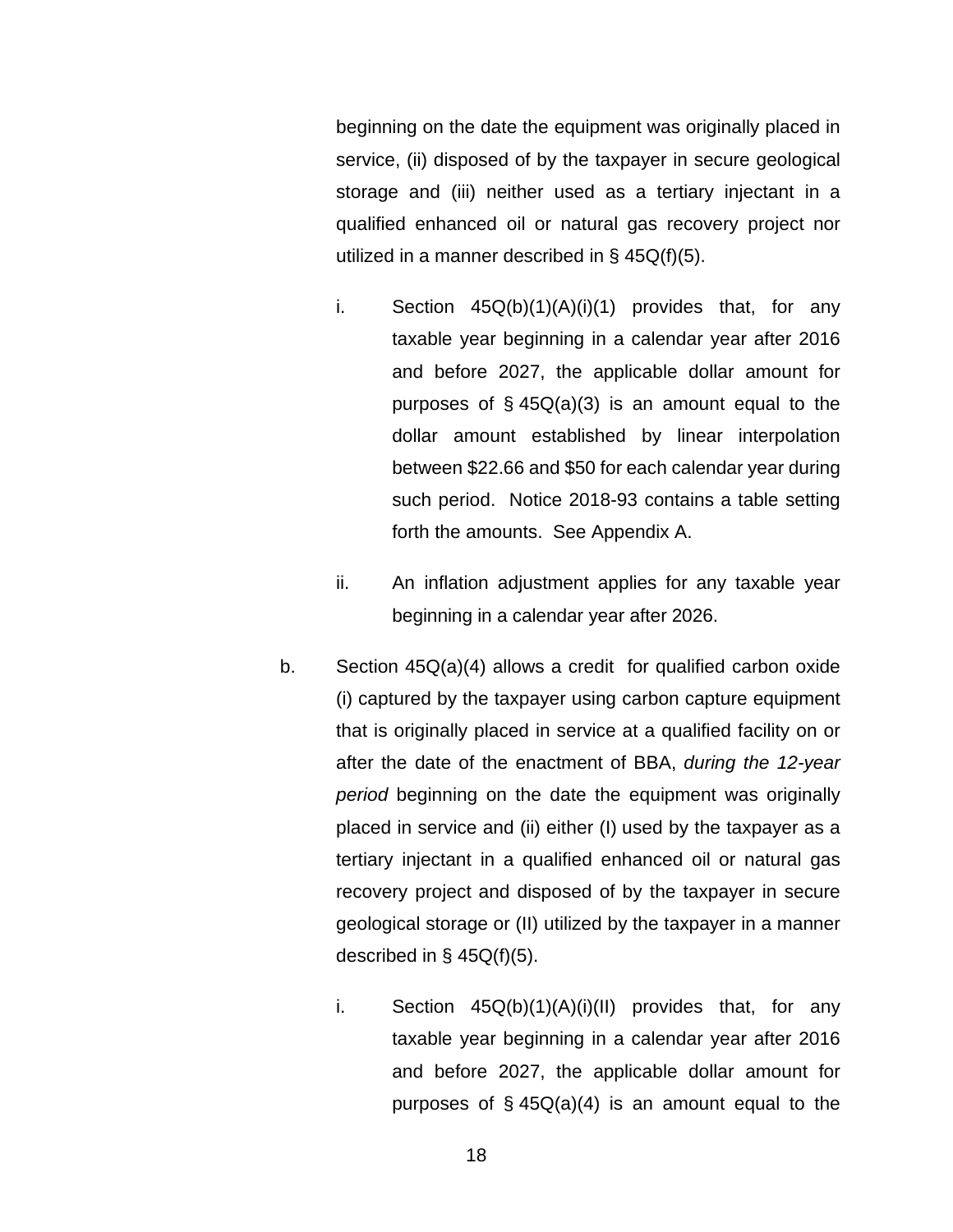beginning on the date the equipment was originally placed in service, (ii) disposed of by the taxpayer in secure geological storage and (iii) neither used as a tertiary injectant in a qualified enhanced oil or natural gas recovery project nor utilized in a manner described in § 45Q(f)(5).

i. Section 45Q(b)(1)(A)(i)(1) provides that, for any taxable year beginning in a calendar year after 2016 and before 2027, the applicable dollar amount for purposes of § 45Q(a)(3) is an amount equal to the dollar amount established by linear interpolation between $22.66 and $50 for each calendar year during such period. Notice 2018-93 contains a table setting forth the amounts. See Appendix A.

ii. An inflation adjustment applies for any taxable year beginning in a calendar year after 2026.

b. Section 45Q(a)(4) allows a credit for qualified carbon oxide (i) captured by the taxpayer using carbon capture equipment that is originally placed in service at a qualified facility on or after the date of the enactment of BBA, *during the 12-year period* beginning on the date the equipment was originally placed in service and (ii) either (I) used by the taxpayer as a tertiary injectant in a qualified enhanced oil or natural gas recovery project and disposed of by the taxpayer in secure geological storage or (II) utilized by the taxpayer in a manner described in § 45Q(f)(5).

i. Section 45Q(b)(1)(A)(i)(II) provides that, for any taxable year beginning in a calendar year after 2016 and before 2027, the applicable dollar amount for purposes of § 45Q(a)(4) is an amount equal to the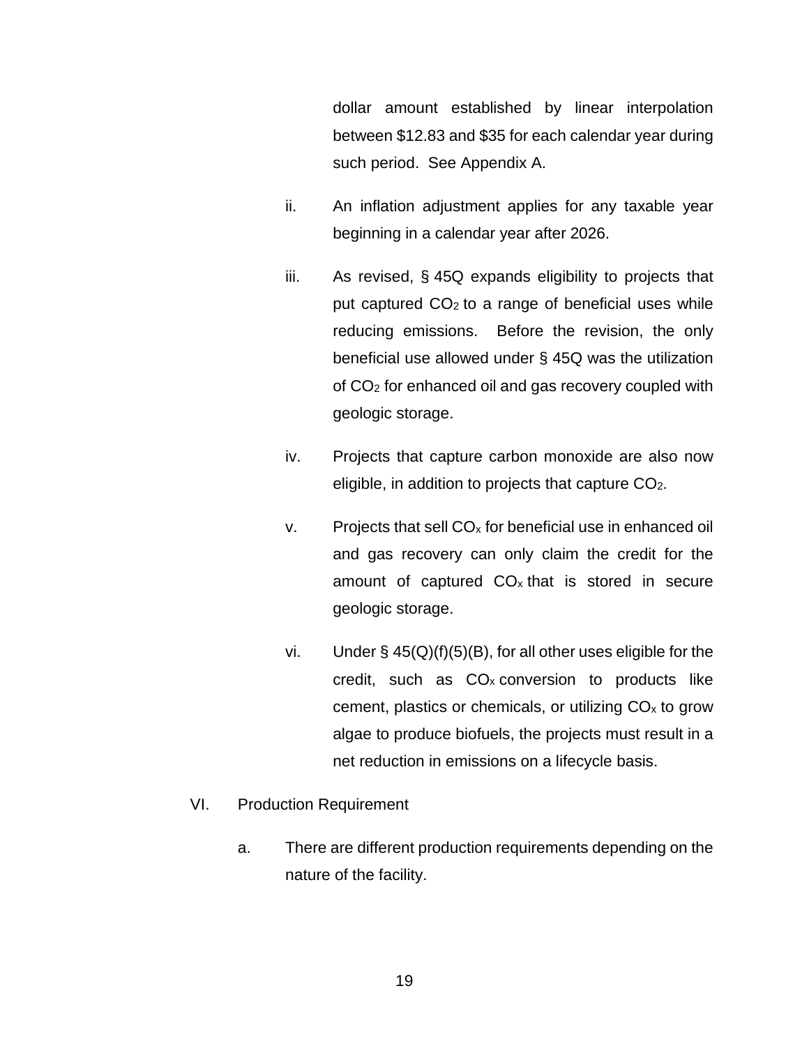dollar amount established by linear interpolation between $12.83 and $35 for each calendar year during such period. See Appendix A.

ii. An inflation adjustment applies for any taxable year beginning in a calendar year after 2026.

iii. As revised, § 45Q expands eligibility to projects that put captured $CO_2$ to a range of beneficial uses while reducing emissions. Before the revision, the only beneficial use allowed under § 45Q was the utilization of $CO_2$ for enhanced oil and gas recovery coupled with geologic storage.

iv. Projects that capture carbon monoxide are also now eligible, in addition to projects that capture $CO_2$.

v. Projects that sell $CO_x$ for beneficial use in enhanced oil and gas recovery can only claim the credit for the amount of captured $CO_x$ that is stored in secure geologic storage.

vi. Under § 45(Q)(f)(5)(B), for all other uses eligible for the credit, such as $CO_x$ conversion to products like cement, plastics or chemicals, or utilizing $CO_x$ to grow algae to produce biofuels, the projects must result in a net reduction in emissions on a lifecycle basis.

VI. Production Requirement

a. There are different production requirements depending on the nature of the facility.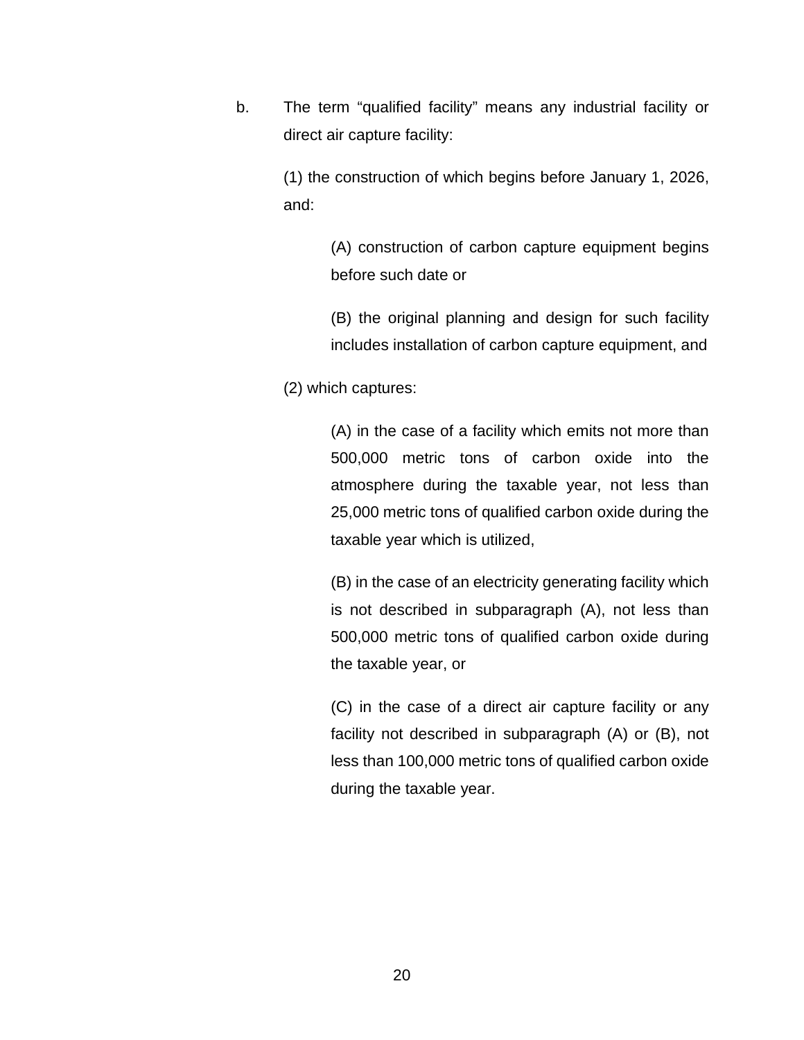b. The term “qualified facility” means any industrial facility or direct air capture facility:

(1) the construction of which begins before January 1, 2026, and:

(A) construction of carbon capture equipment begins before such date or

(B) the original planning and design for such facility includes installation of carbon capture equipment, and

(2) which captures:

(A) in the case of a facility which emits not more than 500,000 metric tons of carbon oxide into the atmosphere during the taxable year, not less than 25,000 metric tons of qualified carbon oxide during the taxable year which is utilized,

(B) in the case of an electricity generating facility which is not described in subparagraph (A), not less than 500,000 metric tons of qualified carbon oxide during the taxable year, or

(C) in the case of a direct air capture facility or any facility not described in subparagraph (A) or (B), not less than 100,000 metric tons of qualified carbon oxide during the taxable year.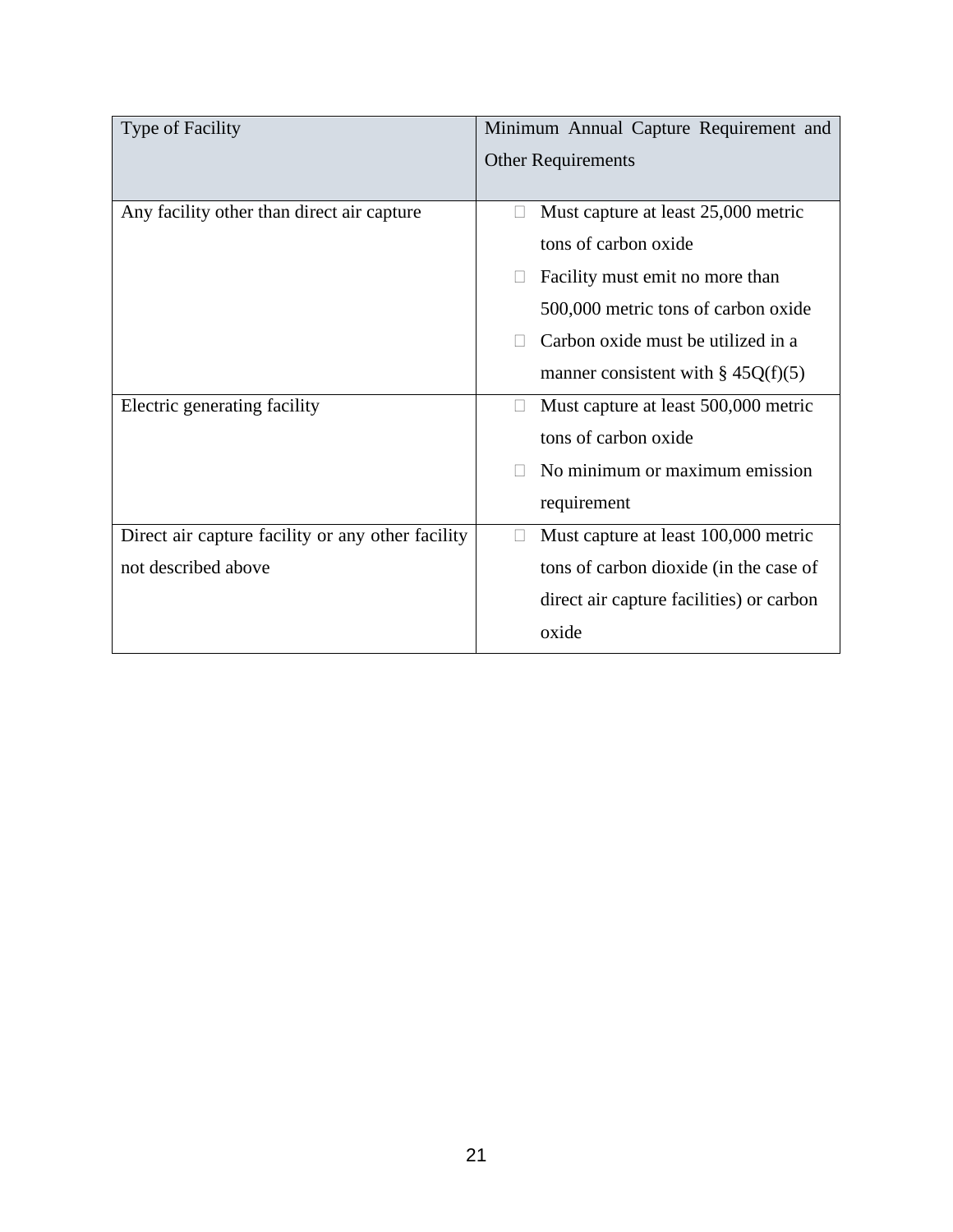| Type of Facility | Minimum Annual Capture Requirement and Other Requirements |
|---|---|
| Any facility other than direct air capture | • Must capture at least 25,000 metric tons of carbon oxide<br>• Facility must emit no more than 500,000 metric tons of carbon oxide<br>• Carbon oxide must be utilized in a manner consistent with § 45Q(f)(5) |
| Electric generating facility | • Must capture at least 500,000 metric tons of carbon oxide<br>• No minimum or maximum emission requirement |
| Direct air capture facility or any other facility not described above | • Must capture at least 100,000 metric tons of carbon dioxide (in the case of direct air capture facilities) or carbon oxide |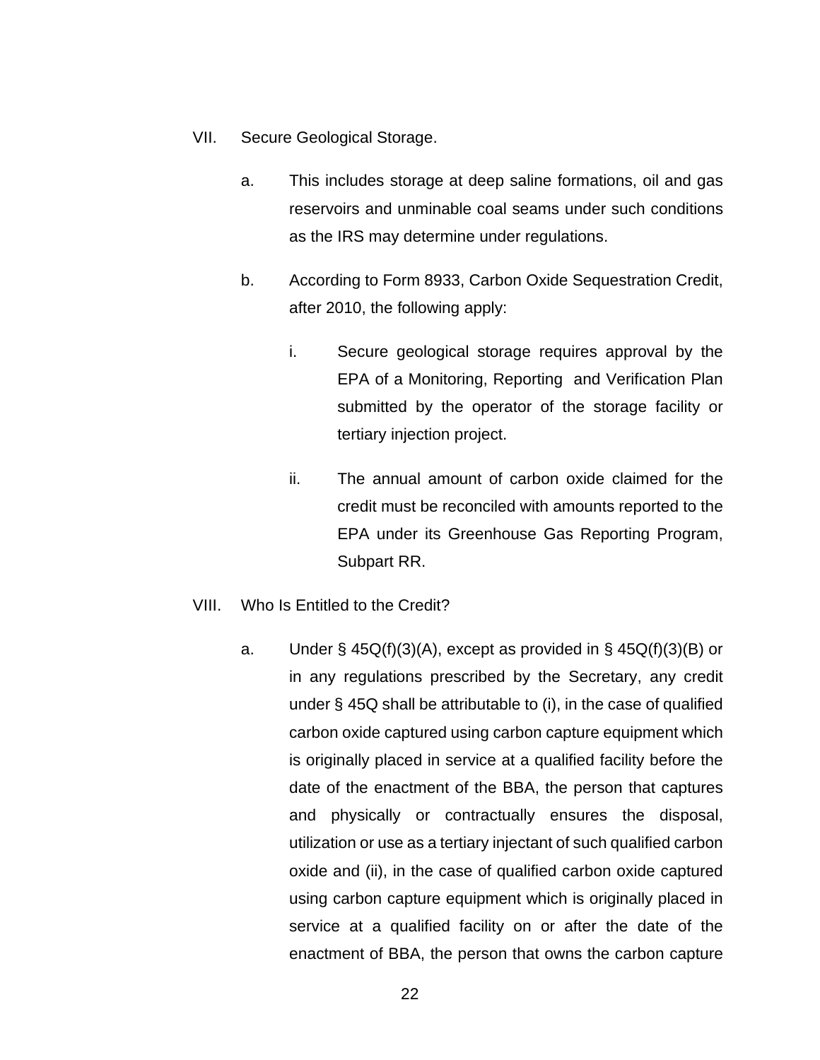VII. Secure Geological Storage.

a. This includes storage at deep saline formations, oil and gas reservoirs and unminable coal seams under such conditions as the IRS may determine under regulations.

b. According to Form 8933, Carbon Oxide Sequestration Credit, after 2010, the following apply:

i. Secure geological storage requires approval by the EPA of a Monitoring, Reporting and Verification Plan submitted by the operator of the storage facility or tertiary injection project.

ii. The annual amount of carbon oxide claimed for the credit must be reconciled with amounts reported to the EPA under its Greenhouse Gas Reporting Program, Subpart RR.

VIII. Who Is Entitled to the Credit?

a. Under § 45Q(f)(3)(A), except as provided in § 45Q(f)(3)(B) or in any regulations prescribed by the Secretary, any credit under § 45Q shall be attributable to (i), in the case of qualified carbon oxide captured using carbon capture equipment which is originally placed in service at a qualified facility before the date of the enactment of the BBA, the person that captures and physically or contractually ensures the disposal, utilization or use as a tertiary injectant of such qualified carbon oxide and (ii), in the case of qualified carbon oxide captured using carbon capture equipment which is originally placed in service at a qualified facility on or after the date of the enactment of BBA, the person that owns the carbon capture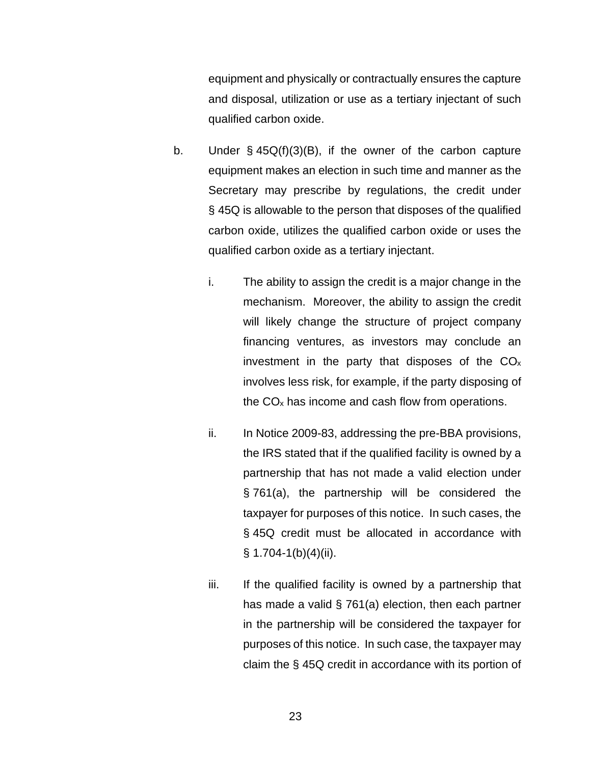equipment and physically or contractually ensures the capture and disposal, utilization or use as a tertiary injectant of such qualified carbon oxide.

b. Under § 45Q(f)(3)(B), if the owner of the carbon capture equipment makes an election in such time and manner as the Secretary may prescribe by regulations, the credit under § 45Q is allowable to the person that disposes of the qualified carbon oxide, utilizes the qualified carbon oxide or uses the qualified carbon oxide as a tertiary injectant.

   i. The ability to assign the credit is a major change in the mechanism. Moreover, the ability to assign the credit will likely change the structure of project company financing ventures, as investors may conclude an investment in the party that disposes of the $CO_x$ involves less risk, for example, if the party disposing of the $CO_x$ has income and cash flow from operations.

   ii. In Notice 2009-83, addressing the pre-BBA provisions, the IRS stated that if the qualified facility is owned by a partnership that has not made a valid election under § 761(a), the partnership will be considered the taxpayer for purposes of this notice. In such cases, the § 45Q credit must be allocated in accordance with § 1.704-1(b)(4)(ii).

   iii. If the qualified facility is owned by a partnership that has made a valid § 761(a) election, then each partner in the partnership will be considered the taxpayer for purposes of this notice. In such case, the taxpayer may claim the § 45Q credit in accordance with its portion of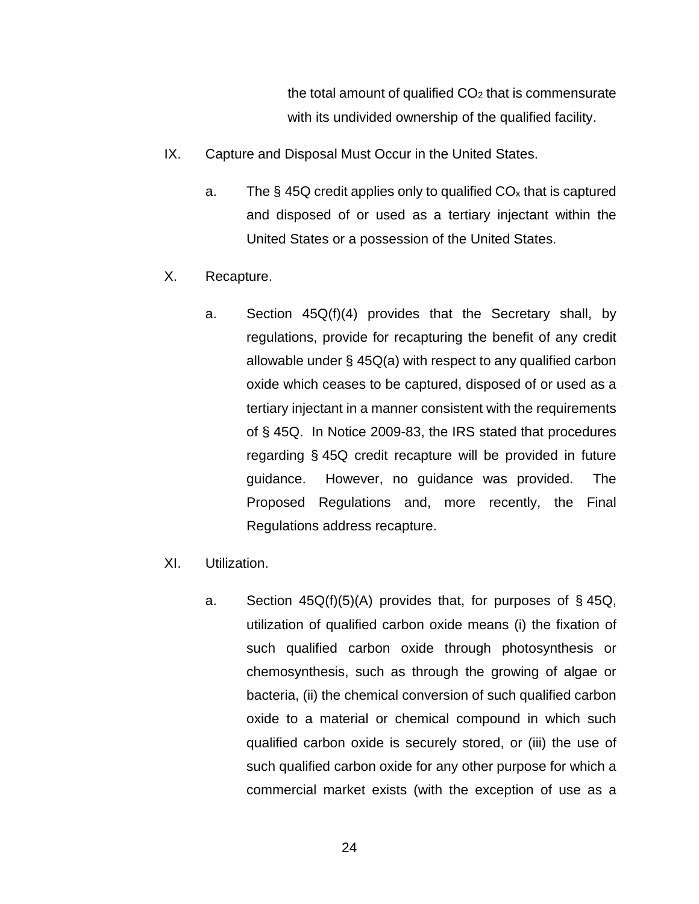the total amount of qualified $CO_2$ that is commensurate with its undivided ownership of the qualified facility.

IX. Capture and Disposal Must Occur in the United States.

a. The § 45Q credit applies only to qualified $CO_x$ that is captured and disposed of or used as a tertiary injectant within the United States or a possession of the United States.

X. Recapture.

a. Section 45Q(f)(4) provides that the Secretary shall, by regulations, provide for recapturing the benefit of any credit allowable under § 45Q(a) with respect to any qualified carbon oxide which ceases to be captured, disposed of or used as a tertiary injectant in a manner consistent with the requirements of § 45Q. In Notice 2009-83, the IRS stated that procedures regarding § 45Q credit recapture will be provided in future guidance. However, no guidance was provided. The Proposed Regulations and, more recently, the Final Regulations address recapture.

XI. Utilization.

a. Section 45Q(f)(5)(A) provides that, for purposes of § 45Q, utilization of qualified carbon oxide means (i) the fixation of such qualified carbon oxide through photosynthesis or chemosynthesis, such as through the growing of algae or bacteria, (ii) the chemical conversion of such qualified carbon oxide to a material or chemical compound in which such qualified carbon oxide is securely stored, or (iii) the use of such qualified carbon oxide for any other purpose for which a commercial market exists (with the exception of use as a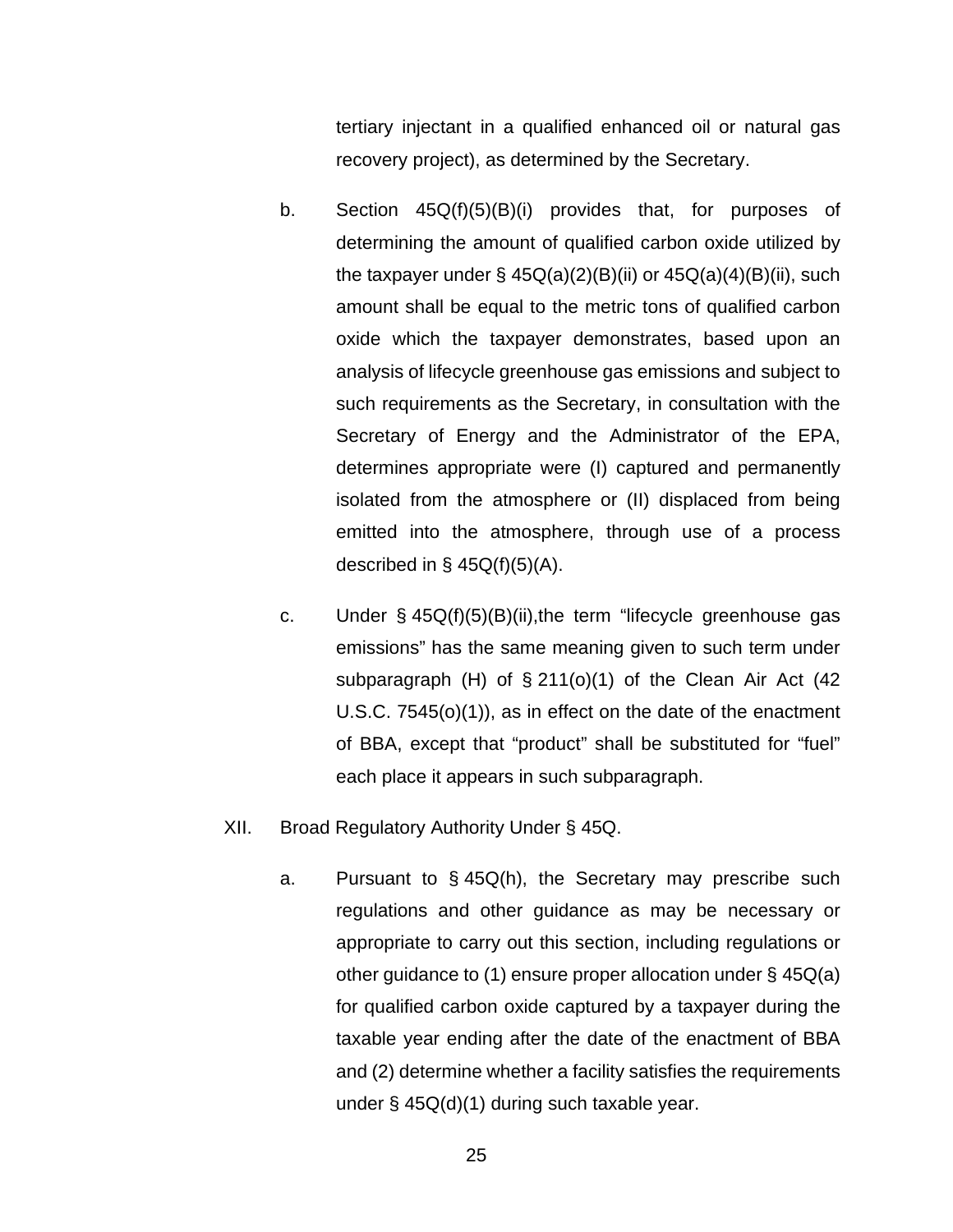tertiary injectant in a qualified enhanced oil or natural gas recovery project), as determined by the Secretary.

b. Section 45Q(f)(5)(B)(i) provides that, for purposes of determining the amount of qualified carbon oxide utilized by the taxpayer under § 45Q(a)(2)(B)(ii) or 45Q(a)(4)(B)(ii), such amount shall be equal to the metric tons of qualified carbon oxide which the taxpayer demonstrates, based upon an analysis of lifecycle greenhouse gas emissions and subject to such requirements as the Secretary, in consultation with the Secretary of Energy and the Administrator of the EPA, determines appropriate were (I) captured and permanently isolated from the atmosphere or (II) displaced from being emitted into the atmosphere, through use of a process described in § 45Q(f)(5)(A).

c. Under § 45Q(f)(5)(B)(ii),the term "lifecycle greenhouse gas emissions" has the same meaning given to such term under subparagraph (H) of § 211(o)(1) of the Clean Air Act (42 U.S.C. 7545(o)(1)), as in effect on the date of the enactment of BBA, except that "product" shall be substituted for "fuel" each place it appears in such subparagraph.

XII. Broad Regulatory Authority Under § 45Q.

a. Pursuant to § 45Q(h), the Secretary may prescribe such regulations and other guidance as may be necessary or appropriate to carry out this section, including regulations or other guidance to (1) ensure proper allocation under § 45Q(a) for qualified carbon oxide captured by a taxpayer during the taxable year ending after the date of the enactment of BBA and (2) determine whether a facility satisfies the requirements under § 45Q(d)(1) during such taxable year.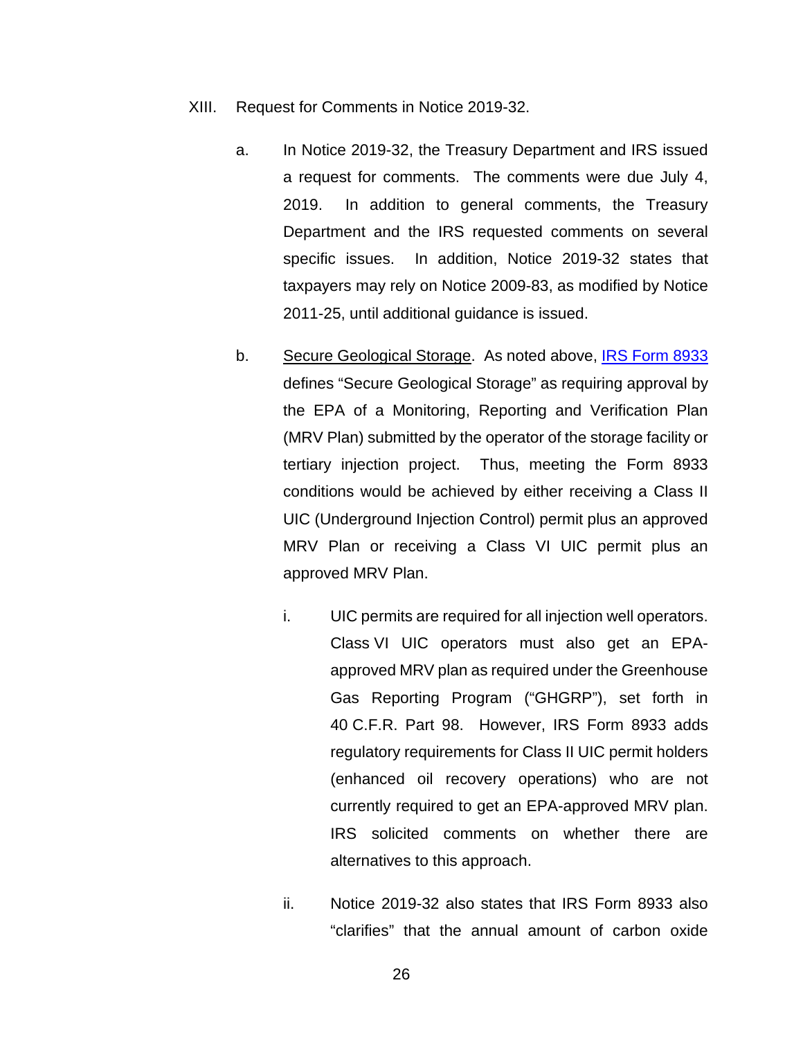XIII. Request for Comments in Notice 2019-32.

a. In Notice 2019-32, the Treasury Department and IRS issued a request for comments. The comments were due July 4, 2019. In addition to general comments, the Treasury Department and the IRS requested comments on several specific issues. In addition, Notice 2019-32 states that taxpayers may rely on Notice 2009-83, as modified by Notice 2011-25, until additional guidance is issued.

b. Secure Geological Storage. As noted above, IRS Form 8933 defines "Secure Geological Storage" as requiring approval by the EPA of a Monitoring, Reporting and Verification Plan (MRV Plan) submitted by the operator of the storage facility or tertiary injection project. Thus, meeting the Form 8933 conditions would be achieved by either receiving a Class II UIC (Underground Injection Control) permit plus an approved MRV Plan or receiving a Class VI UIC permit plus an approved MRV Plan.

i. UIC permits are required for all injection well operators. Class VI UIC operators must also get an EPA-approved MRV plan as required under the Greenhouse Gas Reporting Program ("GHGRP"), set forth in 40 C.F.R. Part 98. However, IRS Form 8933 adds regulatory requirements for Class II UIC permit holders (enhanced oil recovery operations) who are not currently required to get an EPA-approved MRV plan. IRS solicited comments on whether there are alternatives to this approach.

ii. Notice 2019-32 also states that IRS Form 8933 also "clarifies" that the annual amount of carbon oxide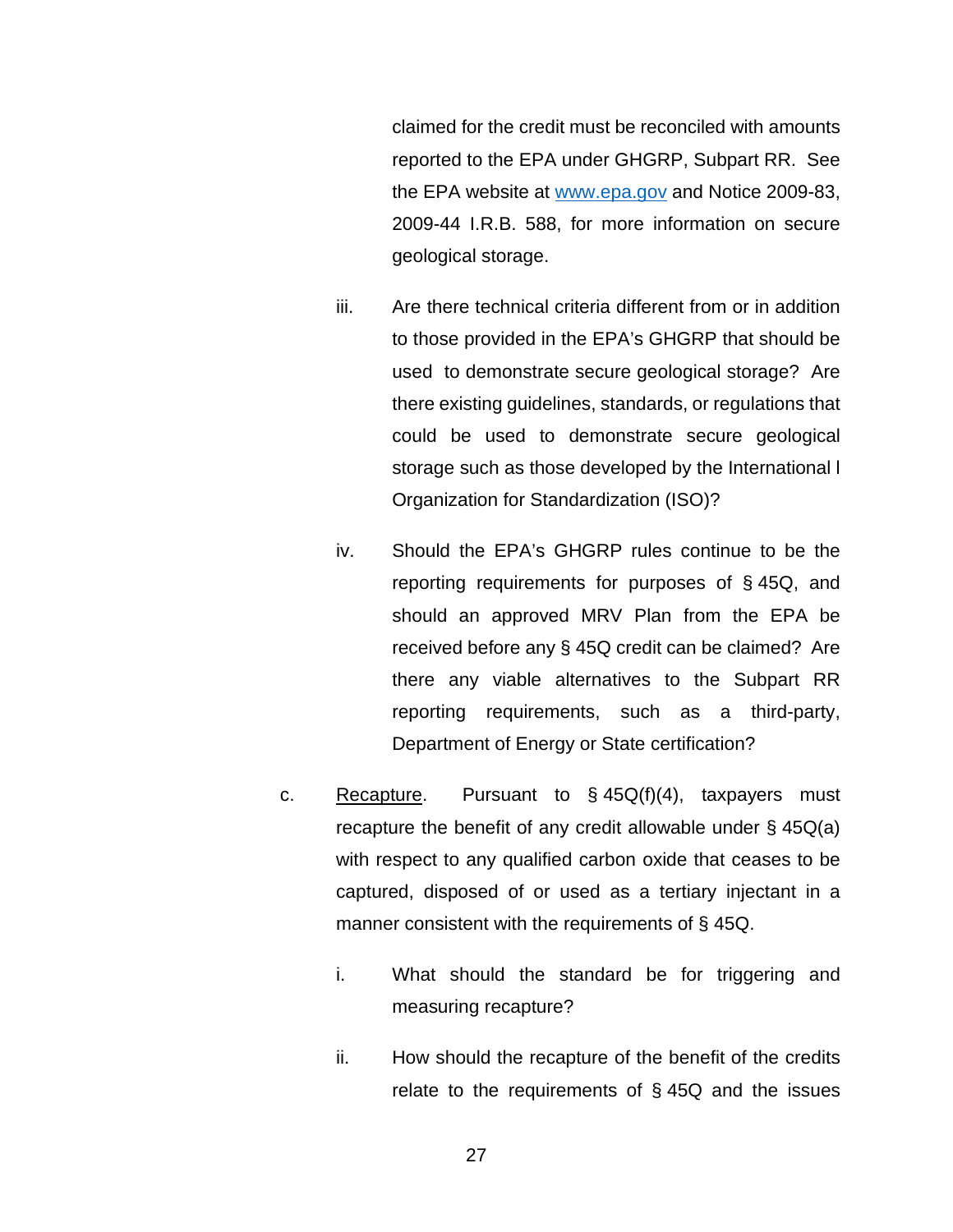claimed for the credit must be reconciled with amounts reported to the EPA under GHGRP, Subpart RR. See the EPA website at www.epa.gov and Notice 2009-83, 2009-44 I.R.B. 588, for more information on secure geological storage.

iii. Are there technical criteria different from or in addition to those provided in the EPA's GHGRP that should be used to demonstrate secure geological storage? Are there existing guidelines, standards, or regulations that could be used to demonstrate secure geological storage such as those developed by the International l Organization for Standardization (ISO)?

iv. Should the EPA's GHGRP rules continue to be the reporting requirements for purposes of § 45Q, and should an approved MRV Plan from the EPA be received before any § 45Q credit can be claimed? Are there any viable alternatives to the Subpart RR reporting requirements, such as a third-party, Department of Energy or State certification?

c. Recapture. Pursuant to § 45Q(f)(4), taxpayers must recapture the benefit of any credit allowable under § 45Q(a) with respect to any qualified carbon oxide that ceases to be captured, disposed of or used as a tertiary injectant in a manner consistent with the requirements of § 45Q.

i. What should the standard be for triggering and measuring recapture?

ii. How should the recapture of the benefit of the credits relate to the requirements of § 45Q and the issues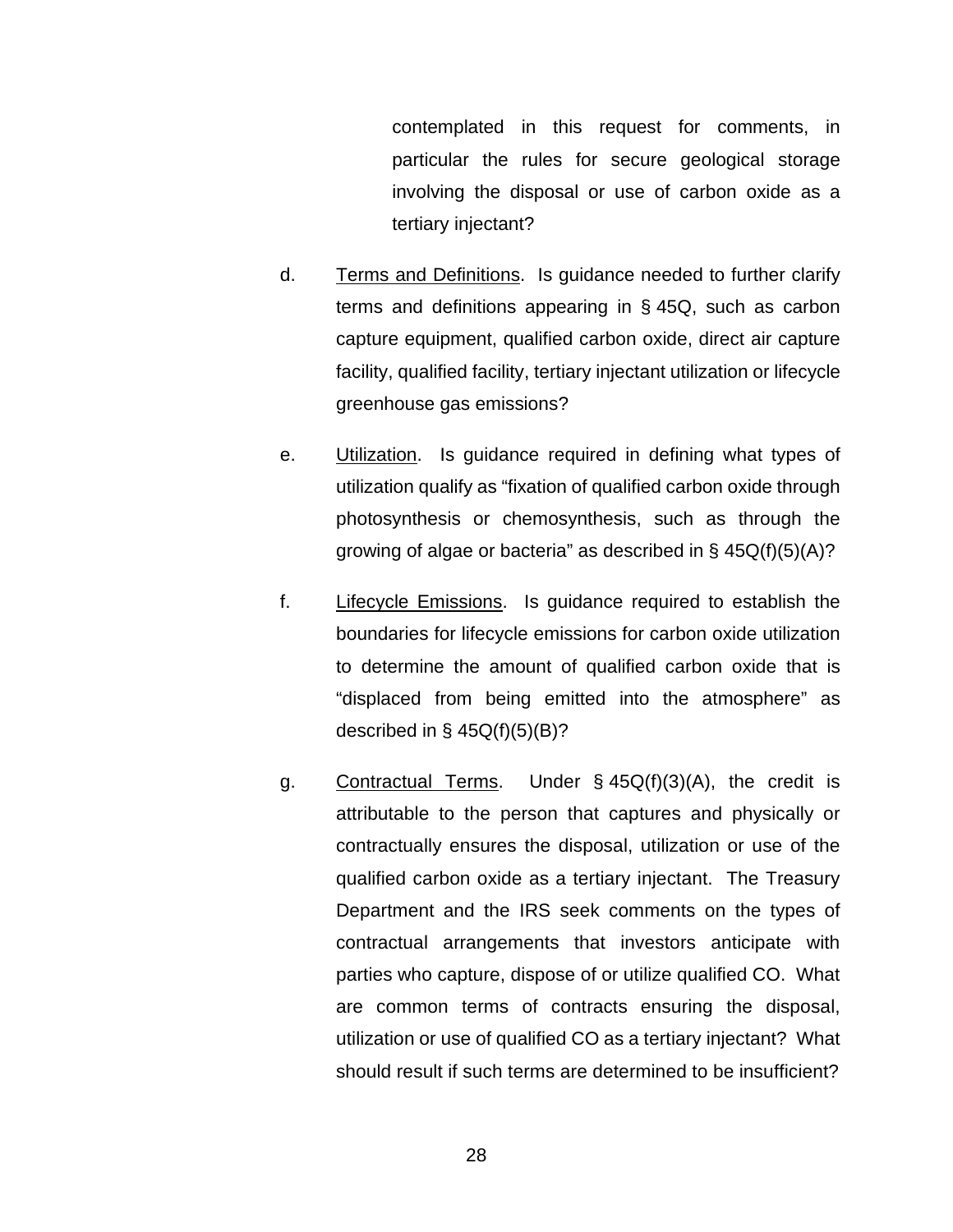contemplated in this request for comments, in particular the rules for secure geological storage involving the disposal or use of carbon oxide as a tertiary injectant?

d. Terms and Definitions. Is guidance needed to further clarify terms and definitions appearing in § 45Q, such as carbon capture equipment, qualified carbon oxide, direct air capture facility, qualified facility, tertiary injectant utilization or lifecycle greenhouse gas emissions?

e. Utilization. Is guidance required in defining what types of utilization qualify as "fixation of qualified carbon oxide through photosynthesis or chemosynthesis, such as through the growing of algae or bacteria" as described in § 45Q(f)(5)(A)?

f. Lifecycle Emissions. Is guidance required to establish the boundaries for lifecycle emissions for carbon oxide utilization to determine the amount of qualified carbon oxide that is "displaced from being emitted into the atmosphere" as described in § 45Q(f)(5)(B)?

g. Contractual Terms. Under § 45Q(f)(3)(A), the credit is attributable to the person that captures and physically or contractually ensures the disposal, utilization or use of the qualified carbon oxide as a tertiary injectant. The Treasury Department and the IRS seek comments on the types of contractual arrangements that investors anticipate with parties who capture, dispose of or utilize qualified CO. What are common terms of contracts ensuring the disposal, utilization or use of qualified CO as a tertiary injectant? What should result if such terms are determined to be insufficient?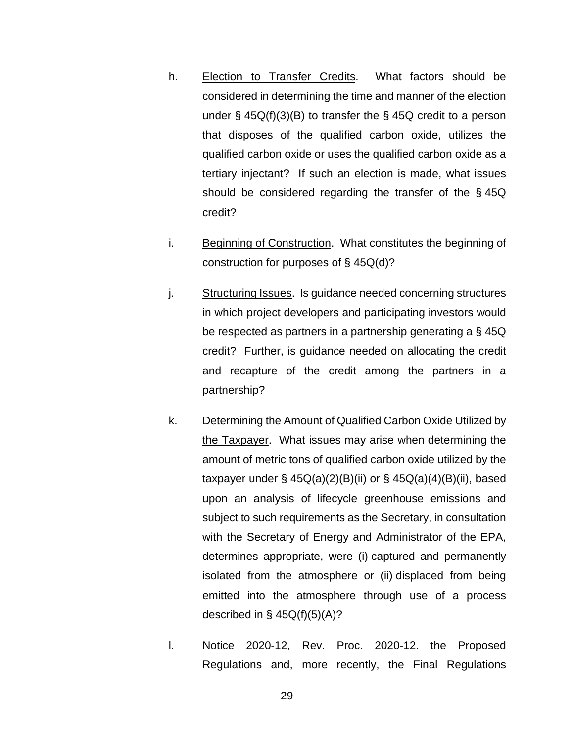h. Election to Transfer Credits. What factors should be considered in determining the time and manner of the election under § 45Q(f)(3)(B) to transfer the § 45Q credit to a person that disposes of the qualified carbon oxide, utilizes the qualified carbon oxide or uses the qualified carbon oxide as a tertiary injectant? If such an election is made, what issues should be considered regarding the transfer of the § 45Q credit?

i. Beginning of Construction. What constitutes the beginning of construction for purposes of § 45Q(d)?

j. Structuring Issues. Is guidance needed concerning structures in which project developers and participating investors would be respected as partners in a partnership generating a § 45Q credit? Further, is guidance needed on allocating the credit and recapture of the credit among the partners in a partnership?

k. Determining the Amount of Qualified Carbon Oxide Utilized by the Taxpayer. What issues may arise when determining the amount of metric tons of qualified carbon oxide utilized by the taxpayer under § 45Q(a)(2)(B)(ii) or § 45Q(a)(4)(B)(ii), based upon an analysis of lifecycle greenhouse emissions and subject to such requirements as the Secretary, in consultation with the Secretary of Energy and Administrator of the EPA, determines appropriate, were (i) captured and permanently isolated from the atmosphere or (ii) displaced from being emitted into the atmosphere through use of a process described in § 45Q(f)(5)(A)?

l. Notice 2020-12, Rev. Proc. 2020-12. the Proposed Regulations and, more recently, the Final Regulations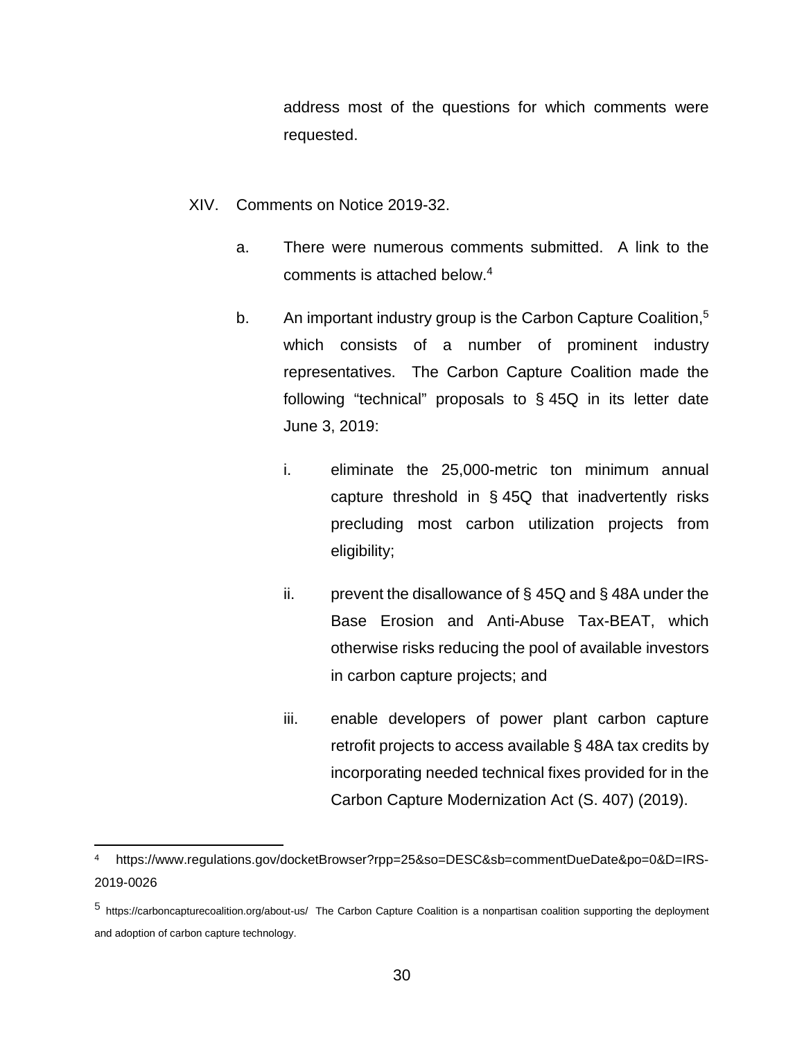address most of the questions for which comments were requested.

XIV. Comments on Notice 2019-32.

a. There were numerous comments submitted. A link to the comments is attached below.[4]

b. An important industry group is the Carbon Capture Coalition,[5] which consists of a number of prominent industry representatives. The Carbon Capture Coalition made the following "technical" proposals to § 45Q in its letter date June 3, 2019:

i. eliminate the 25,000-metric ton minimum annual capture threshold in § 45Q that inadvertently risks precluding most carbon utilization projects from eligibility;

ii. prevent the disallowance of § 45Q and § 48A under the Base Erosion and Anti-Abuse Tax-BEAT, which otherwise risks reducing the pool of available investors in carbon capture projects; and

iii. enable developers of power plant carbon capture retrofit projects to access available § 48A tax credits by incorporating needed technical fixes provided for in the Carbon Capture Modernization Act (S. 407) (2019).

---

[4] https://www.regulations.gov/docketBrowser?rpp=25&so=DESC&sb=commentDueDate&po=0&D=IRS-2019-0026

[5] https://carboncapturecoalition.org/about-us/ The Carbon Capture Coalition is a nonpartisan coalition supporting the deployment and adoption of carbon capture technology.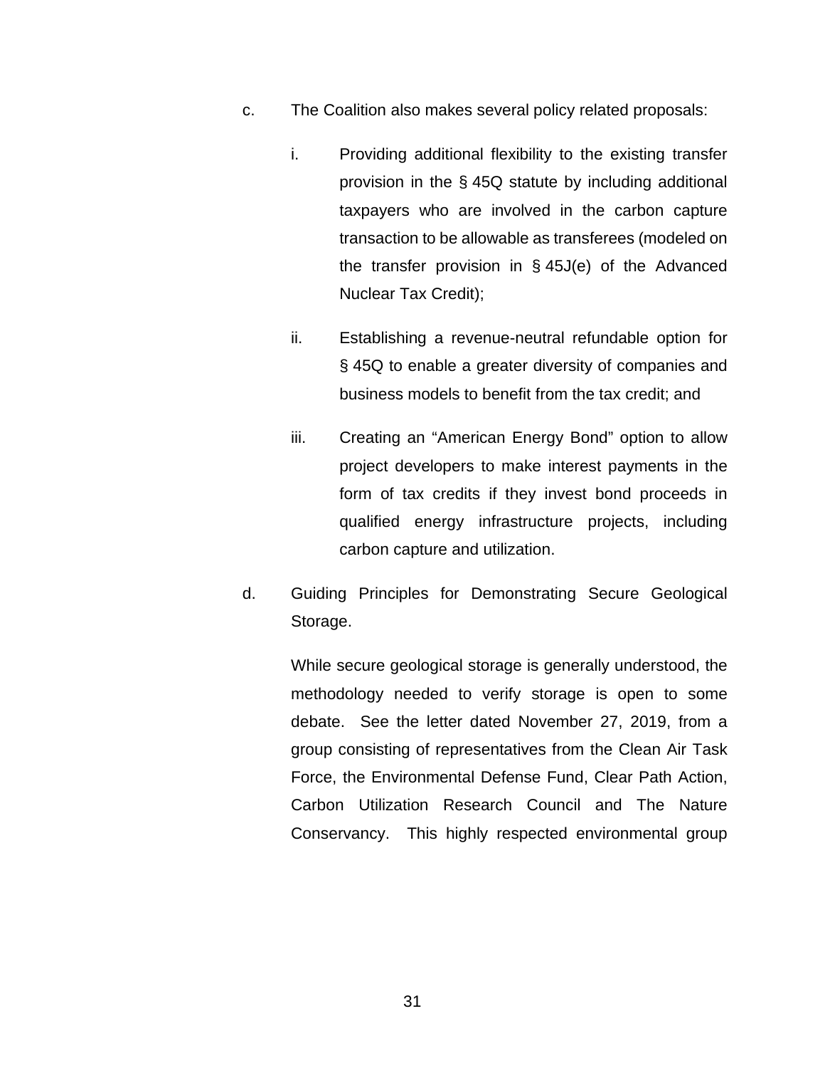c. The Coalition also makes several policy related proposals:

   i. Providing additional flexibility to the existing transfer provision in the § 45Q statute by including additional taxpayers who are involved in the carbon capture transaction to be allowable as transferees (modeled on the transfer provision in § 45J(e) of the Advanced Nuclear Tax Credit);

   ii. Establishing a revenue-neutral refundable option for § 45Q to enable a greater diversity of companies and business models to benefit from the tax credit; and

   iii. Creating an "American Energy Bond" option to allow project developers to make interest payments in the form of tax credits if they invest bond proceeds in qualified energy infrastructure projects, including carbon capture and utilization.

d. Guiding Principles for Demonstrating Secure Geological Storage.

   While secure geological storage is generally understood, the methodology needed to verify storage is open to some debate. See the letter dated November 27, 2019, from a group consisting of representatives from the Clean Air Task Force, the Environmental Defense Fund, Clear Path Action, Carbon Utilization Research Council and The Nature Conservancy. This highly respected environmental group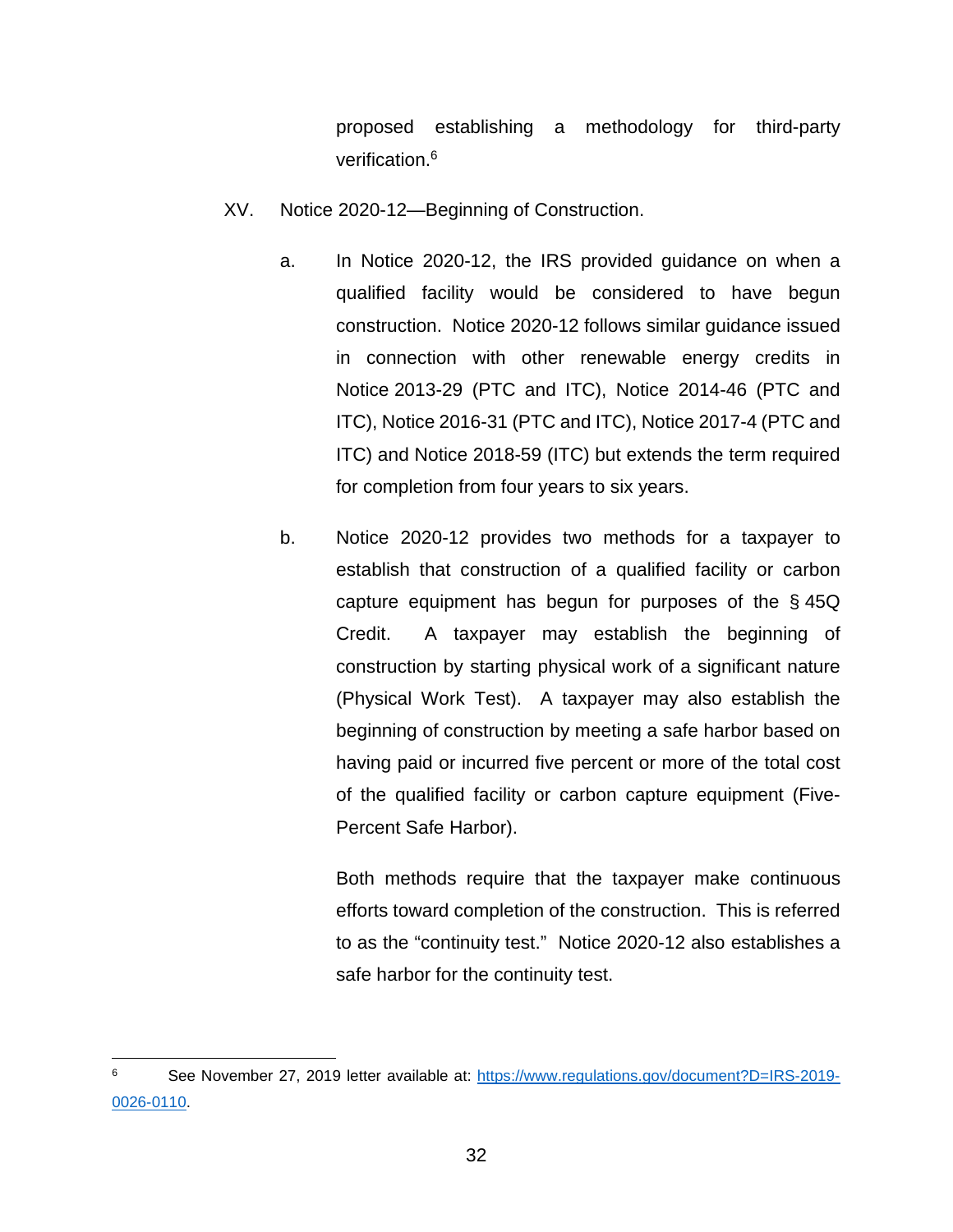proposed establishing a methodology for third-party verification.[6]

XV. Notice 2020-12—Beginning of Construction.

a. In Notice 2020-12, the IRS provided guidance on when a qualified facility would be considered to have begun construction. Notice 2020-12 follows similar guidance issued in connection with other renewable energy credits in Notice 2013-29 (PTC and ITC), Notice 2014-46 (PTC and ITC), Notice 2016-31 (PTC and ITC), Notice 2017-4 (PTC and ITC) and Notice 2018-59 (ITC) but extends the term required for completion from four years to six years.

b. Notice 2020-12 provides two methods for a taxpayer to establish that construction of a qualified facility or carbon capture equipment has begun for purposes of the § 45Q Credit. A taxpayer may establish the beginning of construction by starting physical work of a significant nature (Physical Work Test). A taxpayer may also establish the beginning of construction by meeting a safe harbor based on having paid or incurred five percent or more of the total cost of the qualified facility or carbon capture equipment (Five-Percent Safe Harbor).

Both methods require that the taxpayer make continuous efforts toward completion of the construction. This is referred to as the "continuity test." Notice 2020-12 also establishes a safe harbor for the continuity test.

---

[6] See November 27, 2019 letter available at: https://www.regulations.gov/document?D=IRS-2019-0026-0110.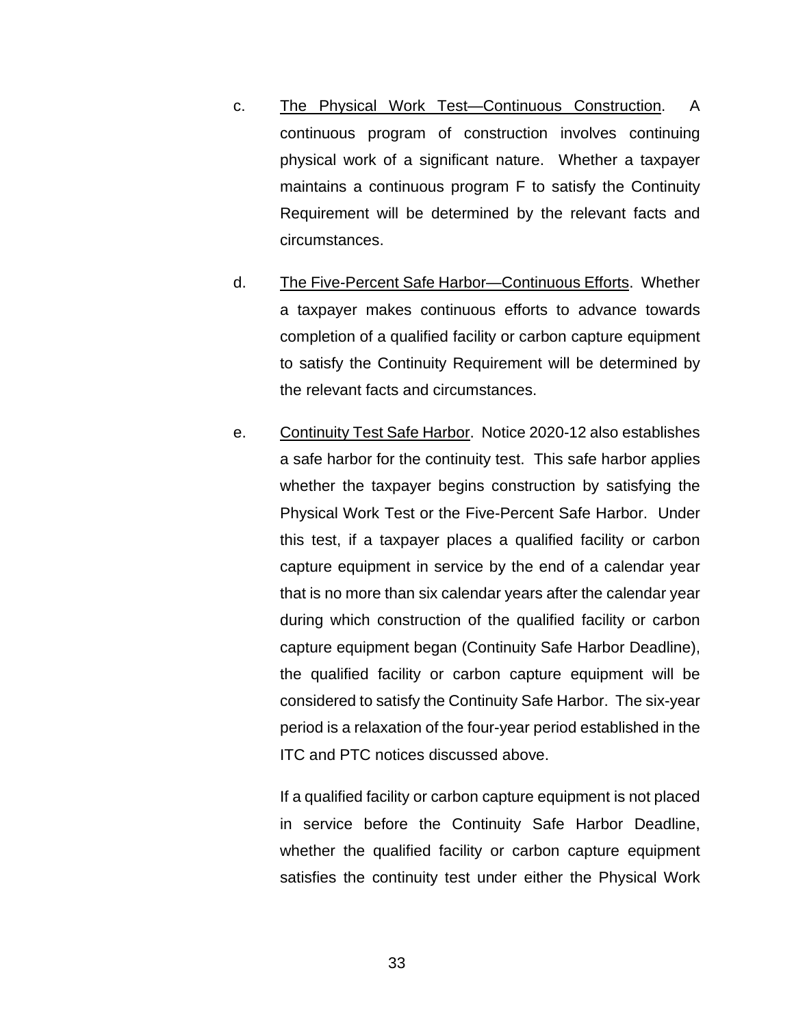c. <u>The Physical Work Test—Continuous Construction</u>. A continuous program of construction involves continuing physical work of a significant nature. Whether a taxpayer maintains a continuous program F to satisfy the Continuity Requirement will be determined by the relevant facts and circumstances.

d. <u>The Five-Percent Safe Harbor—Continuous Efforts</u>. Whether a taxpayer makes continuous efforts to advance towards completion of a qualified facility or carbon capture equipment to satisfy the Continuity Requirement will be determined by the relevant facts and circumstances.

e. <u>Continuity Test Safe Harbor</u>. Notice 2020-12 also establishes a safe harbor for the continuity test. This safe harbor applies whether the taxpayer begins construction by satisfying the Physical Work Test or the Five-Percent Safe Harbor. Under this test, if a taxpayer places a qualified facility or carbon capture equipment in service by the end of a calendar year that is no more than six calendar years after the calendar year during which construction of the qualified facility or carbon capture equipment began (Continuity Safe Harbor Deadline), the qualified facility or carbon capture equipment will be considered to satisfy the Continuity Safe Harbor. The six-year period is a relaxation of the four-year period established in the ITC and PTC notices discussed above.

If a qualified facility or carbon capture equipment is not placed in service before the Continuity Safe Harbor Deadline, whether the qualified facility or carbon capture equipment satisfies the continuity test under either the Physical Work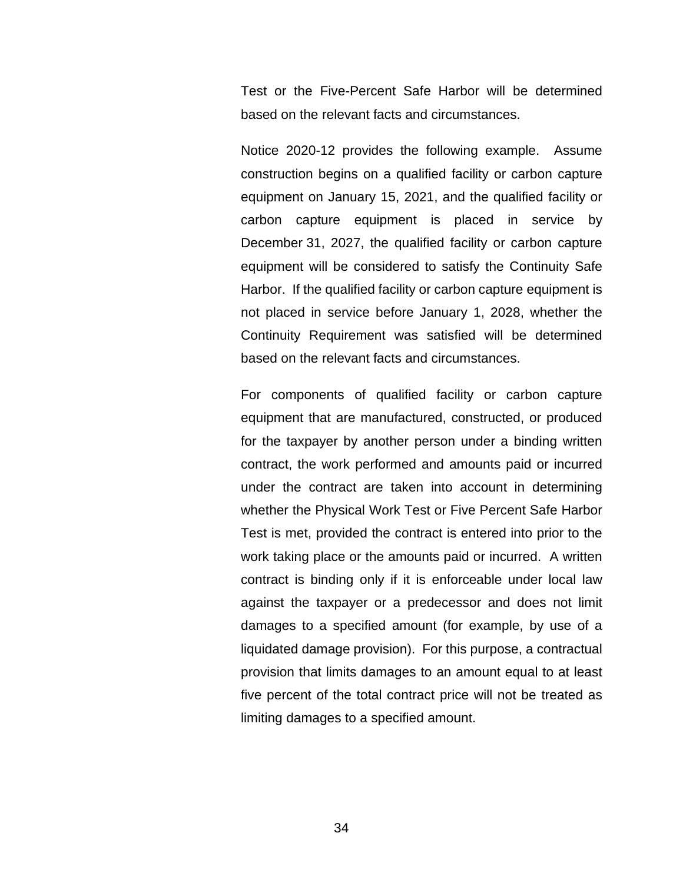Test or the Five-Percent Safe Harbor will be determined based on the relevant facts and circumstances.

Notice 2020-12 provides the following example. Assume construction begins on a qualified facility or carbon capture equipment on January 15, 2021, and the qualified facility or carbon capture equipment is placed in service by December 31, 2027, the qualified facility or carbon capture equipment will be considered to satisfy the Continuity Safe Harbor. If the qualified facility or carbon capture equipment is not placed in service before January 1, 2028, whether the Continuity Requirement was satisfied will be determined based on the relevant facts and circumstances.

For components of qualified facility or carbon capture equipment that are manufactured, constructed, or produced for the taxpayer by another person under a binding written contract, the work performed and amounts paid or incurred under the contract are taken into account in determining whether the Physical Work Test or Five Percent Safe Harbor Test is met, provided the contract is entered into prior to the work taking place or the amounts paid or incurred. A written contract is binding only if it is enforceable under local law against the taxpayer or a predecessor and does not limit damages to a specified amount (for example, by use of a liquidated damage provision). For this purpose, a contractual provision that limits damages to an amount equal to at least five percent of the total contract price will not be treated as limiting damages to a specified amount.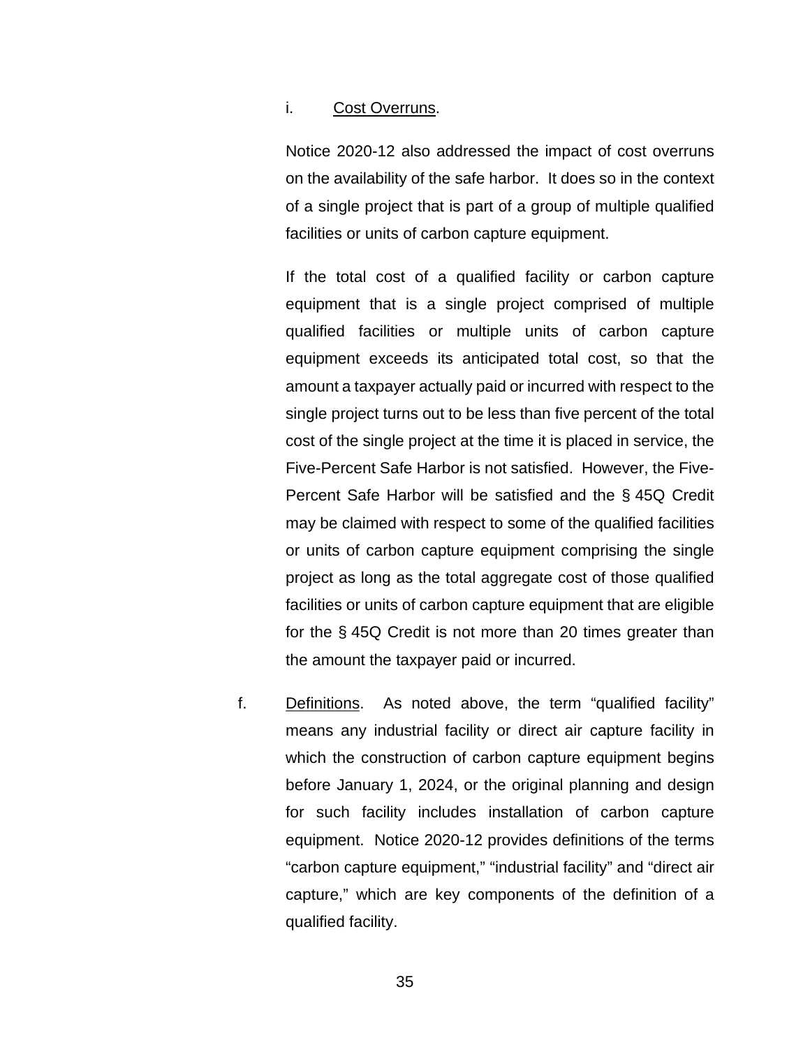i. <u>Cost Overruns</u>.

Notice 2020-12 also addressed the impact of cost overruns on the availability of the safe harbor. It does so in the context of a single project that is part of a group of multiple qualified facilities or units of carbon capture equipment.

If the total cost of a qualified facility or carbon capture equipment that is a single project comprised of multiple qualified facilities or multiple units of carbon capture equipment exceeds its anticipated total cost, so that the amount a taxpayer actually paid or incurred with respect to the single project turns out to be less than five percent of the total cost of the single project at the time it is placed in service, the Five-Percent Safe Harbor is not satisfied. However, the Five-Percent Safe Harbor will be satisfied and the § 45Q Credit may be claimed with respect to some of the qualified facilities or units of carbon capture equipment comprising the single project as long as the total aggregate cost of those qualified facilities or units of carbon capture equipment that are eligible for the § 45Q Credit is not more than 20 times greater than the amount the taxpayer paid or incurred.

f. <u>Definitions</u>. As noted above, the term "qualified facility" means any industrial facility or direct air capture facility in which the construction of carbon capture equipment begins before January 1, 2024, or the original planning and design for such facility includes installation of carbon capture equipment. Notice 2020-12 provides definitions of the terms "carbon capture equipment," "industrial facility" and "direct air capture," which are key components of the definition of a qualified facility.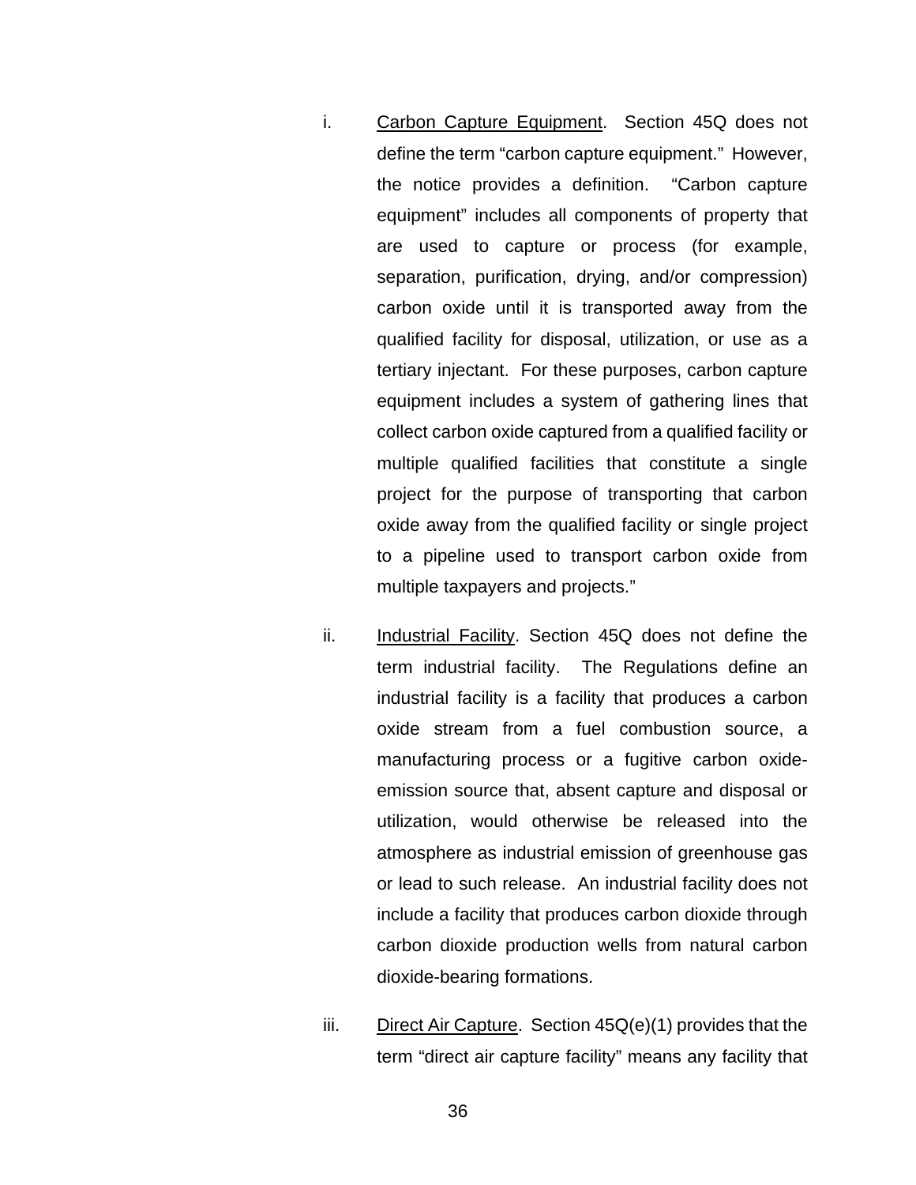i. <u>Carbon Capture Equipment</u>. Section 45Q does not define the term "carbon capture equipment." However, the notice provides a definition. "Carbon capture equipment" includes all components of property that are used to capture or process (for example, separation, purification, drying, and/or compression) carbon oxide until it is transported away from the qualified facility for disposal, utilization, or use as a tertiary injectant. For these purposes, carbon capture equipment includes a system of gathering lines that collect carbon oxide captured from a qualified facility or multiple qualified facilities that constitute a single project for the purpose of transporting that carbon oxide away from the qualified facility or single project to a pipeline used to transport carbon oxide from multiple taxpayers and projects."

ii. <u>Industrial Facility</u>. Section 45Q does not define the term industrial facility. The Regulations define an industrial facility is a facility that produces a carbon oxide stream from a fuel combustion source, a manufacturing process or a fugitive carbon oxide-emission source that, absent capture and disposal or utilization, would otherwise be released into the atmosphere as industrial emission of greenhouse gas or lead to such release. An industrial facility does not include a facility that produces carbon dioxide through carbon dioxide production wells from natural carbon dioxide-bearing formations.

iii. <u>Direct Air Capture</u>. Section 45Q(e)(1) provides that the term "direct air capture facility" means any facility that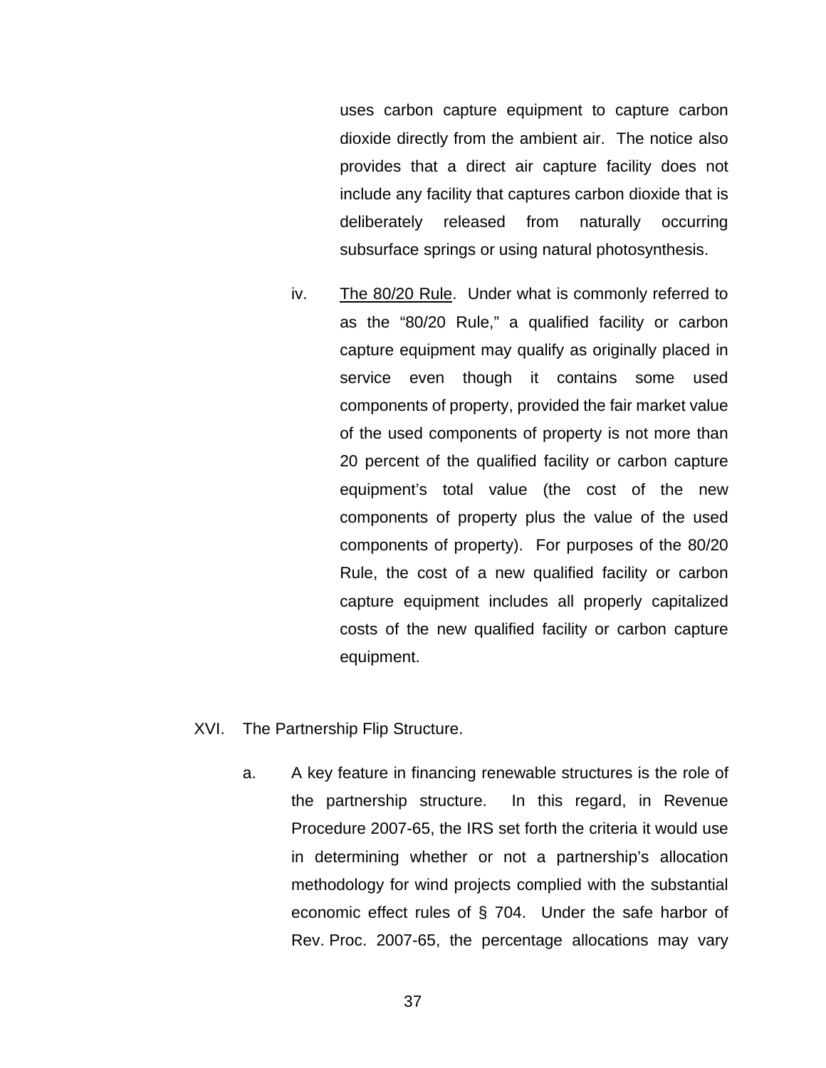uses carbon capture equipment to capture carbon dioxide directly from the ambient air. The notice also provides that a direct air capture facility does not include any facility that captures carbon dioxide that is deliberately released from naturally occurring subsurface springs or using natural photosynthesis.

iv. <u>The 80/20 Rule</u>. Under what is commonly referred to as the "80/20 Rule," a qualified facility or carbon capture equipment may qualify as originally placed in service even though it contains some used components of property, provided the fair market value of the used components of property is not more than 20 percent of the qualified facility or carbon capture equipment's total value (the cost of the new components of property plus the value of the used components of property). For purposes of the 80/20 Rule, the cost of a new qualified facility or carbon capture equipment includes all properly capitalized costs of the new qualified facility or carbon capture equipment.

XVI. The Partnership Flip Structure.

a. A key feature in financing renewable structures is the role of the partnership structure. In this regard, in Revenue Procedure 2007-65, the IRS set forth the criteria it would use in determining whether or not a partnership's allocation methodology for wind projects complied with the substantial economic effect rules of § 704. Under the safe harbor of Rev. Proc. 2007-65, the percentage allocations may vary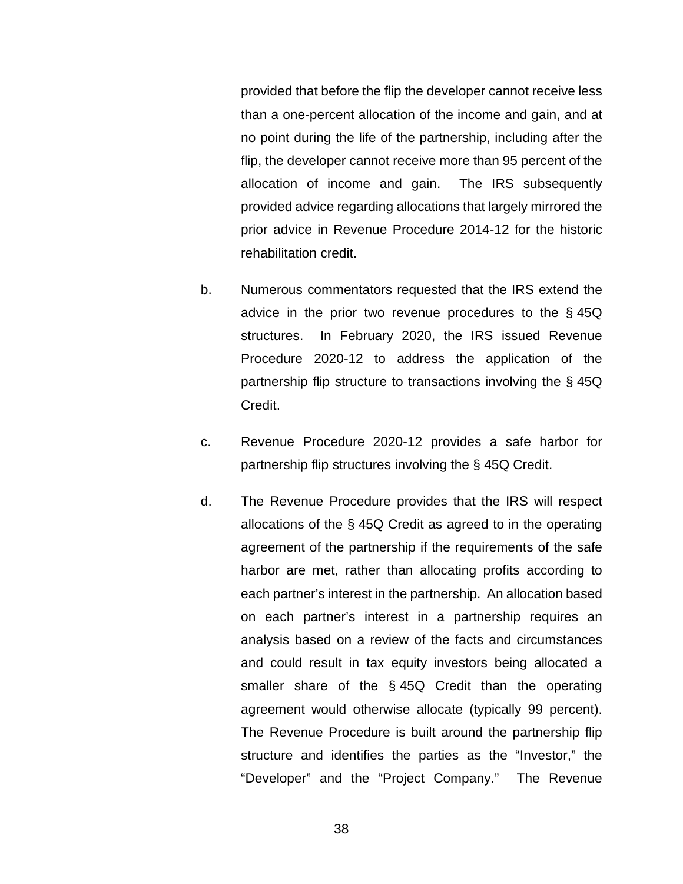provided that before the flip the developer cannot receive less than a one-percent allocation of the income and gain, and at no point during the life of the partnership, including after the flip, the developer cannot receive more than 95 percent of the allocation of income and gain. The IRS subsequently provided advice regarding allocations that largely mirrored the prior advice in Revenue Procedure 2014-12 for the historic rehabilitation credit.

b. Numerous commentators requested that the IRS extend the advice in the prior two revenue procedures to the § 45Q structures. In February 2020, the IRS issued Revenue Procedure 2020-12 to address the application of the partnership flip structure to transactions involving the § 45Q Credit.

c. Revenue Procedure 2020-12 provides a safe harbor for partnership flip structures involving the § 45Q Credit.

d. The Revenue Procedure provides that the IRS will respect allocations of the § 45Q Credit as agreed to in the operating agreement of the partnership if the requirements of the safe harbor are met, rather than allocating profits according to each partner's interest in the partnership. An allocation based on each partner's interest in a partnership requires an analysis based on a review of the facts and circumstances and could result in tax equity investors being allocated a smaller share of the § 45Q Credit than the operating agreement would otherwise allocate (typically 99 percent). The Revenue Procedure is built around the partnership flip structure and identifies the parties as the "Investor," the "Developer" and the "Project Company." The Revenue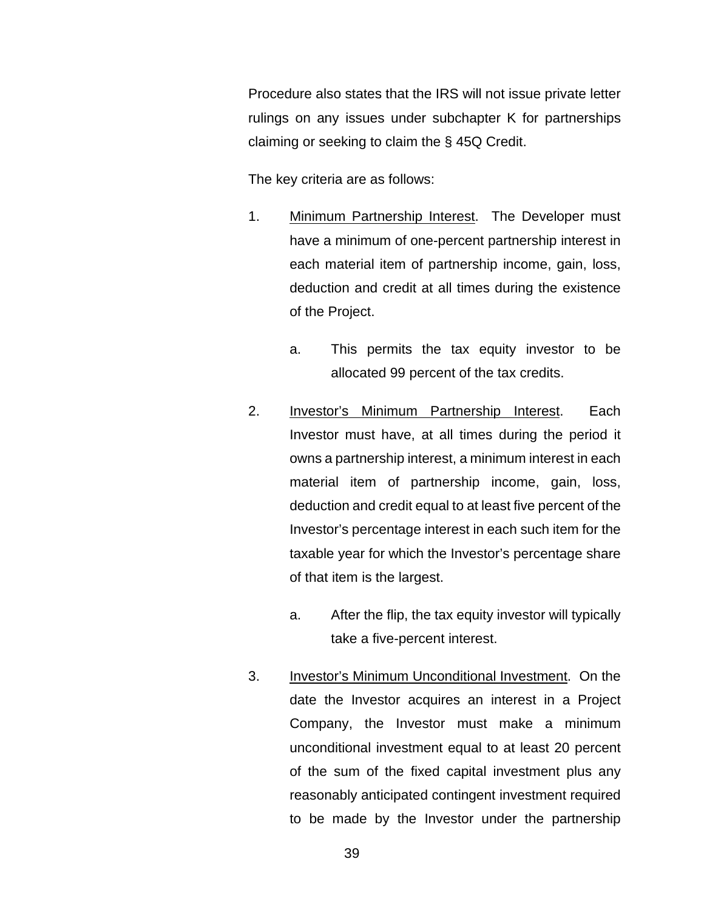Procedure also states that the IRS will not issue private letter rulings on any issues under subchapter K for partnerships claiming or seeking to claim the § 45Q Credit.

The key criteria are as follows:

1. <u>Minimum Partnership Interest</u>. The Developer must have a minimum of one-percent partnership interest in each material item of partnership income, gain, loss, deduction and credit at all times during the existence of the Project.

    a. This permits the tax equity investor to be allocated 99 percent of the tax credits.

2. <u>Investor's Minimum Partnership Interest</u>. Each Investor must have, at all times during the period it owns a partnership interest, a minimum interest in each material item of partnership income, gain, loss, deduction and credit equal to at least five percent of the Investor's percentage interest in each such item for the taxable year for which the Investor's percentage share of that item is the largest.

    a. After the flip, the tax equity investor will typically take a five-percent interest.

3. <u>Investor's Minimum Unconditional Investment</u>. On the date the Investor acquires an interest in a Project Company, the Investor must make a minimum unconditional investment equal to at least 20 percent of the sum of the fixed capital investment plus any reasonably anticipated contingent investment required to be made by the Investor under the partnership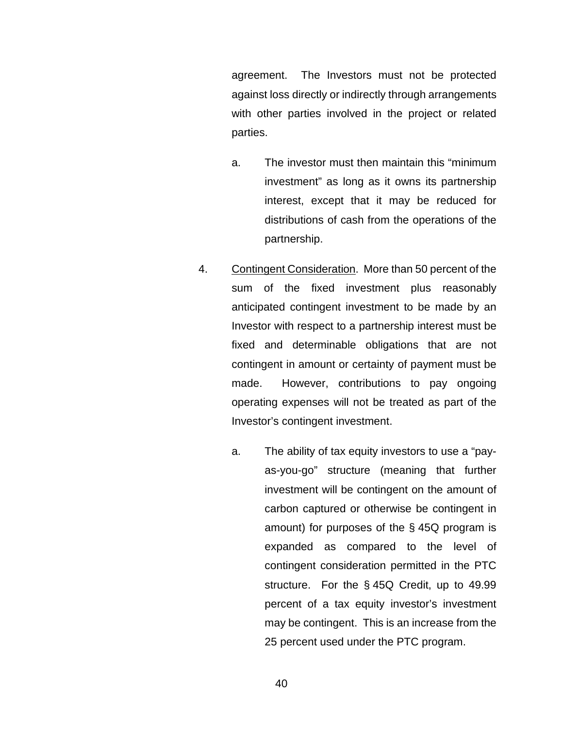agreement. The Investors must not be protected against loss directly or indirectly through arrangements with other parties involved in the project or related parties.

a. The investor must then maintain this "minimum investment" as long as it owns its partnership interest, except that it may be reduced for distributions of cash from the operations of the partnership.

4. Contingent Consideration. More than 50 percent of the sum of the fixed investment plus reasonably anticipated contingent investment to be made by an Investor with respect to a partnership interest must be fixed and determinable obligations that are not contingent in amount or certainty of payment must be made. However, contributions to pay ongoing operating expenses will not be treated as part of the Investor's contingent investment.

   a. The ability of tax equity investors to use a "pay-as-you-go" structure (meaning that further investment will be contingent on the amount of carbon captured or otherwise be contingent in amount) for purposes of the § 45Q program is expanded as compared to the level of contingent consideration permitted in the PTC structure. For the § 45Q Credit, up to 49.99 percent of a tax equity investor's investment may be contingent. This is an increase from the 25 percent used under the PTC program.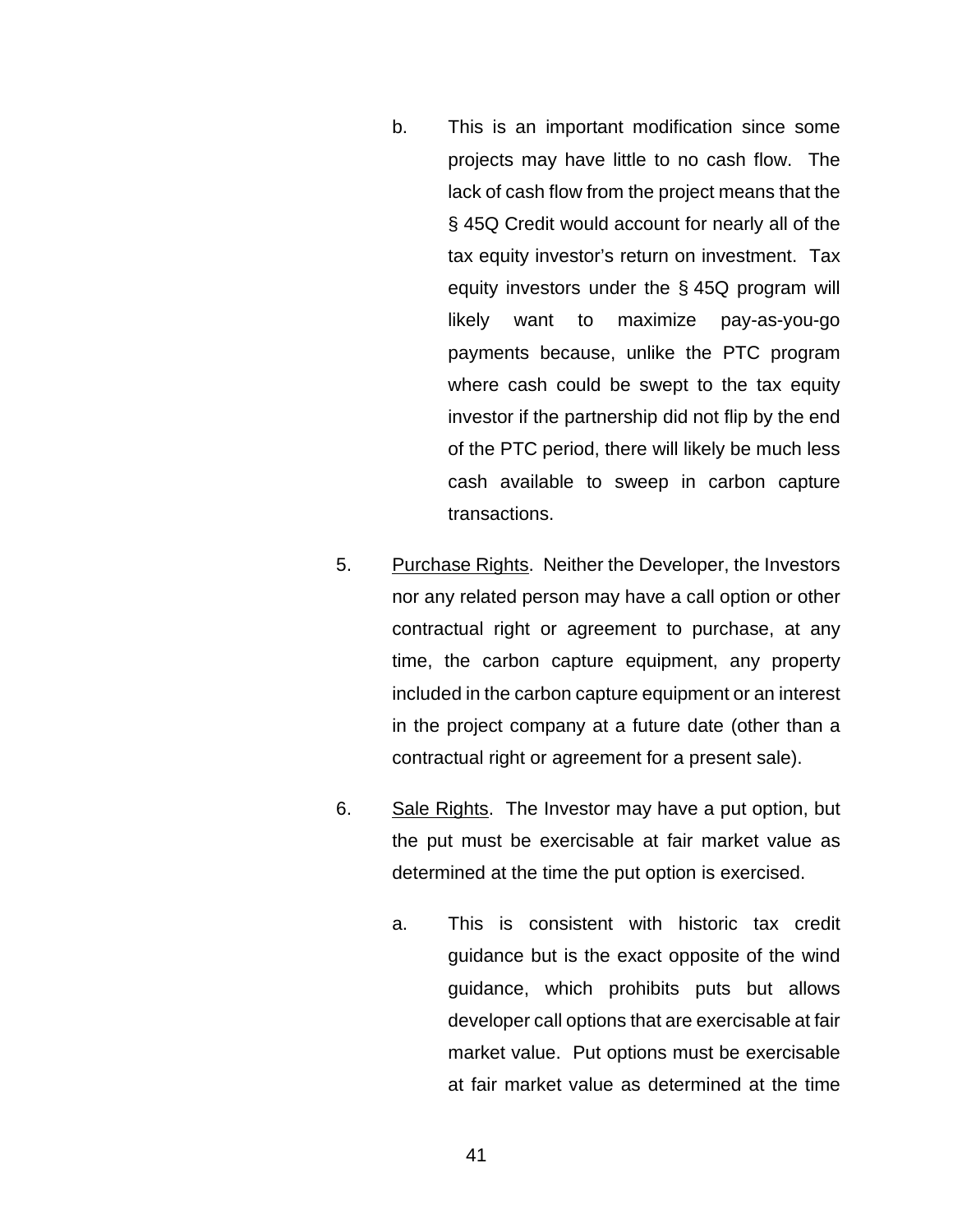b. This is an important modification since some projects may have little to no cash flow. The lack of cash flow from the project means that the § 45Q Credit would account for nearly all of the tax equity investor's return on investment. Tax equity investors under the § 45Q program will likely want to maximize pay-as-you-go payments because, unlike the PTC program where cash could be swept to the tax equity investor if the partnership did not flip by the end of the PTC period, there will likely be much less cash available to sweep in carbon capture transactions.

5. Purchase Rights. Neither the Developer, the Investors nor any related person may have a call option or other contractual right or agreement to purchase, at any time, the carbon capture equipment, any property included in the carbon capture equipment or an interest in the project company at a future date (other than a contractual right or agreement for a present sale).

6. Sale Rights. The Investor may have a put option, but the put must be exercisable at fair market value as determined at the time the put option is exercised.

   a. This is consistent with historic tax credit guidance but is the exact opposite of the wind guidance, which prohibits puts but allows developer call options that are exercisable at fair market value. Put options must be exercisable at fair market value as determined at the time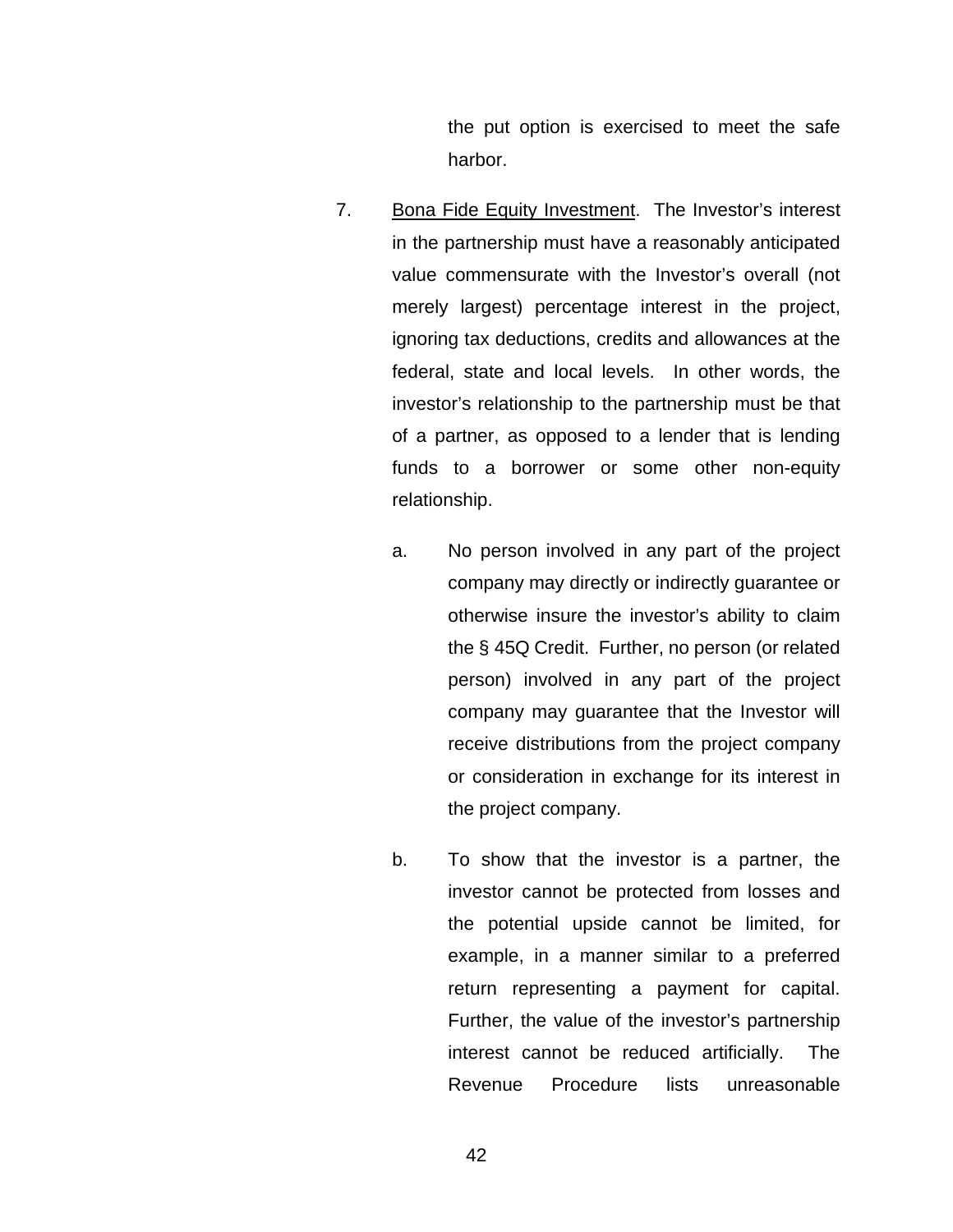the put option is exercised to meet the safe harbor.

7. <u>Bona Fide Equity Investment</u>. The Investor's interest in the partnership must have a reasonably anticipated value commensurate with the Investor's overall (not merely largest) percentage interest in the project, ignoring tax deductions, credits and allowances at the federal, state and local levels. In other words, the investor's relationship to the partnership must be that of a partner, as opposed to a lender that is lending funds to a borrower or some other non-equity relationship.

   a. No person involved in any part of the project company may directly or indirectly guarantee or otherwise insure the investor's ability to claim the § 45Q Credit. Further, no person (or related person) involved in any part of the project company may guarantee that the Investor will receive distributions from the project company or consideration in exchange for its interest in the project company.

   b. To show that the investor is a partner, the investor cannot be protected from losses and the potential upside cannot be limited, for example, in a manner similar to a preferred return representing a payment for capital. Further, the value of the investor's partnership interest cannot be reduced artificially. The Revenue Procedure lists unreasonable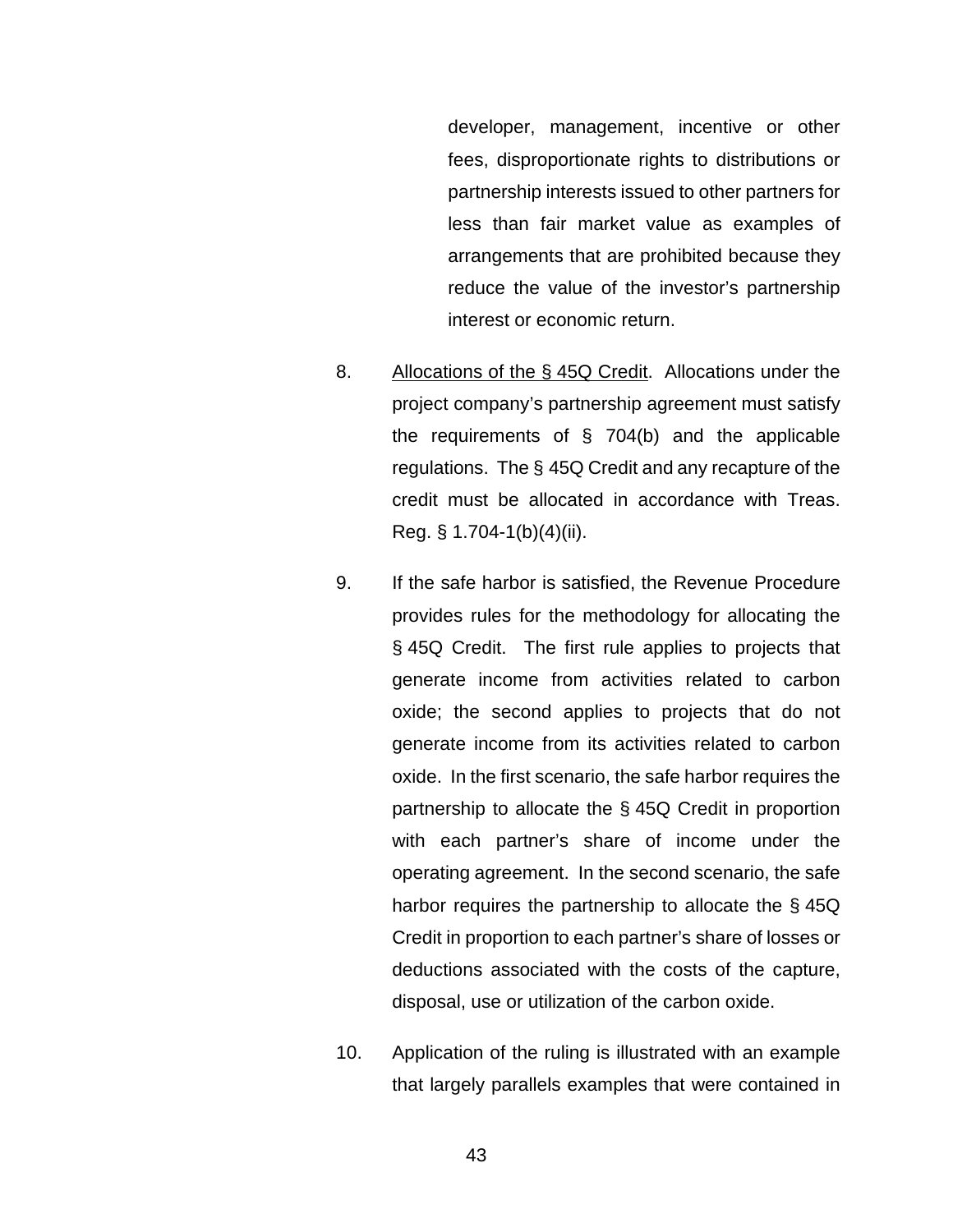developer, management, incentive or other fees, disproportionate rights to distributions or partnership interests issued to other partners for less than fair market value as examples of arrangements that are prohibited because they reduce the value of the investor's partnership interest or economic return.

8. Allocations of the § 45Q Credit. Allocations under the project company's partnership agreement must satisfy the requirements of § 704(b) and the applicable regulations. The § 45Q Credit and any recapture of the credit must be allocated in accordance with Treas. Reg. § 1.704-1(b)(4)(ii).

9. If the safe harbor is satisfied, the Revenue Procedure provides rules for the methodology for allocating the § 45Q Credit. The first rule applies to projects that generate income from activities related to carbon oxide; the second applies to projects that do not generate income from its activities related to carbon oxide. In the first scenario, the safe harbor requires the partnership to allocate the § 45Q Credit in proportion with each partner's share of income under the operating agreement. In the second scenario, the safe harbor requires the partnership to allocate the § 45Q Credit in proportion to each partner's share of losses or deductions associated with the costs of the capture, disposal, use or utilization of the carbon oxide.

10. Application of the ruling is illustrated with an example that largely parallels examples that were contained in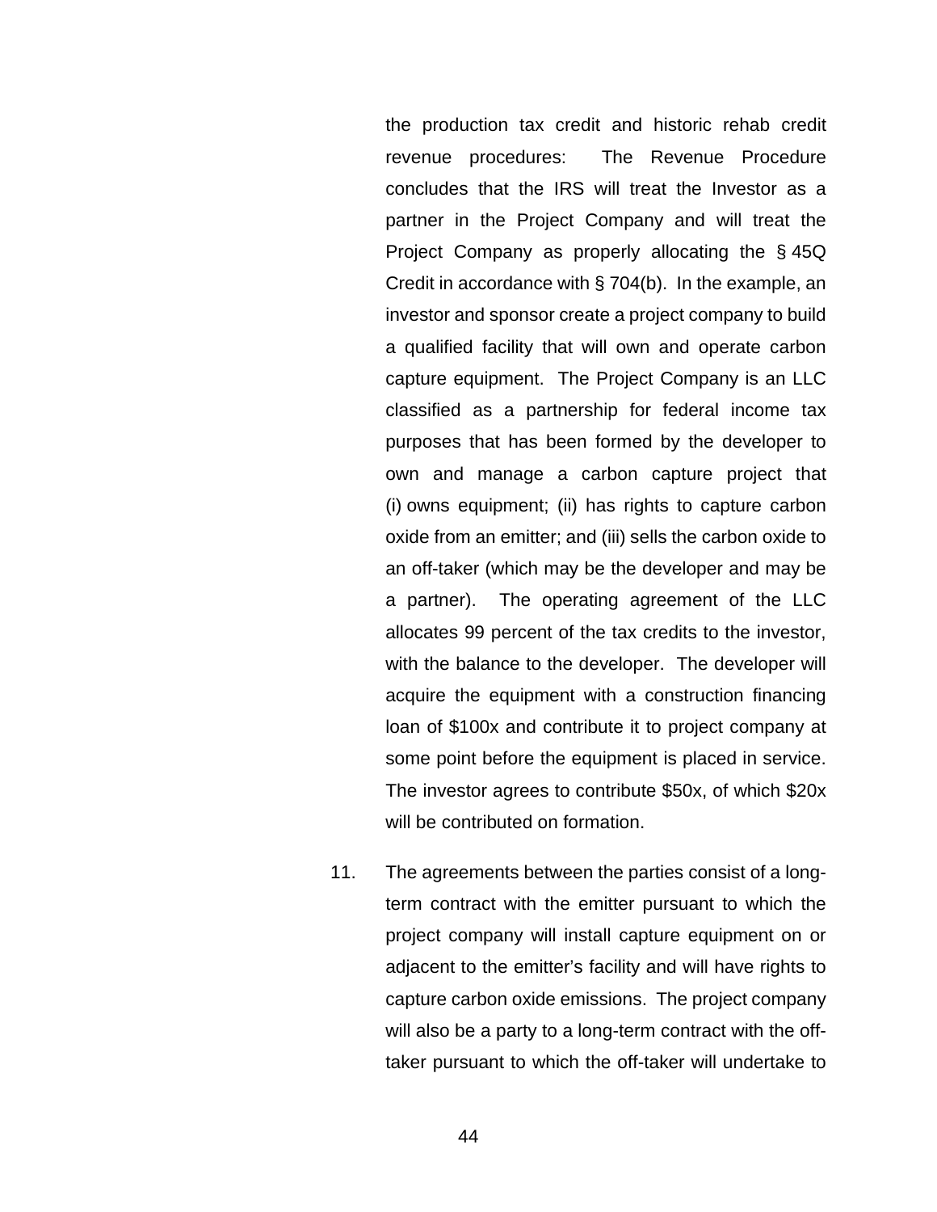the production tax credit and historic rehab credit revenue procedures: The Revenue Procedure concludes that the IRS will treat the Investor as a partner in the Project Company and will treat the Project Company as properly allocating the § 45Q Credit in accordance with § 704(b). In the example, an investor and sponsor create a project company to build a qualified facility that will own and operate carbon capture equipment. The Project Company is an LLC classified as a partnership for federal income tax purposes that has been formed by the developer to own and manage a carbon capture project that (i) owns equipment; (ii) has rights to capture carbon oxide from an emitter; and (iii) sells the carbon oxide to an off-taker (which may be the developer and may be a partner). The operating agreement of the LLC allocates 99 percent of the tax credits to the investor, with the balance to the developer. The developer will acquire the equipment with a construction financing loan of $100x and contribute it to project company at some point before the equipment is placed in service. The investor agrees to contribute $50x, of which $20x will be contributed on formation.

11. The agreements between the parties consist of a long-term contract with the emitter pursuant to which the project company will install capture equipment on or adjacent to the emitter's facility and will have rights to capture carbon oxide emissions. The project company will also be a party to a long-term contract with the off-taker pursuant to which the off-taker will undertake to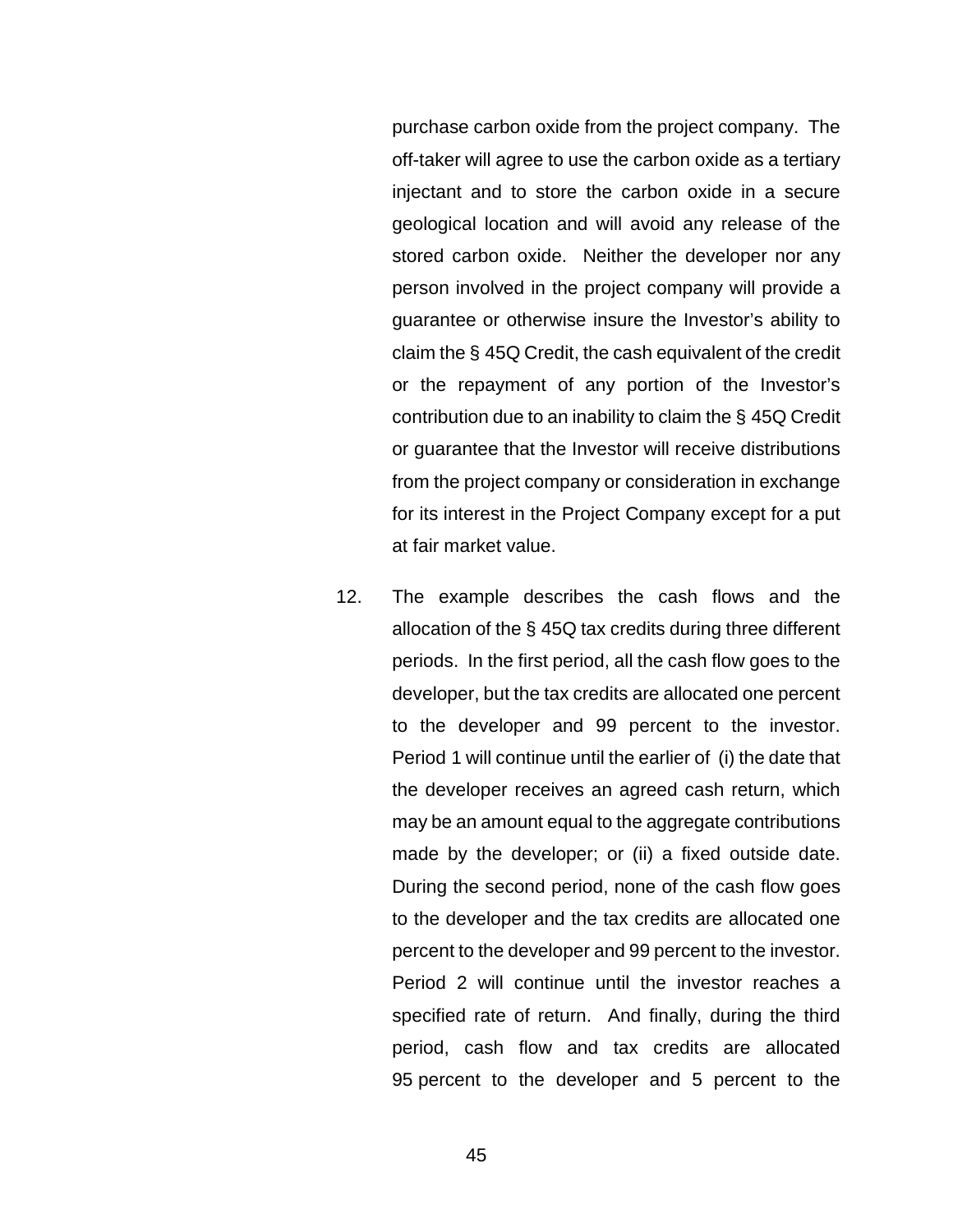purchase carbon oxide from the project company. The off-taker will agree to use the carbon oxide as a tertiary injectant and to store the carbon oxide in a secure geological location and will avoid any release of the stored carbon oxide. Neither the developer nor any person involved in the project company will provide a guarantee or otherwise insure the Investor's ability to claim the § 45Q Credit, the cash equivalent of the credit or the repayment of any portion of the Investor's contribution due to an inability to claim the § 45Q Credit or guarantee that the Investor will receive distributions from the project company or consideration in exchange for its interest in the Project Company except for a put at fair market value.

12. The example describes the cash flows and the allocation of the § 45Q tax credits during three different periods. In the first period, all the cash flow goes to the developer, but the tax credits are allocated one percent to the developer and 99 percent to the investor. Period 1 will continue until the earlier of (i) the date that the developer receives an agreed cash return, which may be an amount equal to the aggregate contributions made by the developer; or (ii) a fixed outside date. During the second period, none of the cash flow goes to the developer and the tax credits are allocated one percent to the developer and 99 percent to the investor. Period 2 will continue until the investor reaches a specified rate of return. And finally, during the third period, cash flow and tax credits are allocated 95 percent to the developer and 5 percent to the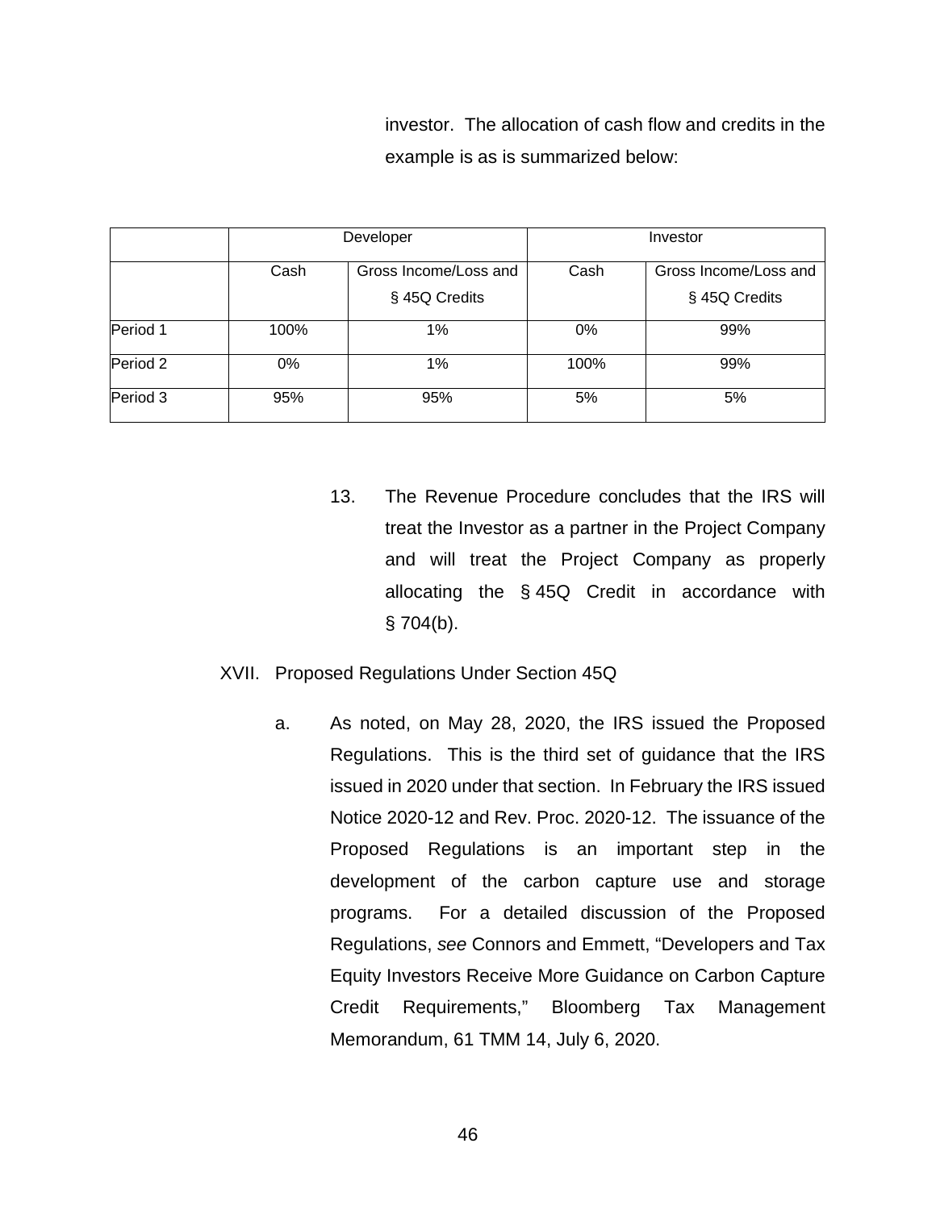investor. The allocation of cash flow and credits in the example is as is summarized below:

| | Developer | | Investor | |
|---|---|---|---|---|
| | Cash | Gross Income/Loss and § 45Q Credits | Cash | Gross Income/Loss and § 45Q Credits |
| Period 1 | 100% | 1% | 0% | 99% |
| Period 2 | 0% | 1% | 100% | 99% |
| Period 3 | 95% | 95% | 5% | 5% |

13. The Revenue Procedure concludes that the IRS will treat the Investor as a partner in the Project Company and will treat the Project Company as properly allocating the § 45Q Credit in accordance with § 704(b).

XVII. Proposed Regulations Under Section 45Q

a. As noted, on May 28, 2020, the IRS issued the Proposed Regulations. This is the third set of guidance that the IRS issued in 2020 under that section. In February the IRS issued Notice 2020-12 and Rev. Proc. 2020-12. The issuance of the Proposed Regulations is an important step in the development of the carbon capture use and storage programs. For a detailed discussion of the Proposed Regulations, *see* Connors and Emmett, "Developers and Tax Equity Investors Receive More Guidance on Carbon Capture Credit Requirements," Bloomberg Tax Management Memorandum, 61 TMM 14, July 6, 2020.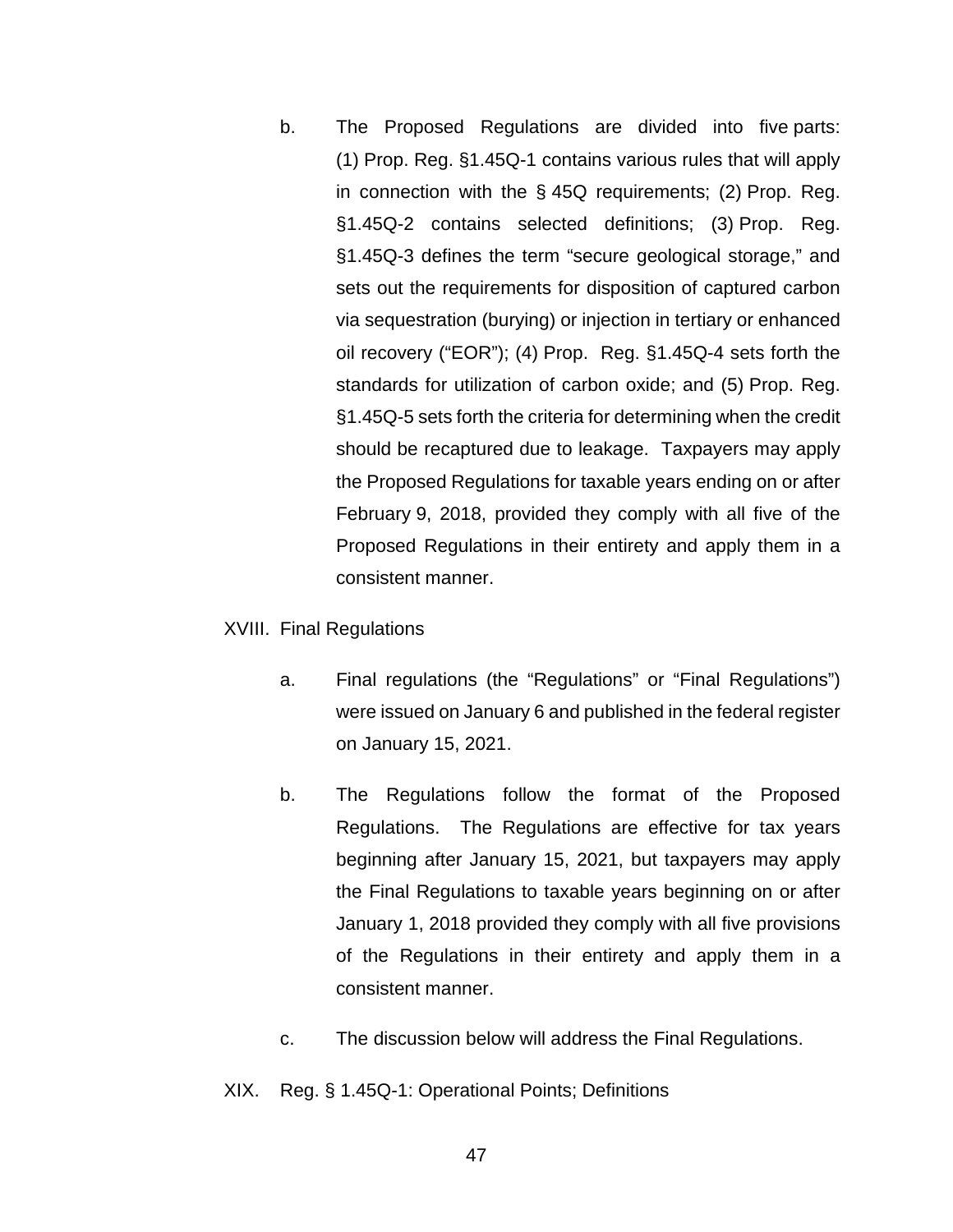b. The Proposed Regulations are divided into five parts: (1) Prop. Reg. §1.45Q-1 contains various rules that will apply in connection with the § 45Q requirements; (2) Prop. Reg. §1.45Q-2 contains selected definitions; (3) Prop. Reg. §1.45Q-3 defines the term "secure geological storage," and sets out the requirements for disposition of captured carbon via sequestration (burying) or injection in tertiary or enhanced oil recovery ("EOR"); (4) Prop. Reg. §1.45Q-4 sets forth the standards for utilization of carbon oxide; and (5) Prop. Reg. §1.45Q-5 sets forth the criteria for determining when the credit should be recaptured due to leakage. Taxpayers may apply the Proposed Regulations for taxable years ending on or after February 9, 2018, provided they comply with all five of the Proposed Regulations in their entirety and apply them in a consistent manner.

XVIII. Final Regulations

a. Final regulations (the "Regulations" or "Final Regulations") were issued on January 6 and published in the federal register on January 15, 2021.

b. The Regulations follow the format of the Proposed Regulations. The Regulations are effective for tax years beginning after January 15, 2021, but taxpayers may apply the Final Regulations to taxable years beginning on or after January 1, 2018 provided they comply with all five provisions of the Regulations in their entirety and apply them in a consistent manner.

c. The discussion below will address the Final Regulations.

XIX. Reg. § 1.45Q-1: Operational Points; Definitions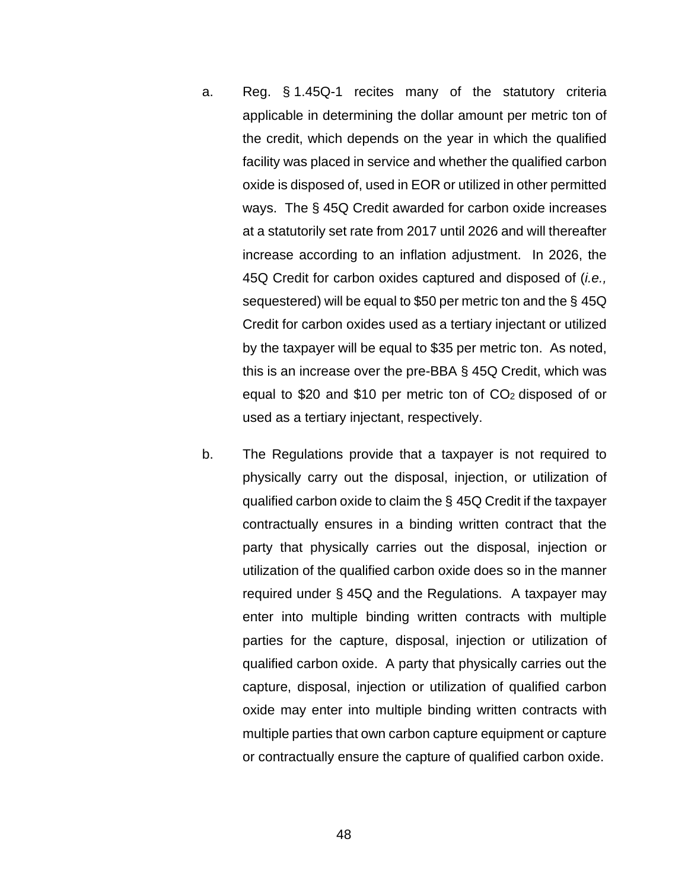a. Reg. § 1.45Q-1 recites many of the statutory criteria applicable in determining the dollar amount per metric ton of the credit, which depends on the year in which the qualified facility was placed in service and whether the qualified carbon oxide is disposed of, used in EOR or utilized in other permitted ways. The § 45Q Credit awarded for carbon oxide increases at a statutorily set rate from 2017 until 2026 and will thereafter increase according to an inflation adjustment. In 2026, the 45Q Credit for carbon oxides captured and disposed of (*i.e.,* sequestered) will be equal to $50 per metric ton and the § 45Q Credit for carbon oxides used as a tertiary injectant or utilized by the taxpayer will be equal to $35 per metric ton. As noted, this is an increase over the pre-BBA § 45Q Credit, which was equal to $20 and $10 per metric ton of $CO_2$ disposed of or used as a tertiary injectant, respectively.

b. The Regulations provide that a taxpayer is not required to physically carry out the disposal, injection, or utilization of qualified carbon oxide to claim the § 45Q Credit if the taxpayer contractually ensures in a binding written contract that the party that physically carries out the disposal, injection or utilization of the qualified carbon oxide does so in the manner required under § 45Q and the Regulations. A taxpayer may enter into multiple binding written contracts with multiple parties for the capture, disposal, injection or utilization of qualified carbon oxide. A party that physically carries out the capture, disposal, injection or utilization of qualified carbon oxide may enter into multiple binding written contracts with multiple parties that own carbon capture equipment or capture or contractually ensure the capture of qualified carbon oxide.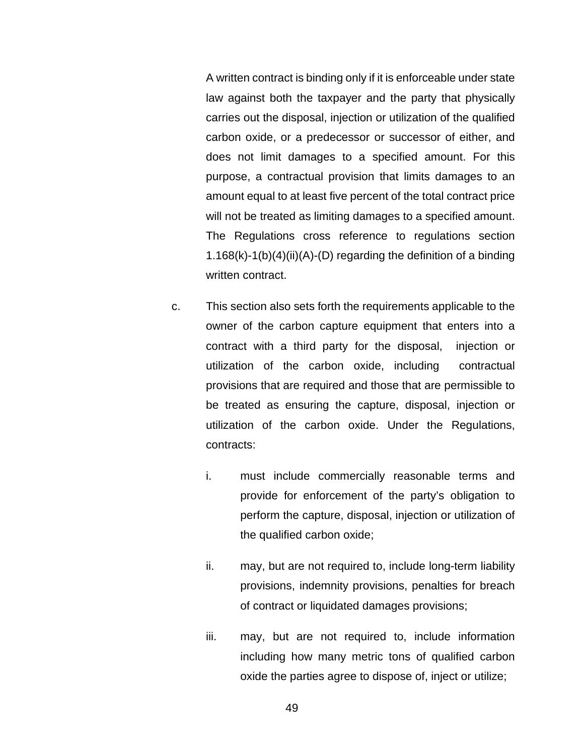A written contract is binding only if it is enforceable under state law against both the taxpayer and the party that physically carries out the disposal, injection or utilization of the qualified carbon oxide, or a predecessor or successor of either, and does not limit damages to a specified amount. For this purpose, a contractual provision that limits damages to an amount equal to at least five percent of the total contract price will not be treated as limiting damages to a specified amount. The Regulations cross reference to regulations section 1.168(k)-1(b)(4)(ii)(A)-(D) regarding the definition of a binding written contract.

c. This section also sets forth the requirements applicable to the owner of the carbon capture equipment that enters into a contract with a third party for the disposal, injection or utilization of the carbon oxide, including contractual provisions that are required and those that are permissible to be treated as ensuring the capture, disposal, injection or utilization of the carbon oxide. Under the Regulations, contracts:

   i. must include commercially reasonable terms and provide for enforcement of the party's obligation to perform the capture, disposal, injection or utilization of the qualified carbon oxide;

   ii. may, but are not required to, include long-term liability provisions, indemnity provisions, penalties for breach of contract or liquidated damages provisions;

   iii. may, but are not required to, include information including how many metric tons of qualified carbon oxide the parties agree to dispose of, inject or utilize;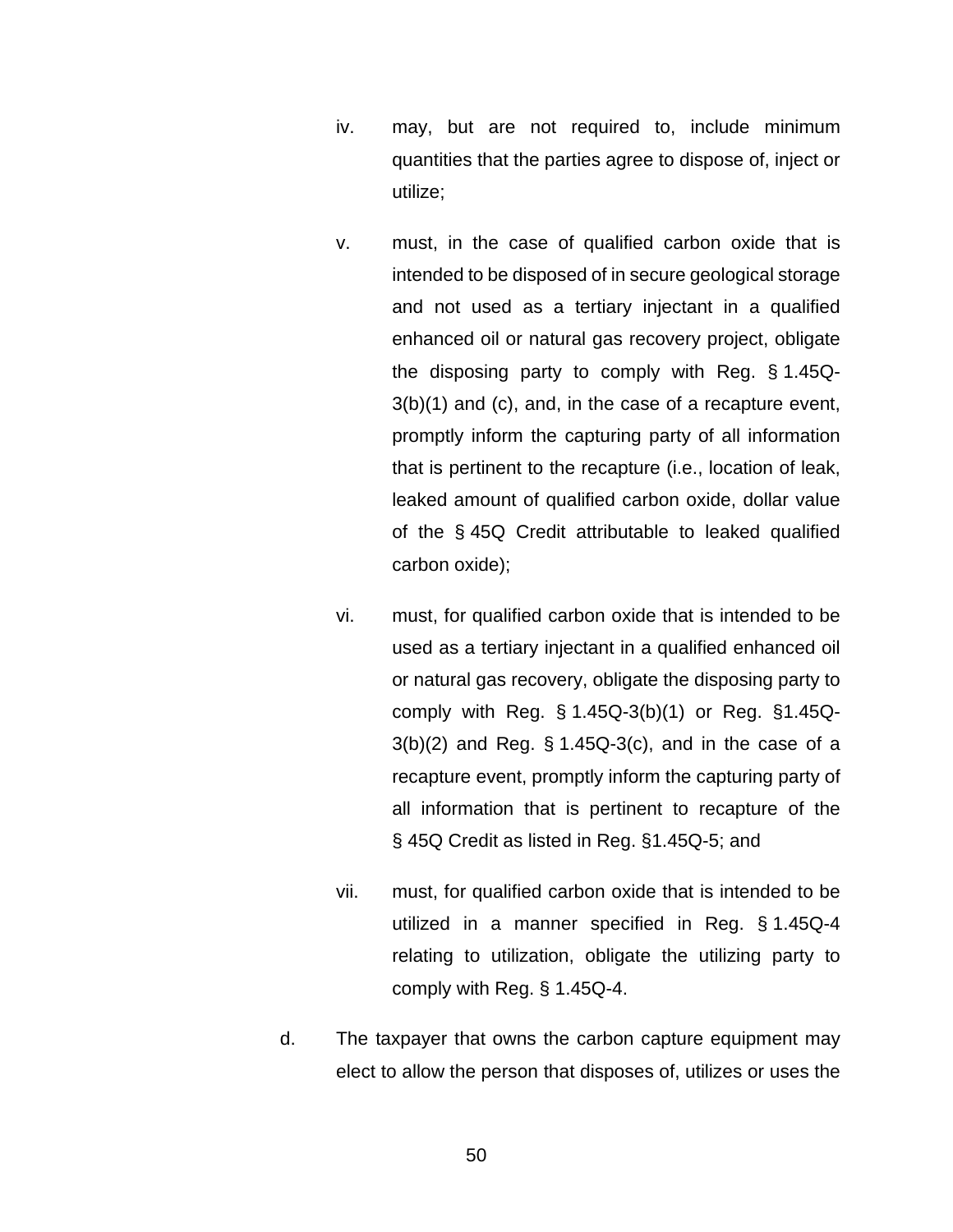iv. may, but are not required to, include minimum quantities that the parties agree to dispose of, inject or utilize;

v. must, in the case of qualified carbon oxide that is intended to be disposed of in secure geological storage and not used as a tertiary injectant in a qualified enhanced oil or natural gas recovery project, obligate the disposing party to comply with Reg. § 1.45Q-3(b)(1) and (c), and, in the case of a recapture event, promptly inform the capturing party of all information that is pertinent to the recapture (i.e., location of leak, leaked amount of qualified carbon oxide, dollar value of the § 45Q Credit attributable to leaked qualified carbon oxide);

vi. must, for qualified carbon oxide that is intended to be used as a tertiary injectant in a qualified enhanced oil or natural gas recovery, obligate the disposing party to comply with Reg. § 1.45Q-3(b)(1) or Reg. §1.45Q-3(b)(2) and Reg. § 1.45Q-3(c), and in the case of a recapture event, promptly inform the capturing party of all information that is pertinent to recapture of the § 45Q Credit as listed in Reg. §1.45Q-5; and

vii. must, for qualified carbon oxide that is intended to be utilized in a manner specified in Reg. § 1.45Q-4 relating to utilization, obligate the utilizing party to comply with Reg. § 1.45Q-4.

d. The taxpayer that owns the carbon capture equipment may elect to allow the person that disposes of, utilizes or uses the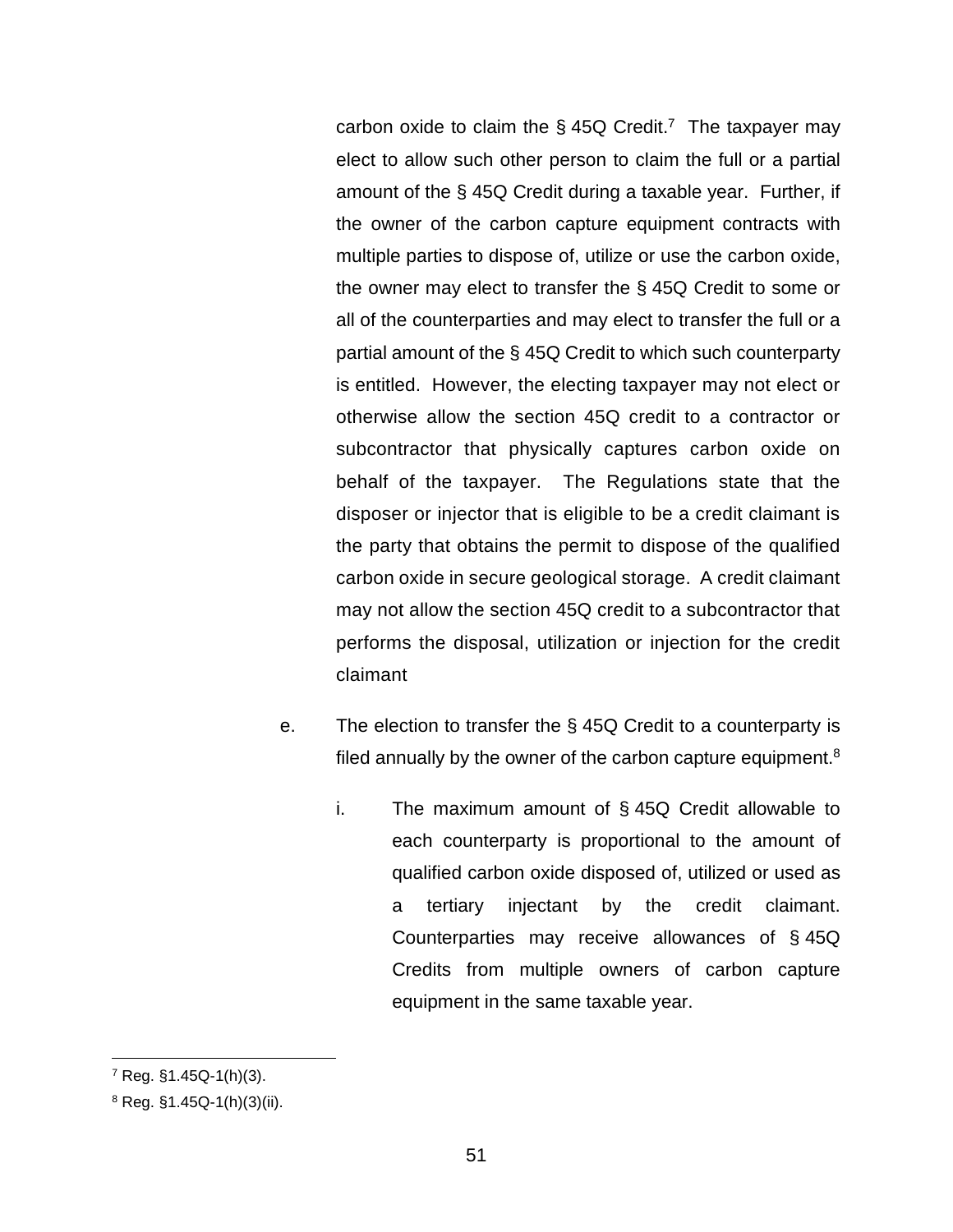carbon oxide to claim the § 45Q Credit.[7] The taxpayer may elect to allow such other person to claim the full or a partial amount of the § 45Q Credit during a taxable year. Further, if the owner of the carbon capture equipment contracts with multiple parties to dispose of, utilize or use the carbon oxide, the owner may elect to transfer the § 45Q Credit to some or all of the counterparties and may elect to transfer the full or a partial amount of the § 45Q Credit to which such counterparty is entitled. However, the electing taxpayer may not elect or otherwise allow the section 45Q credit to a contractor or subcontractor that physically captures carbon oxide on behalf of the taxpayer. The Regulations state that the disposer or injector that is eligible to be a credit claimant is the party that obtains the permit to dispose of the qualified carbon oxide in secure geological storage. A credit claimant may not allow the section 45Q credit to a subcontractor that performs the disposal, utilization or injection for the credit claimant

e. The election to transfer the § 45Q Credit to a counterparty is filed annually by the owner of the carbon capture equipment.[8]

   i. The maximum amount of § 45Q Credit allowable to each counterparty is proportional to the amount of qualified carbon oxide disposed of, utilized or used as a tertiary injectant by the credit claimant. Counterparties may receive allowances of § 45Q Credits from multiple owners of carbon capture equipment in the same taxable year.

---

[7] Reg. §1.45Q-1(h)(3).

[8] Reg. §1.45Q-1(h)(3)(ii).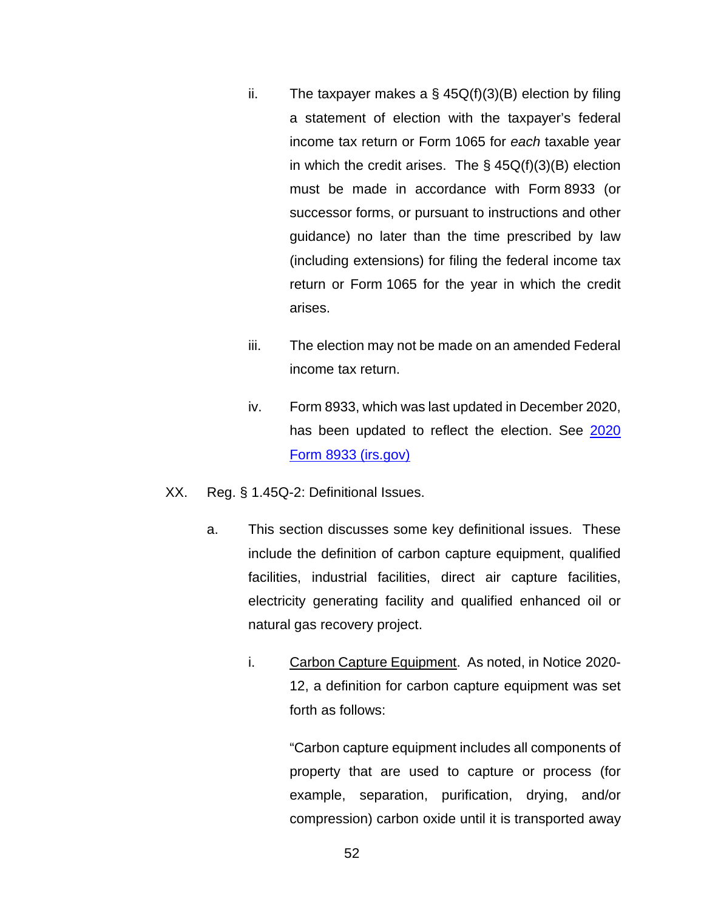ii. The taxpayer makes a § 45Q(f)(3)(B) election by filing a statement of election with the taxpayer's federal income tax return or Form 1065 for *each* taxable year in which the credit arises. The § 45Q(f)(3)(B) election must be made in accordance with Form 8933 (or successor forms, or pursuant to instructions and other guidance) no later than the time prescribed by law (including extensions) for filing the federal income tax return or Form 1065 for the year in which the credit arises.

iii. The election may not be made on an amended Federal income tax return.

iv. Form 8933, which was last updated in December 2020, has been updated to reflect the election. See [2020 Form 8933 (irs.gov)]

XX. Reg. § 1.45Q-2: Definitional Issues.

a. This section discusses some key definitional issues. These include the definition of carbon capture equipment, qualified facilities, industrial facilities, direct air capture facilities, electricity generating facility and qualified enhanced oil or natural gas recovery project.

i. Carbon Capture Equipment. As noted, in Notice 2020-12, a definition for carbon capture equipment was set forth as follows:

"Carbon capture equipment includes all components of property that are used to capture or process (for example, separation, purification, drying, and/or compression) carbon oxide until it is transported away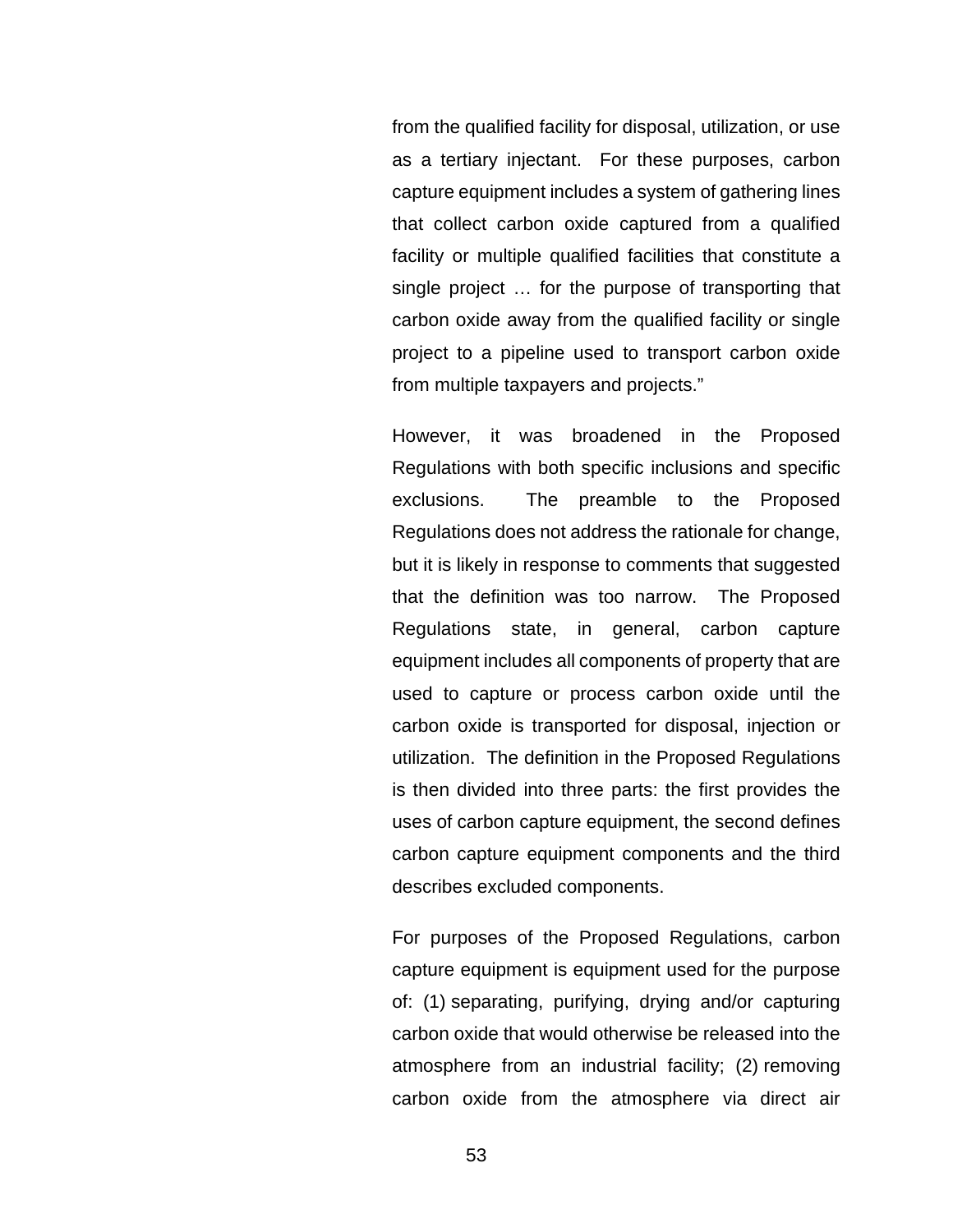from the qualified facility for disposal, utilization, or use as a tertiary injectant. For these purposes, carbon capture equipment includes a system of gathering lines that collect carbon oxide captured from a qualified facility or multiple qualified facilities that constitute a single project … for the purpose of transporting that carbon oxide away from the qualified facility or single project to a pipeline used to transport carbon oxide from multiple taxpayers and projects."

However, it was broadened in the Proposed Regulations with both specific inclusions and specific exclusions. The preamble to the Proposed Regulations does not address the rationale for change, but it is likely in response to comments that suggested that the definition was too narrow. The Proposed Regulations state, in general, carbon capture equipment includes all components of property that are used to capture or process carbon oxide until the carbon oxide is transported for disposal, injection or utilization. The definition in the Proposed Regulations is then divided into three parts: the first provides the uses of carbon capture equipment, the second defines carbon capture equipment components and the third describes excluded components.

For purposes of the Proposed Regulations, carbon capture equipment is equipment used for the purpose of: (1) separating, purifying, drying and/or capturing carbon oxide that would otherwise be released into the atmosphere from an industrial facility; (2) removing carbon oxide from the atmosphere via direct air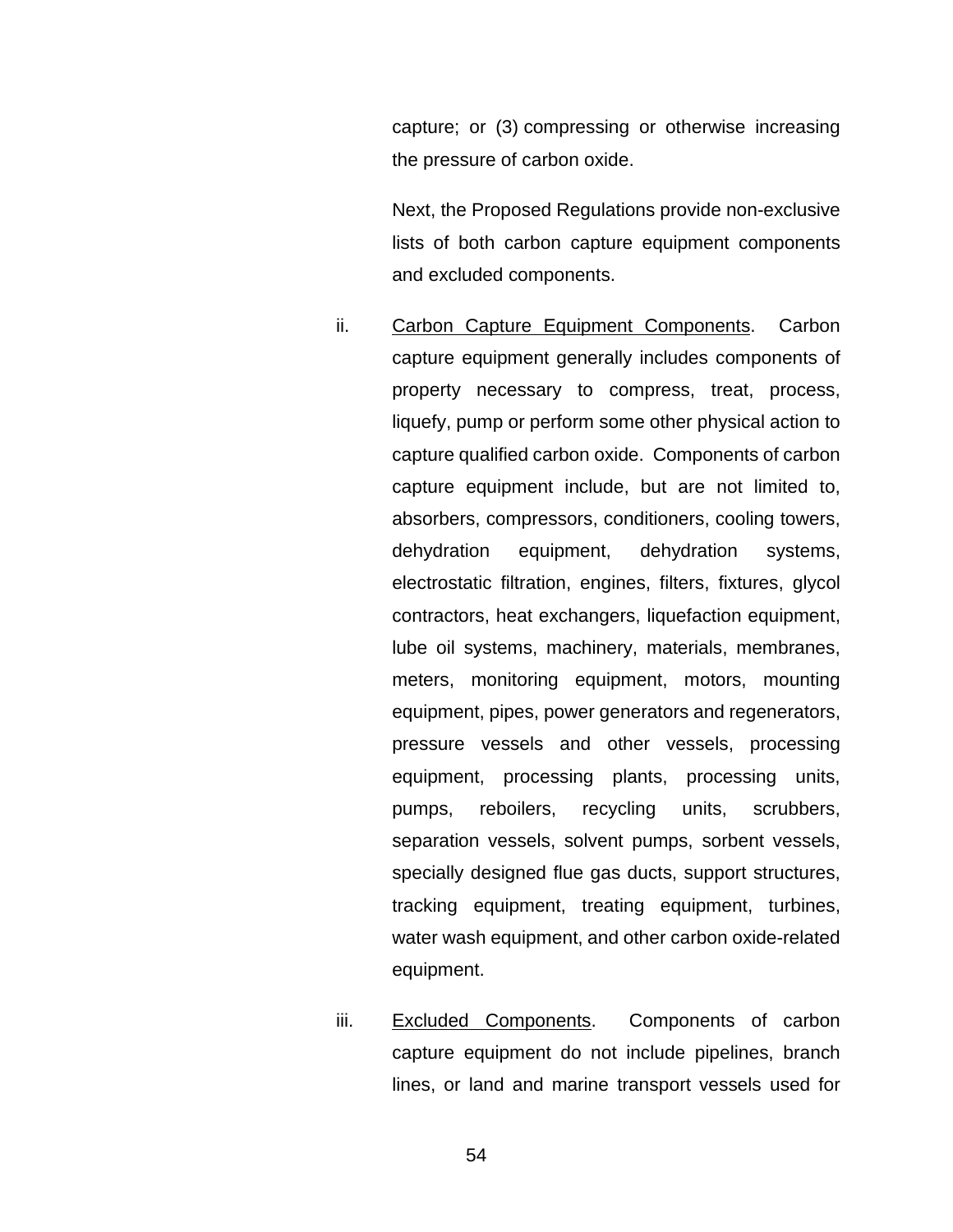capture; or (3) compressing or otherwise increasing the pressure of carbon oxide.

Next, the Proposed Regulations provide non-exclusive lists of both carbon capture equipment components and excluded components.

ii. <u>Carbon Capture Equipment Components</u>. Carbon capture equipment generally includes components of property necessary to compress, treat, process, liquefy, pump or perform some other physical action to capture qualified carbon oxide. Components of carbon capture equipment include, but are not limited to, absorbers, compressors, conditioners, cooling towers, dehydration equipment, dehydration systems, electrostatic filtration, engines, filters, fixtures, glycol contractors, heat exchangers, liquefaction equipment, lube oil systems, machinery, materials, membranes, meters, monitoring equipment, motors, mounting equipment, pipes, power generators and regenerators, pressure vessels and other vessels, processing equipment, processing plants, processing units, pumps, reboilers, recycling units, scrubbers, separation vessels, solvent pumps, sorbent vessels, specially designed flue gas ducts, support structures, tracking equipment, treating equipment, turbines, water wash equipment, and other carbon oxide-related equipment.

iii. <u>Excluded Components</u>. Components of carbon capture equipment do not include pipelines, branch lines, or land and marine transport vessels used for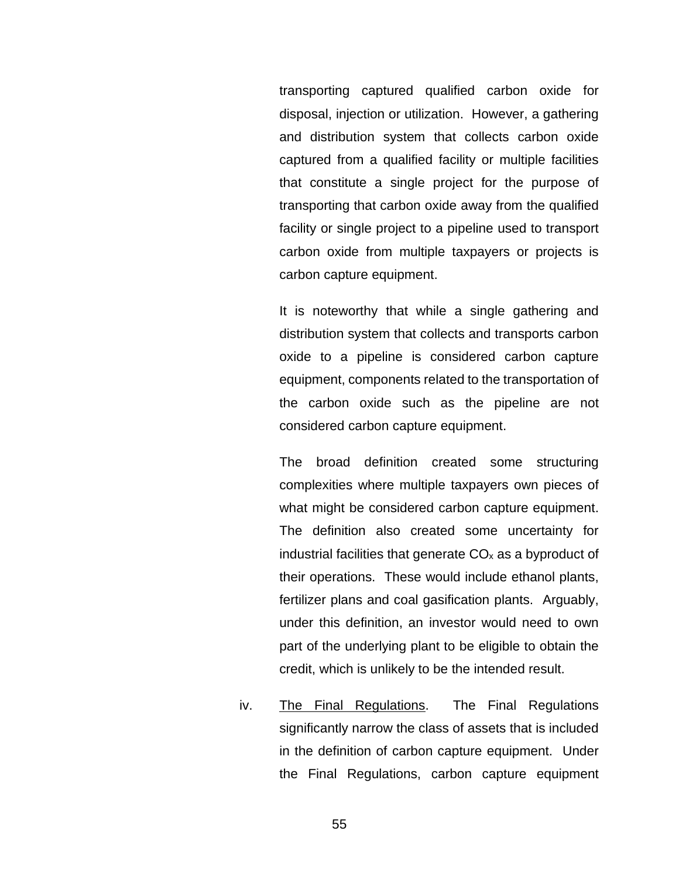transporting captured qualified carbon oxide for disposal, injection or utilization. However, a gathering and distribution system that collects carbon oxide captured from a qualified facility or multiple facilities that constitute a single project for the purpose of transporting that carbon oxide away from the qualified facility or single project to a pipeline used to transport carbon oxide from multiple taxpayers or projects is carbon capture equipment.

It is noteworthy that while a single gathering and distribution system that collects and transports carbon oxide to a pipeline is considered carbon capture equipment, components related to the transportation of the carbon oxide such as the pipeline are not considered carbon capture equipment.

The broad definition created some structuring complexities where multiple taxpayers own pieces of what might be considered carbon capture equipment. The definition also created some uncertainty for industrial facilities that generate $CO_x$ as a byproduct of their operations. These would include ethanol plants, fertilizer plans and coal gasification plants. Arguably, under this definition, an investor would need to own part of the underlying plant to be eligible to obtain the credit, which is unlikely to be the intended result.

iv. The Final Regulations. The Final Regulations significantly narrow the class of assets that is included in the definition of carbon capture equipment. Under the Final Regulations, carbon capture equipment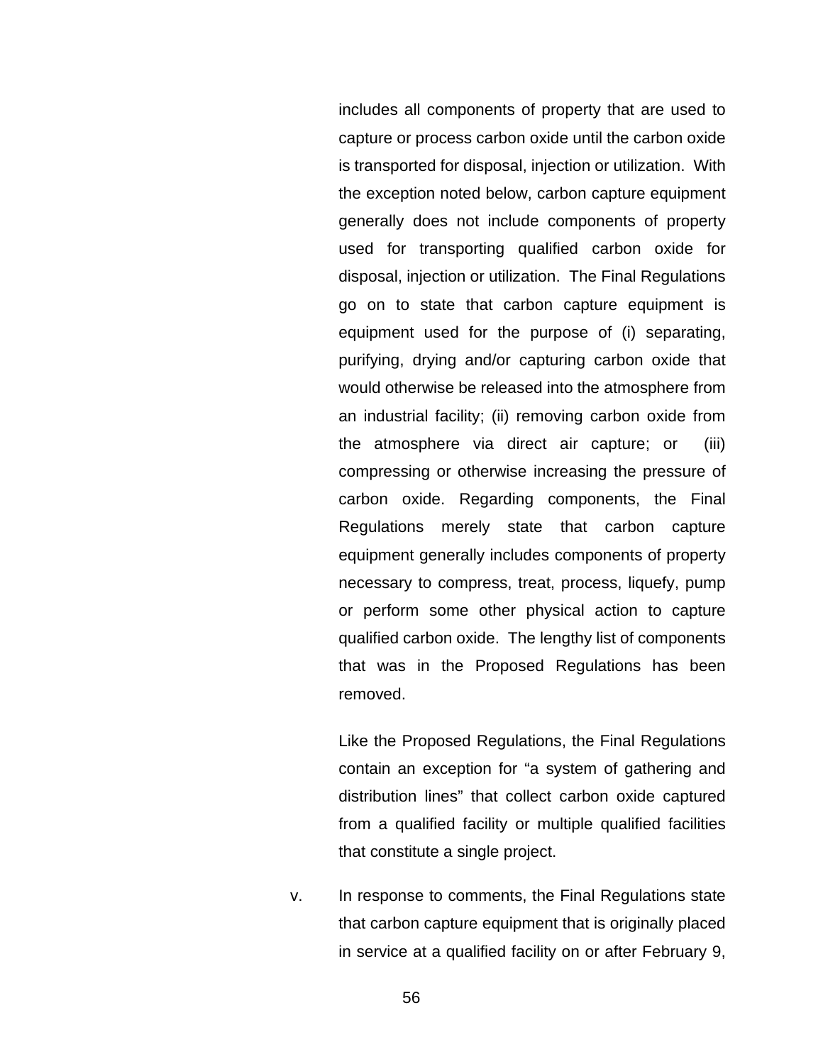includes all components of property that are used to capture or process carbon oxide until the carbon oxide is transported for disposal, injection or utilization. With the exception noted below, carbon capture equipment generally does not include components of property used for transporting qualified carbon oxide for disposal, injection or utilization. The Final Regulations go on to state that carbon capture equipment is equipment used for the purpose of (i) separating, purifying, drying and/or capturing carbon oxide that would otherwise be released into the atmosphere from an industrial facility; (ii) removing carbon oxide from the atmosphere via direct air capture; or (iii) compressing or otherwise increasing the pressure of carbon oxide. Regarding components, the Final Regulations merely state that carbon capture equipment generally includes components of property necessary to compress, treat, process, liquefy, pump or perform some other physical action to capture qualified carbon oxide. The lengthy list of components that was in the Proposed Regulations has been removed.

Like the Proposed Regulations, the Final Regulations contain an exception for "a system of gathering and distribution lines" that collect carbon oxide captured from a qualified facility or multiple qualified facilities that constitute a single project.

v. In response to comments, the Final Regulations state that carbon capture equipment that is originally placed in service at a qualified facility on or after February 9,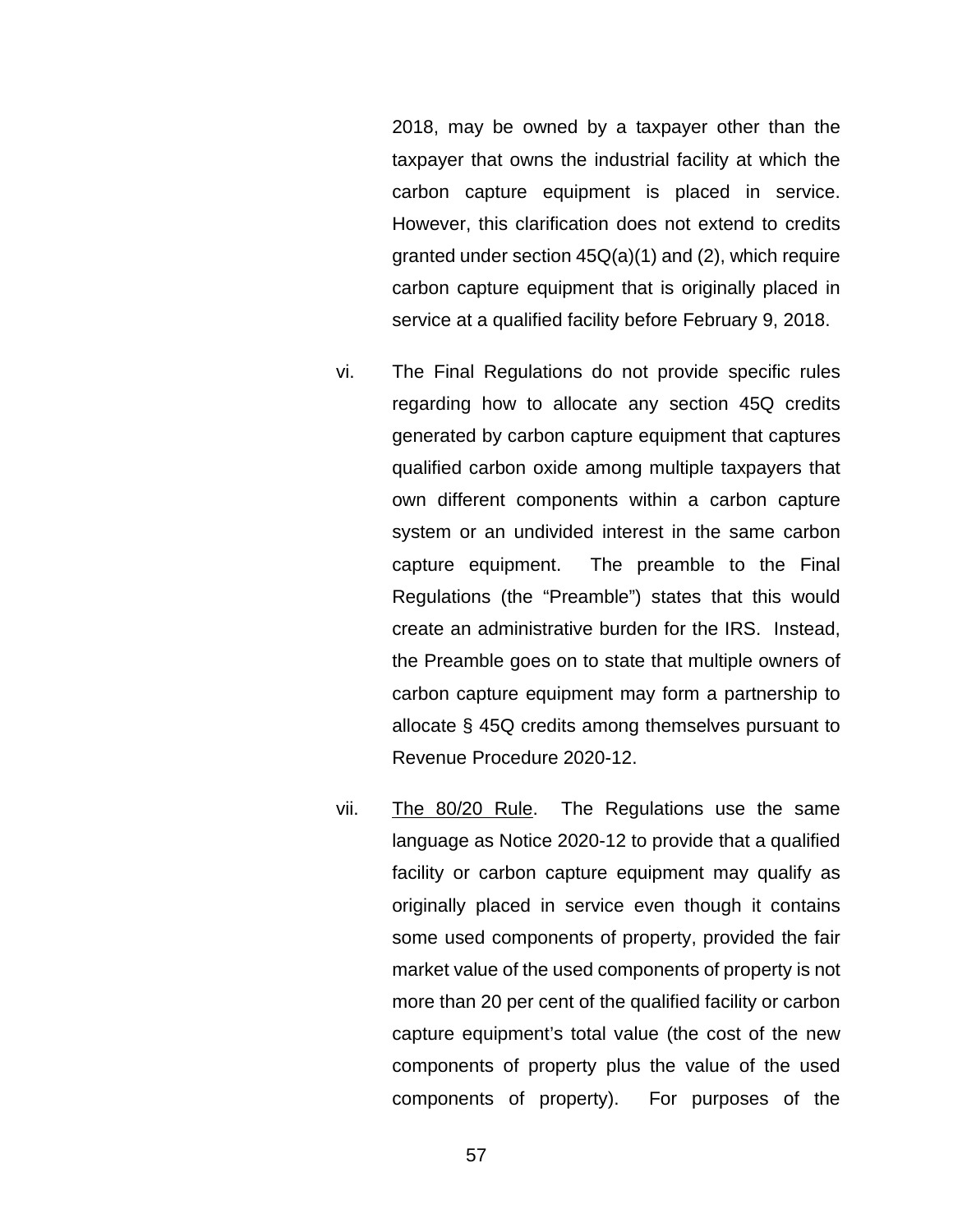2018, may be owned by a taxpayer other than the taxpayer that owns the industrial facility at which the carbon capture equipment is placed in service. However, this clarification does not extend to credits granted under section 45Q(a)(1) and (2), which require carbon capture equipment that is originally placed in service at a qualified facility before February 9, 2018.

vi. The Final Regulations do not provide specific rules regarding how to allocate any section 45Q credits generated by carbon capture equipment that captures qualified carbon oxide among multiple taxpayers that own different components within a carbon capture system or an undivided interest in the same carbon capture equipment. The preamble to the Final Regulations (the "Preamble") states that this would create an administrative burden for the IRS. Instead, the Preamble goes on to state that multiple owners of carbon capture equipment may form a partnership to allocate § 45Q credits among themselves pursuant to Revenue Procedure 2020-12.

vii. <u>The 80/20 Rule</u>. The Regulations use the same language as Notice 2020-12 to provide that a qualified facility or carbon capture equipment may qualify as originally placed in service even though it contains some used components of property, provided the fair market value of the used components of property is not more than 20 per cent of the qualified facility or carbon capture equipment's total value (the cost of the new components of property plus the value of the used components of property). For purposes of the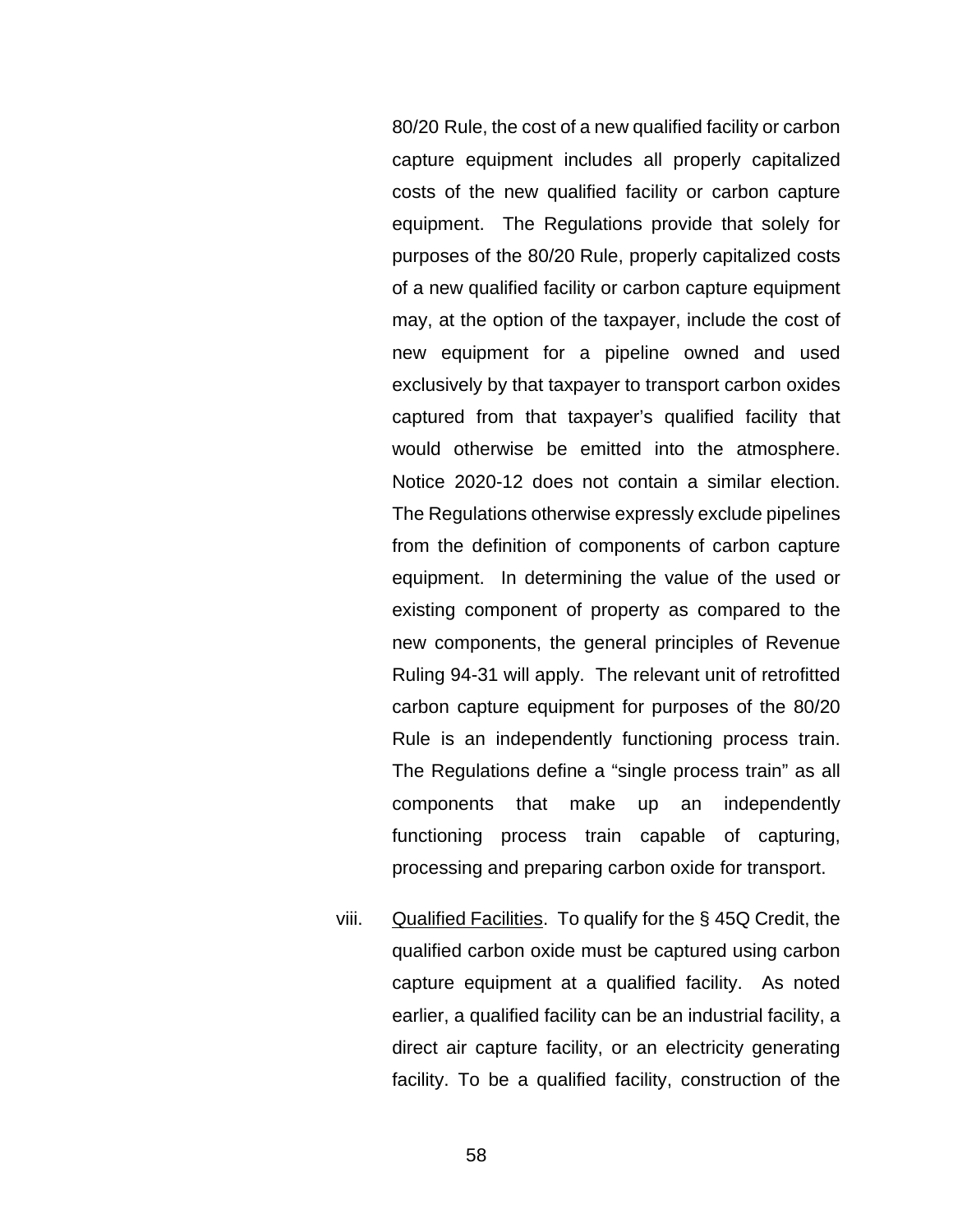80/20 Rule, the cost of a new qualified facility or carbon capture equipment includes all properly capitalized costs of the new qualified facility or carbon capture equipment. The Regulations provide that solely for purposes of the 80/20 Rule, properly capitalized costs of a new qualified facility or carbon capture equipment may, at the option of the taxpayer, include the cost of new equipment for a pipeline owned and used exclusively by that taxpayer to transport carbon oxides captured from that taxpayer's qualified facility that would otherwise be emitted into the atmosphere. Notice 2020-12 does not contain a similar election. The Regulations otherwise expressly exclude pipelines from the definition of components of carbon capture equipment. In determining the value of the used or existing component of property as compared to the new components, the general principles of Revenue Ruling 94-31 will apply. The relevant unit of retrofitted carbon capture equipment for purposes of the 80/20 Rule is an independently functioning process train. The Regulations define a "single process train" as all components that make up an independently functioning process train capable of capturing, processing and preparing carbon oxide for transport.

viii. <u>Qualified Facilities</u>. To qualify for the § 45Q Credit, the qualified carbon oxide must be captured using carbon capture equipment at a qualified facility. As noted earlier, a qualified facility can be an industrial facility, a direct air capture facility, or an electricity generating facility. To be a qualified facility, construction of the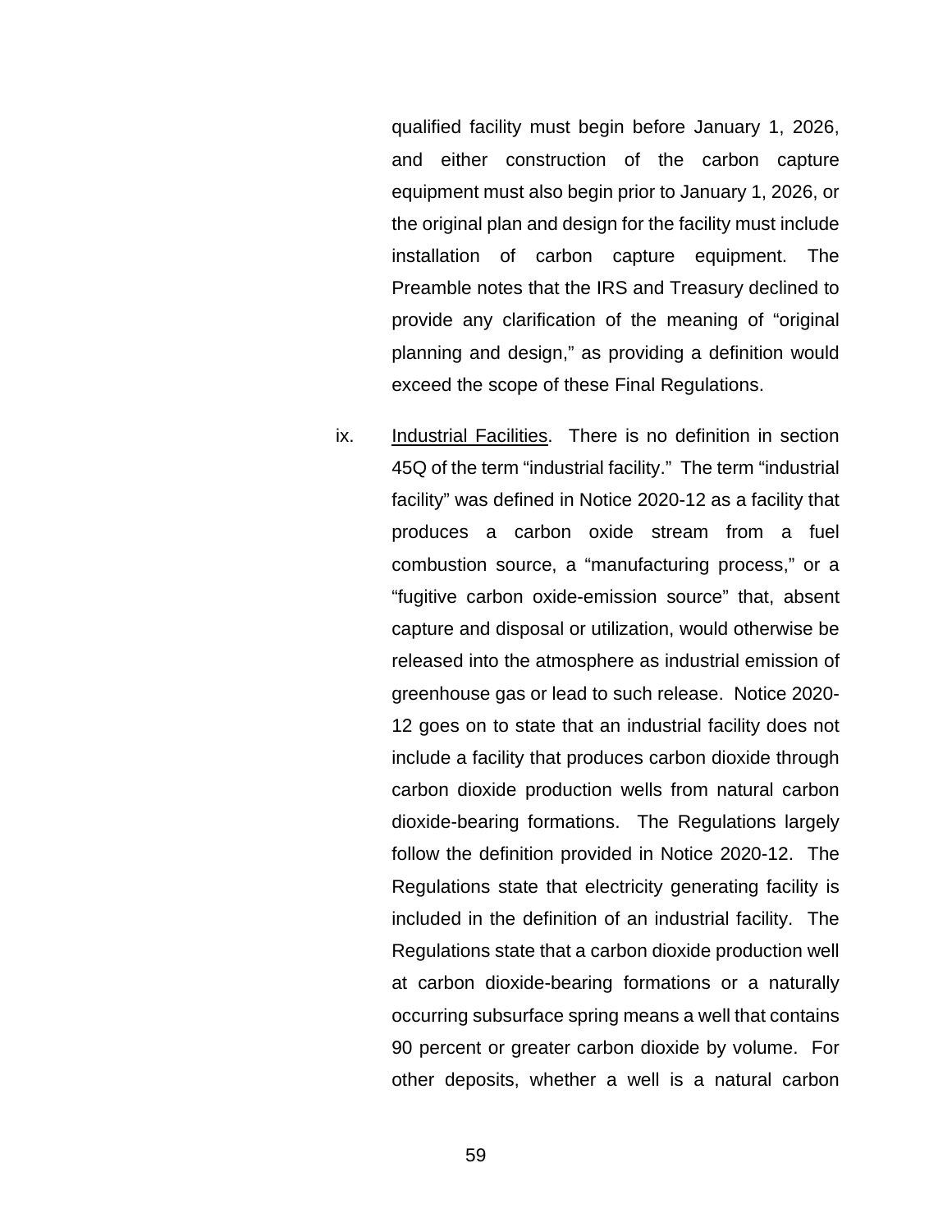qualified facility must begin before January 1, 2026, and either construction of the carbon capture equipment must also begin prior to January 1, 2026, or the original plan and design for the facility must include installation of carbon capture equipment. The Preamble notes that the IRS and Treasury declined to provide any clarification of the meaning of "original planning and design," as providing a definition would exceed the scope of these Final Regulations.

ix. Industrial Facilities. There is no definition in section 45Q of the term "industrial facility." The term "industrial facility" was defined in Notice 2020-12 as a facility that produces a carbon oxide stream from a fuel combustion source, a "manufacturing process," or a "fugitive carbon oxide-emission source" that, absent capture and disposal or utilization, would otherwise be released into the atmosphere as industrial emission of greenhouse gas or lead to such release. Notice 2020-12 goes on to state that an industrial facility does not include a facility that produces carbon dioxide through carbon dioxide production wells from natural carbon dioxide-bearing formations. The Regulations largely follow the definition provided in Notice 2020-12. The Regulations state that electricity generating facility is included in the definition of an industrial facility. The Regulations state that a carbon dioxide production well at carbon dioxide-bearing formations or a naturally occurring subsurface spring means a well that contains 90 percent or greater carbon dioxide by volume. For other deposits, whether a well is a natural carbon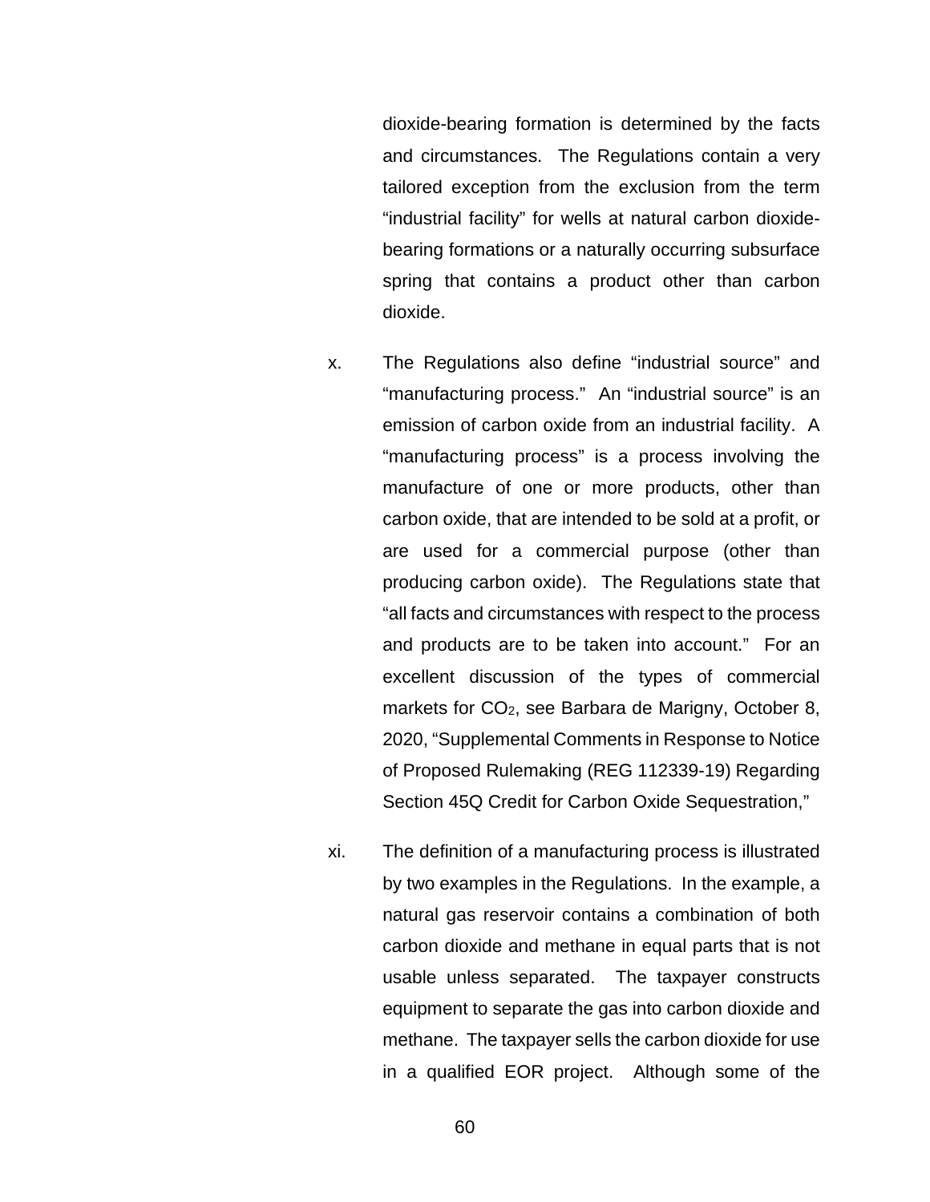dioxide-bearing formation is determined by the facts and circumstances. The Regulations contain a very tailored exception from the exclusion from the term "industrial facility" for wells at natural carbon dioxide-bearing formations or a naturally occurring subsurface spring that contains a product other than carbon dioxide.

x. The Regulations also define "industrial source" and "manufacturing process." An "industrial source" is an emission of carbon oxide from an industrial facility. A "manufacturing process" is a process involving the manufacture of one or more products, other than carbon oxide, that are intended to be sold at a profit, or are used for a commercial purpose (other than producing carbon oxide). The Regulations state that "all facts and circumstances with respect to the process and products are to be taken into account." For an excellent discussion of the types of commercial markets for $CO_2$, see Barbara de Marigny, October 8, 2020, "Supplemental Comments in Response to Notice of Proposed Rulemaking (REG 112339-19) Regarding Section 45Q Credit for Carbon Oxide Sequestration,"

xi. The definition of a manufacturing process is illustrated by two examples in the Regulations. In the example, a natural gas reservoir contains a combination of both carbon dioxide and methane in equal parts that is not usable unless separated. The taxpayer constructs equipment to separate the gas into carbon dioxide and methane. The taxpayer sells the carbon dioxide for use in a qualified EOR project. Although some of the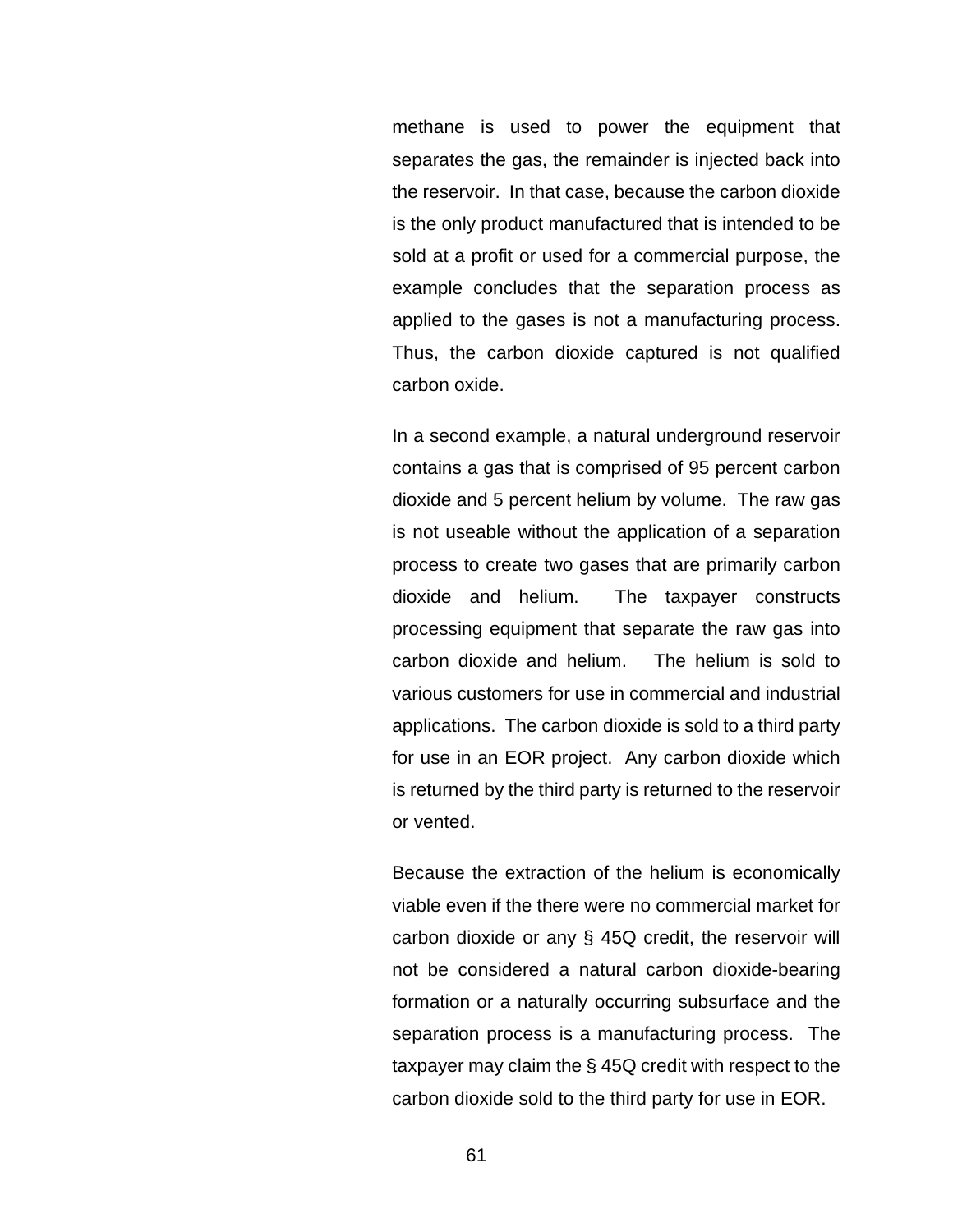methane is used to power the equipment that separates the gas, the remainder is injected back into the reservoir. In that case, because the carbon dioxide is the only product manufactured that is intended to be sold at a profit or used for a commercial purpose, the example concludes that the separation process as applied to the gases is not a manufacturing process. Thus, the carbon dioxide captured is not qualified carbon oxide.

In a second example, a natural underground reservoir contains a gas that is comprised of 95 percent carbon dioxide and 5 percent helium by volume. The raw gas is not useable without the application of a separation process to create two gases that are primarily carbon dioxide and helium. The taxpayer constructs processing equipment that separate the raw gas into carbon dioxide and helium. The helium is sold to various customers for use in commercial and industrial applications. The carbon dioxide is sold to a third party for use in an EOR project. Any carbon dioxide which is returned by the third party is returned to the reservoir or vented.

Because the extraction of the helium is economically viable even if the there were no commercial market for carbon dioxide or any § 45Q credit, the reservoir will not be considered a natural carbon dioxide-bearing formation or a naturally occurring subsurface and the separation process is a manufacturing process. The taxpayer may claim the § 45Q credit with respect to the carbon dioxide sold to the third party for use in EOR.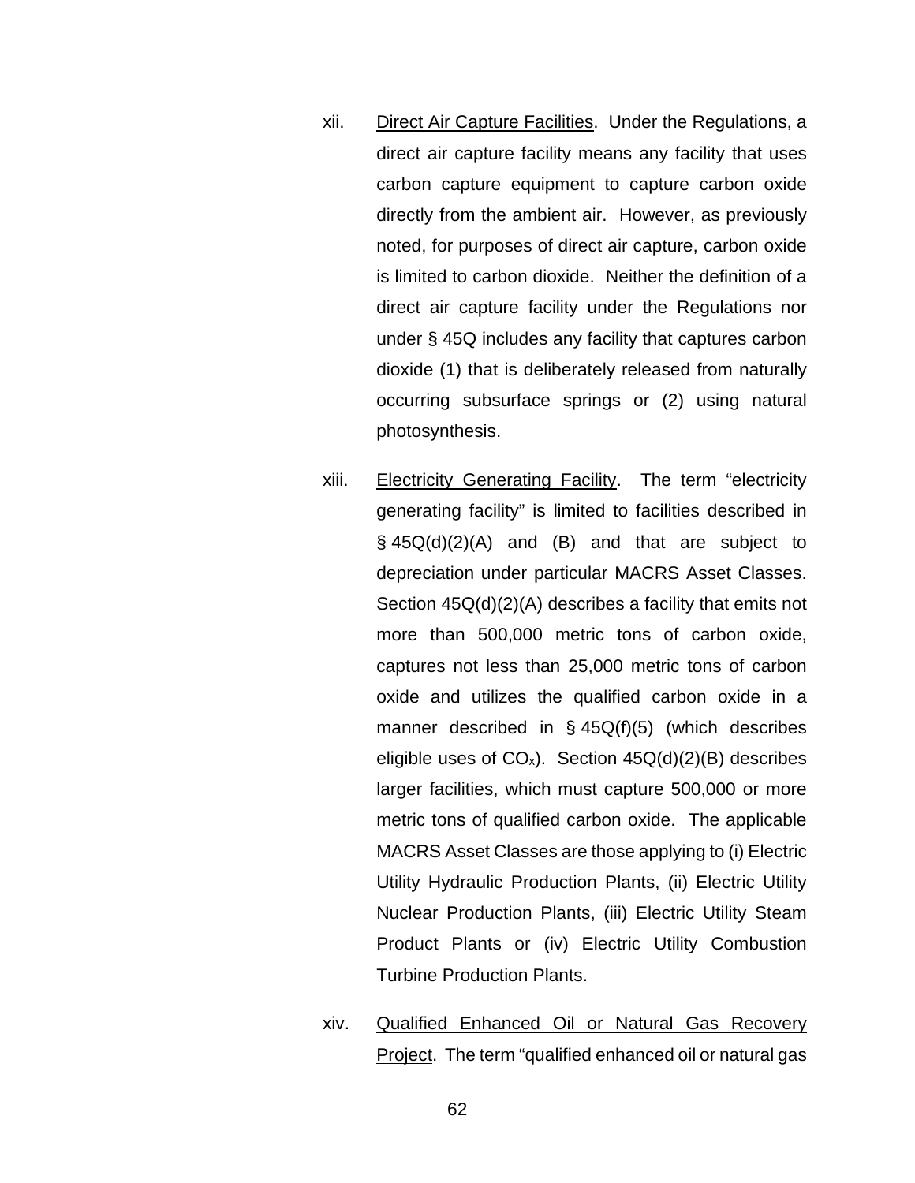xii. Direct Air Capture Facilities. Under the Regulations, a direct air capture facility means any facility that uses carbon capture equipment to capture carbon oxide directly from the ambient air. However, as previously noted, for purposes of direct air capture, carbon oxide is limited to carbon dioxide. Neither the definition of a direct air capture facility under the Regulations nor under § 45Q includes any facility that captures carbon dioxide (1) that is deliberately released from naturally occurring subsurface springs or (2) using natural photosynthesis.

xiii. Electricity Generating Facility. The term "electricity generating facility" is limited to facilities described in § 45Q(d)(2)(A) and (B) and that are subject to depreciation under particular MACRS Asset Classes. Section 45Q(d)(2)(A) describes a facility that emits not more than 500,000 metric tons of carbon oxide, captures not less than 25,000 metric tons of carbon oxide and utilizes the qualified carbon oxide in a manner described in § 45Q(f)(5) (which describes eligible uses of $CO_x$). Section 45Q(d)(2)(B) describes larger facilities, which must capture 500,000 or more metric tons of qualified carbon oxide. The applicable MACRS Asset Classes are those applying to (i) Electric Utility Hydraulic Production Plants, (ii) Electric Utility Nuclear Production Plants, (iii) Electric Utility Steam Product Plants or (iv) Electric Utility Combustion Turbine Production Plants.

xiv. Qualified Enhanced Oil or Natural Gas Recovery Project. The term "qualified enhanced oil or natural gas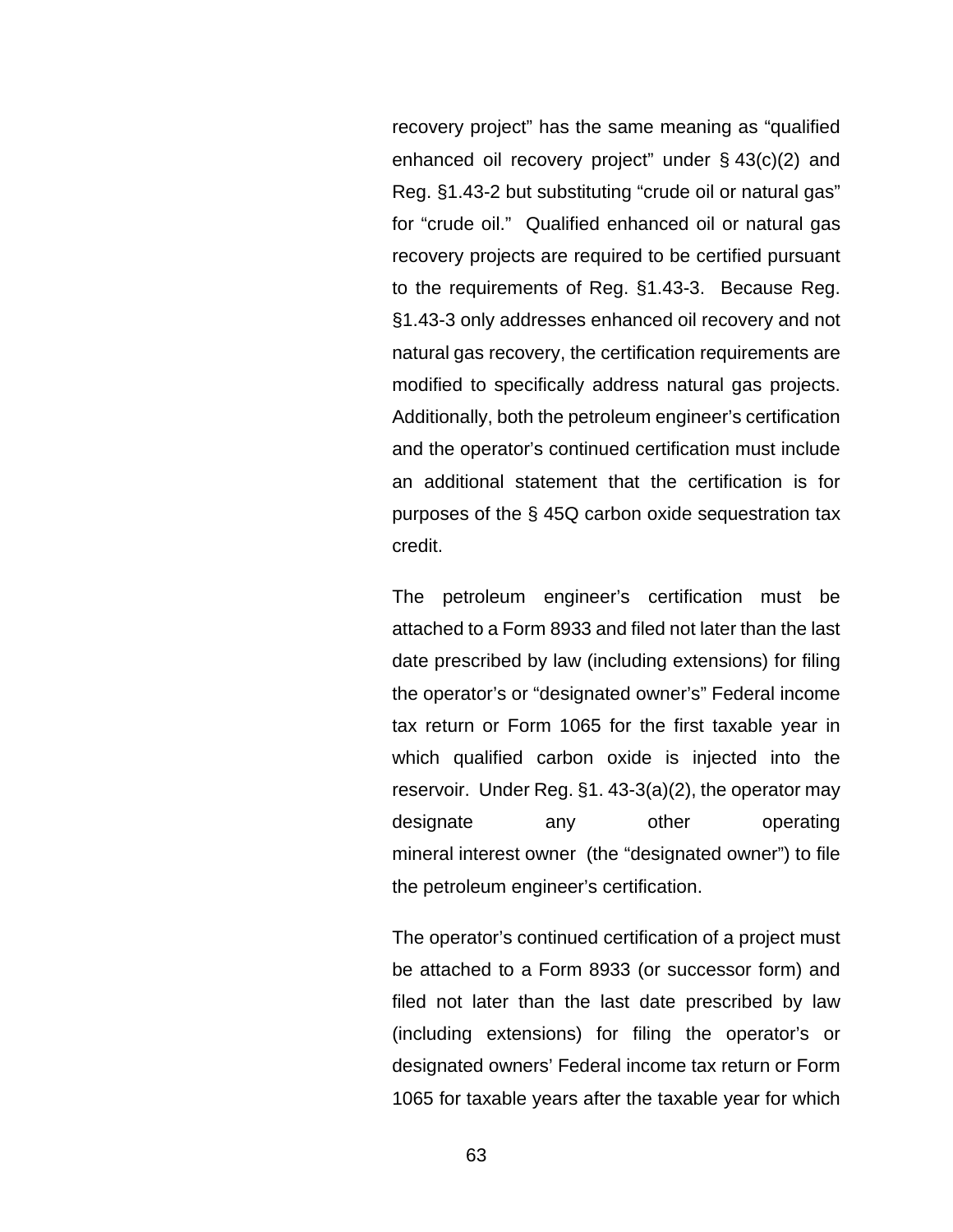recovery project" has the same meaning as "qualified enhanced oil recovery project" under § 43(c)(2) and Reg. §1.43-2 but substituting "crude oil or natural gas" for "crude oil." Qualified enhanced oil or natural gas recovery projects are required to be certified pursuant to the requirements of Reg. §1.43-3. Because Reg. §1.43-3 only addresses enhanced oil recovery and not natural gas recovery, the certification requirements are modified to specifically address natural gas projects. Additionally, both the petroleum engineer's certification and the operator's continued certification must include an additional statement that the certification is for purposes of the § 45Q carbon oxide sequestration tax credit.

The petroleum engineer's certification must be attached to a Form 8933 and filed not later than the last date prescribed by law (including extensions) for filing the operator's or "designated owner's" Federal income tax return or Form 1065 for the first taxable year in which qualified carbon oxide is injected into the reservoir. Under Reg. §1. 43-3(a)(2), the operator may designate any other operating mineral interest owner (the "designated owner") to file the petroleum engineer's certification.

The operator's continued certification of a project must be attached to a Form 8933 (or successor form) and filed not later than the last date prescribed by law (including extensions) for filing the operator's or designated owners' Federal income tax return or Form 1065 for taxable years after the taxable year for which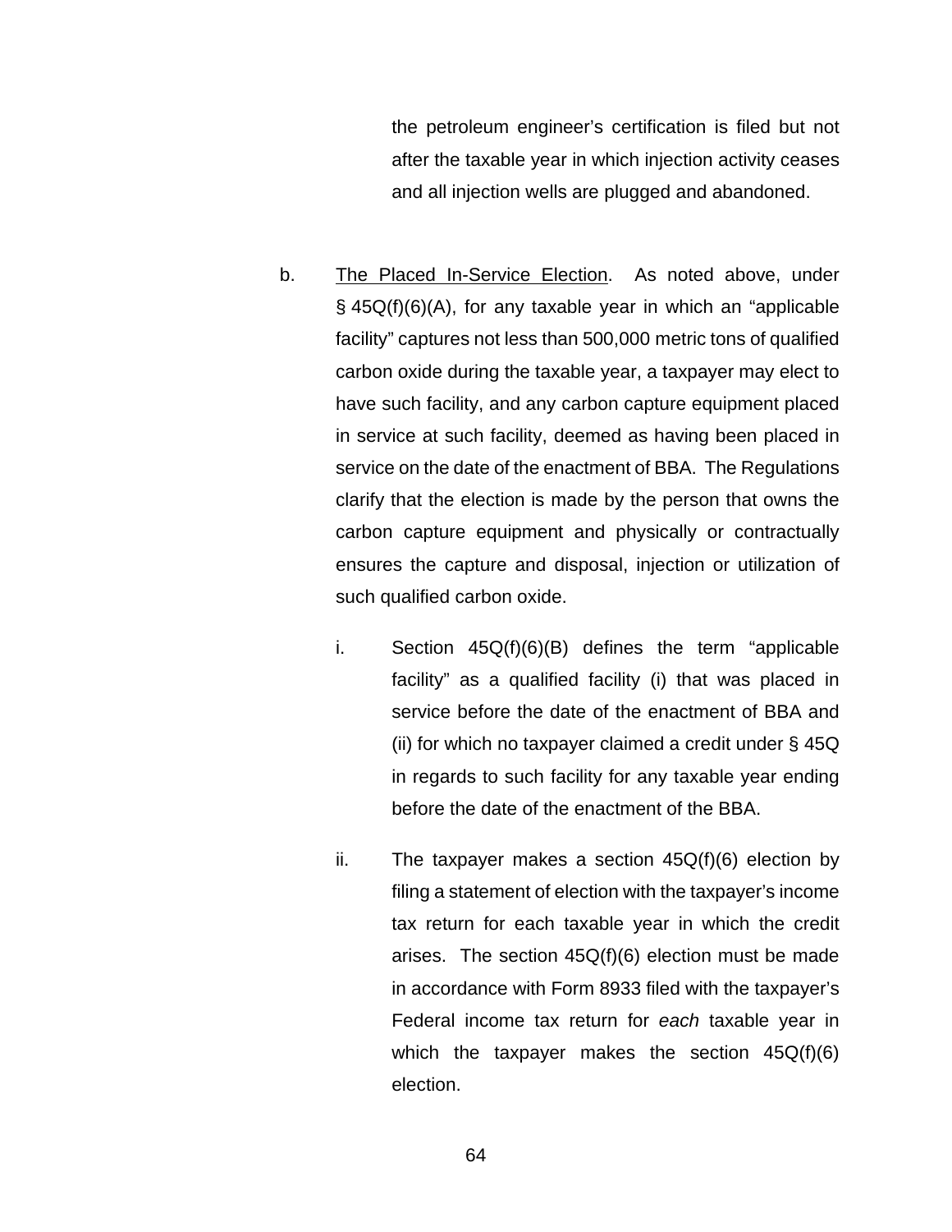the petroleum engineer's certification is filed but not after the taxable year in which injection activity ceases and all injection wells are plugged and abandoned.

b. The Placed In-Service Election. As noted above, under § 45Q(f)(6)(A), for any taxable year in which an "applicable facility" captures not less than 500,000 metric tons of qualified carbon oxide during the taxable year, a taxpayer may elect to have such facility, and any carbon capture equipment placed in service at such facility, deemed as having been placed in service on the date of the enactment of BBA. The Regulations clarify that the election is made by the person that owns the carbon capture equipment and physically or contractually ensures the capture and disposal, injection or utilization of such qualified carbon oxide.

   i. Section 45Q(f)(6)(B) defines the term "applicable facility" as a qualified facility (i) that was placed in service before the date of the enactment of BBA and (ii) for which no taxpayer claimed a credit under § 45Q in regards to such facility for any taxable year ending before the date of the enactment of the BBA.

   ii. The taxpayer makes a section 45Q(f)(6) election by filing a statement of election with the taxpayer's income tax return for each taxable year in which the credit arises. The section 45Q(f)(6) election must be made in accordance with Form 8933 filed with the taxpayer's Federal income tax return for *each* taxable year in which the taxpayer makes the section 45Q(f)(6) election.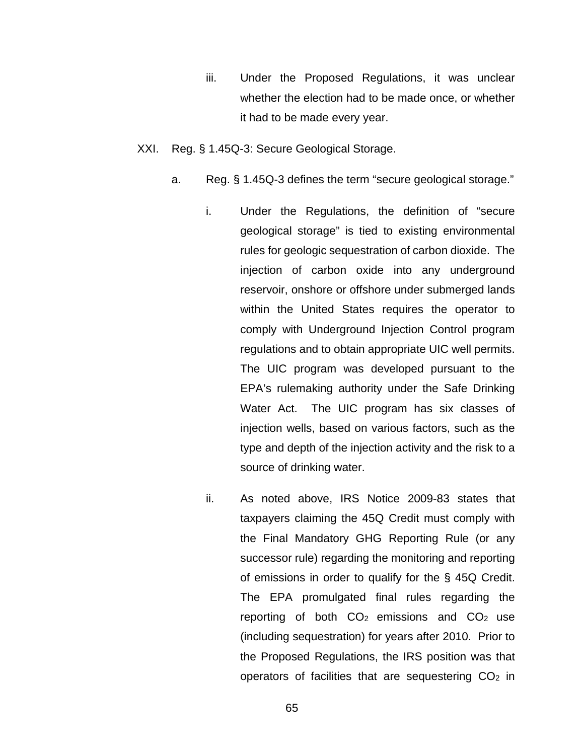iii. Under the Proposed Regulations, it was unclear whether the election had to be made once, or whether it had to be made every year.

XXI. Reg. § 1.45Q-3: Secure Geological Storage.

a. Reg. § 1.45Q-3 defines the term "secure geological storage."

i. Under the Regulations, the definition of "secure geological storage" is tied to existing environmental rules for geologic sequestration of carbon dioxide. The injection of carbon oxide into any underground reservoir, onshore or offshore under submerged lands within the United States requires the operator to comply with Underground Injection Control program regulations and to obtain appropriate UIC well permits. The UIC program was developed pursuant to the EPA's rulemaking authority under the Safe Drinking Water Act. The UIC program has six classes of injection wells, based on various factors, such as the type and depth of the injection activity and the risk to a source of drinking water.

ii. As noted above, IRS Notice 2009-83 states that taxpayers claiming the 45Q Credit must comply with the Final Mandatory GHG Reporting Rule (or any successor rule) regarding the monitoring and reporting of emissions in order to qualify for the § 45Q Credit. The EPA promulgated final rules regarding the reporting of both $CO_2$ emissions and $CO_2$ use (including sequestration) for years after 2010. Prior to the Proposed Regulations, the IRS position was that operators of facilities that are sequestering $CO_2$ in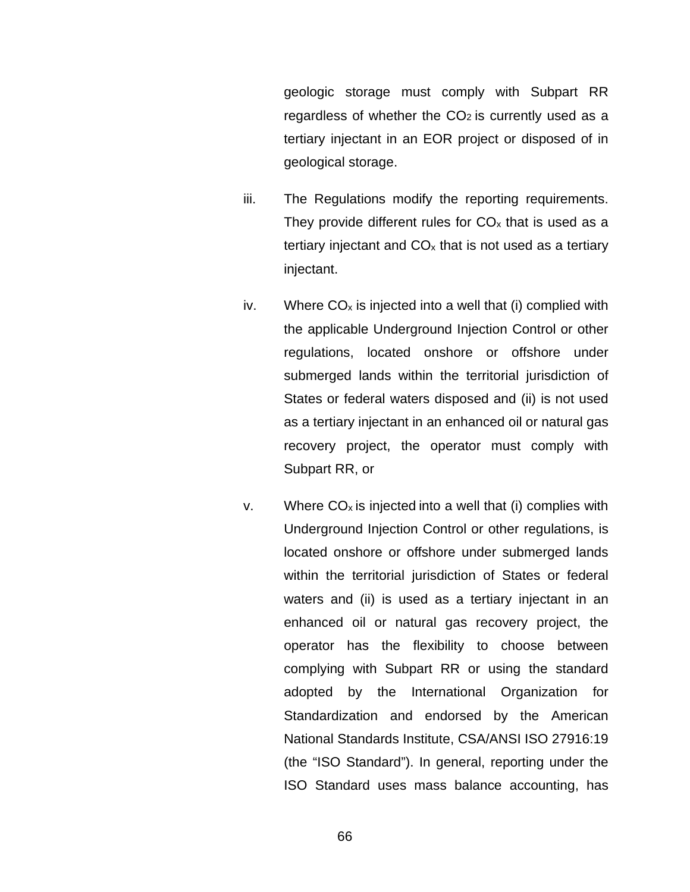geologic storage must comply with Subpart RR regardless of whether the $CO_2$ is currently used as a tertiary injectant in an EOR project or disposed of in geological storage.

iii. The Regulations modify the reporting requirements. They provide different rules for $CO_x$ that is used as a tertiary injectant and $CO_x$ that is not used as a tertiary injectant.

iv. Where $CO_x$ is injected into a well that (i) complied with the applicable Underground Injection Control or other regulations, located onshore or offshore under submerged lands within the territorial jurisdiction of States or federal waters disposed and (ii) is not used as a tertiary injectant in an enhanced oil or natural gas recovery project, the operator must comply with Subpart RR, or

v. Where $CO_x$ is injected into a well that (i) complies with Underground Injection Control or other regulations, is located onshore or offshore under submerged lands within the territorial jurisdiction of States or federal waters and (ii) is used as a tertiary injectant in an enhanced oil or natural gas recovery project, the operator has the flexibility to choose between complying with Subpart RR or using the standard adopted by the International Organization for Standardization and endorsed by the American National Standards Institute, CSA/ANSI ISO 27916:19 (the "ISO Standard"). In general, reporting under the ISO Standard uses mass balance accounting, has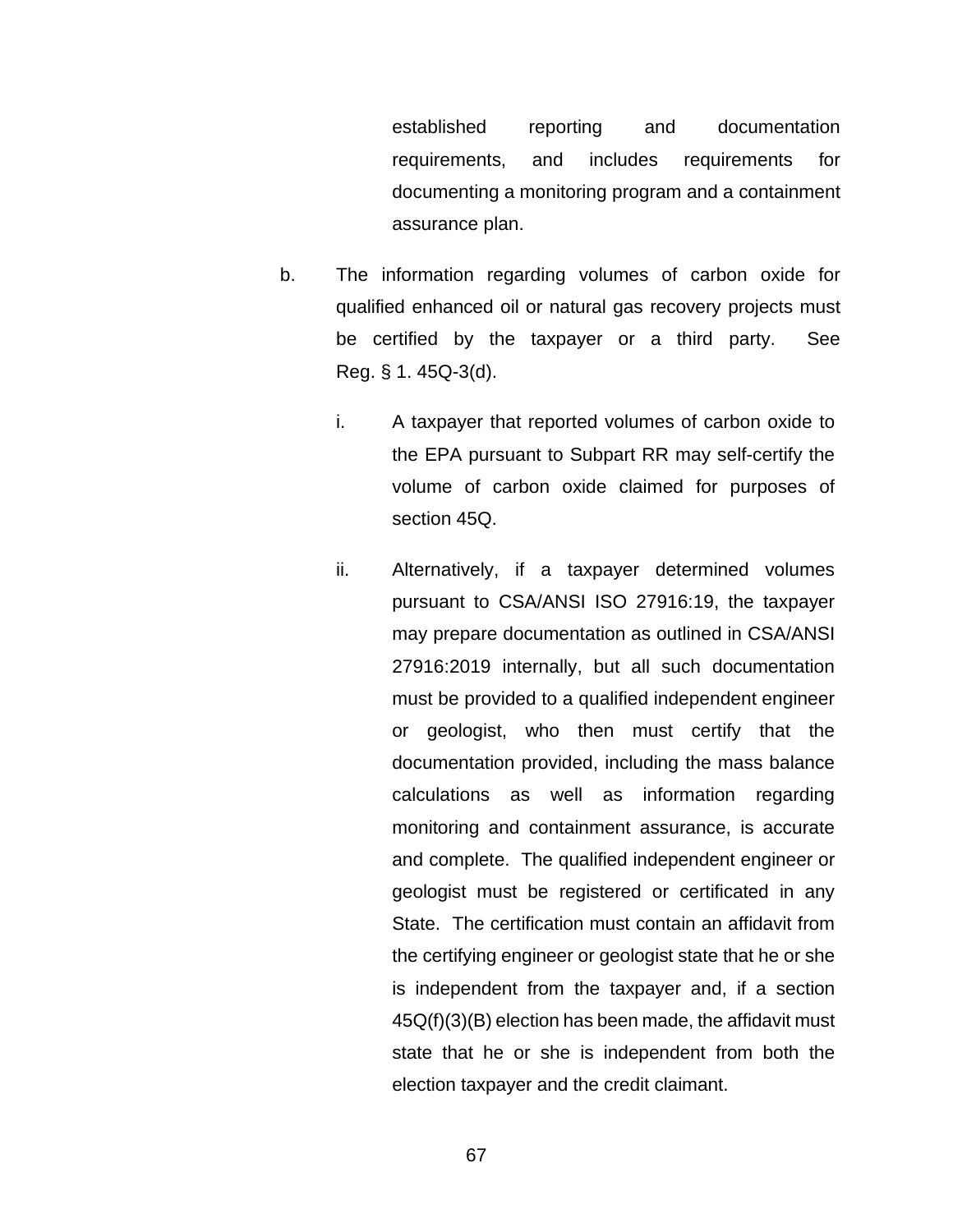established reporting and documentation requirements, and includes requirements for documenting a monitoring program and a containment assurance plan.

b. The information regarding volumes of carbon oxide for qualified enhanced oil or natural gas recovery projects must be certified by the taxpayer or a third party. See Reg. § 1. 45Q-3(d).

   i. A taxpayer that reported volumes of carbon oxide to the EPA pursuant to Subpart RR may self-certify the volume of carbon oxide claimed for purposes of section 45Q.

   ii. Alternatively, if a taxpayer determined volumes pursuant to CSA/ANSI ISO 27916:19, the taxpayer may prepare documentation as outlined in CSA/ANSI 27916:2019 internally, but all such documentation must be provided to a qualified independent engineer or geologist, who then must certify that the documentation provided, including the mass balance calculations as well as information regarding monitoring and containment assurance, is accurate and complete. The qualified independent engineer or geologist must be registered or certificated in any State. The certification must contain an affidavit from the certifying engineer or geologist state that he or she is independent from the taxpayer and, if a section 45Q(f)(3)(B) election has been made, the affidavit must state that he or she is independent from both the election taxpayer and the credit claimant.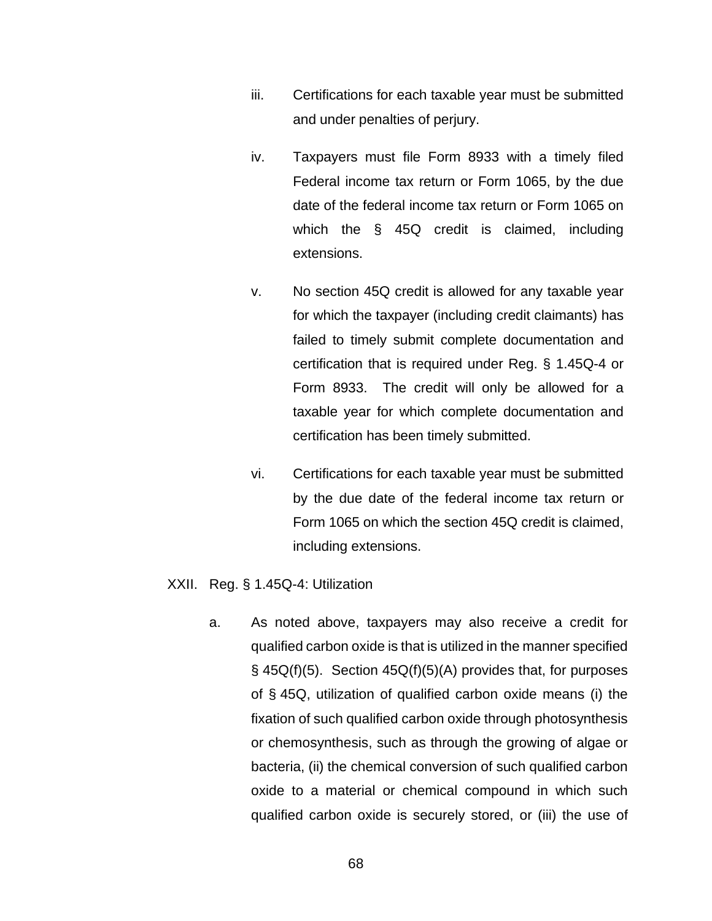iii. Certifications for each taxable year must be submitted and under penalties of perjury.

iv. Taxpayers must file Form 8933 with a timely filed Federal income tax return or Form 1065, by the due date of the federal income tax return or Form 1065 on which the § 45Q credit is claimed, including extensions.

v. No section 45Q credit is allowed for any taxable year for which the taxpayer (including credit claimants) has failed to timely submit complete documentation and certification that is required under Reg. § 1.45Q-4 or Form 8933. The credit will only be allowed for a taxable year for which complete documentation and certification has been timely submitted.

vi. Certifications for each taxable year must be submitted by the due date of the federal income tax return or Form 1065 on which the section 45Q credit is claimed, including extensions.

XXII. Reg. § 1.45Q-4: Utilization

a. As noted above, taxpayers may also receive a credit for qualified carbon oxide is that is utilized in the manner specified § 45Q(f)(5). Section 45Q(f)(5)(A) provides that, for purposes of § 45Q, utilization of qualified carbon oxide means (i) the fixation of such qualified carbon oxide through photosynthesis or chemosynthesis, such as through the growing of algae or bacteria, (ii) the chemical conversion of such qualified carbon oxide to a material or chemical compound in which such qualified carbon oxide is securely stored, or (iii) the use of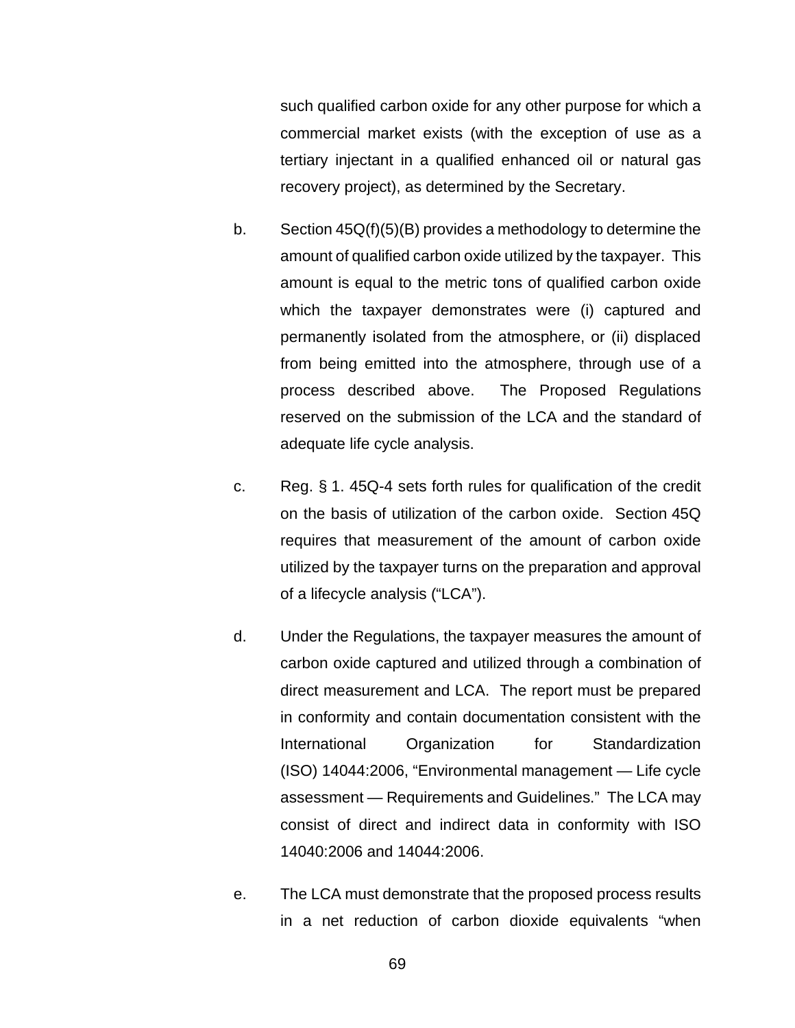such qualified carbon oxide for any other purpose for which a commercial market exists (with the exception of use as a tertiary injectant in a qualified enhanced oil or natural gas recovery project), as determined by the Secretary.

b. Section 45Q(f)(5)(B) provides a methodology to determine the amount of qualified carbon oxide utilized by the taxpayer. This amount is equal to the metric tons of qualified carbon oxide which the taxpayer demonstrates were (i) captured and permanently isolated from the atmosphere, or (ii) displaced from being emitted into the atmosphere, through use of a process described above. The Proposed Regulations reserved on the submission of the LCA and the standard of adequate life cycle analysis.

c. Reg. § 1. 45Q-4 sets forth rules for qualification of the credit on the basis of utilization of the carbon oxide. Section 45Q requires that measurement of the amount of carbon oxide utilized by the taxpayer turns on the preparation and approval of a lifecycle analysis ("LCA").

d. Under the Regulations, the taxpayer measures the amount of carbon oxide captured and utilized through a combination of direct measurement and LCA. The report must be prepared in conformity and contain documentation consistent with the International Organization for Standardization (ISO) 14044:2006, "Environmental management — Life cycle assessment — Requirements and Guidelines." The LCA may consist of direct and indirect data in conformity with ISO 14040:2006 and 14044:2006.

e. The LCA must demonstrate that the proposed process results in a net reduction of carbon dioxide equivalents "when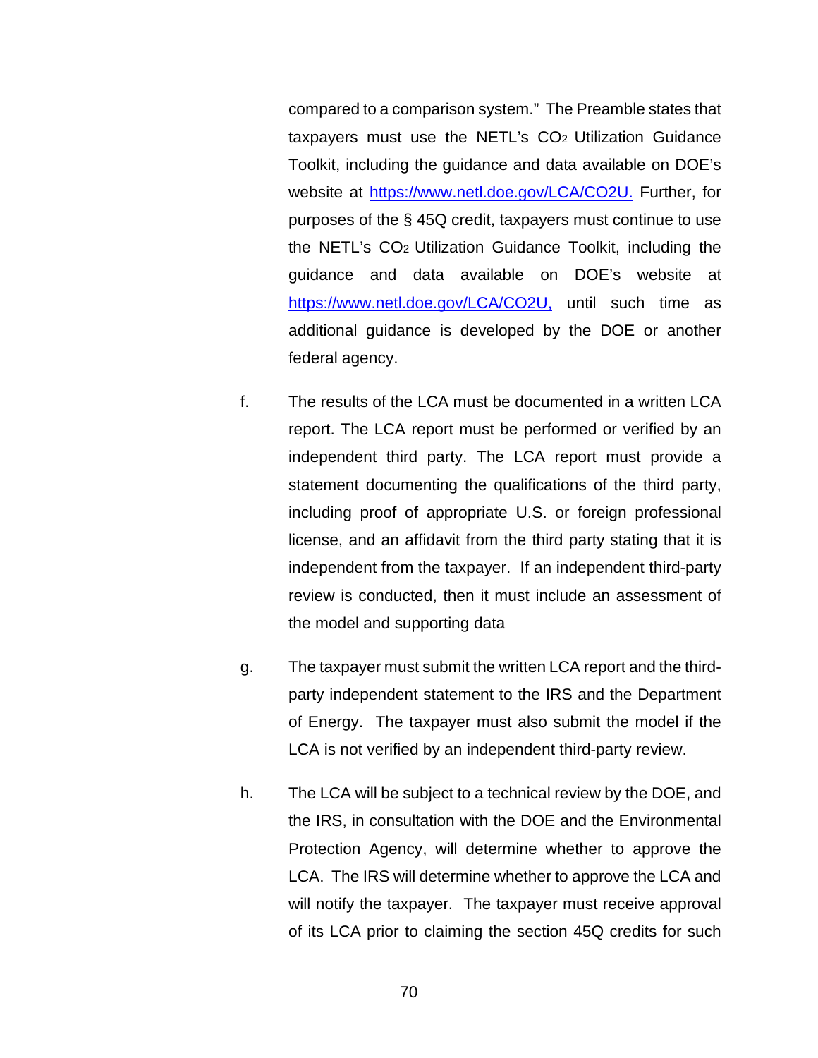compared to a comparison system." The Preamble states that taxpayers must use the NETL's $CO_2$ Utilization Guidance Toolkit, including the guidance and data available on DOE's website at https://www.netl.doe.gov/LCA/CO2U. Further, for purposes of the § 45Q credit, taxpayers must continue to use the NETL's $CO_2$ Utilization Guidance Toolkit, including the guidance and data available on DOE's website at https://www.netl.doe.gov/LCA/CO2U, until such time as additional guidance is developed by the DOE or another federal agency.

f. The results of the LCA must be documented in a written LCA report. The LCA report must be performed or verified by an independent third party. The LCA report must provide a statement documenting the qualifications of the third party, including proof of appropriate U.S. or foreign professional license, and an affidavit from the third party stating that it is independent from the taxpayer. If an independent third-party review is conducted, then it must include an assessment of the model and supporting data

g. The taxpayer must submit the written LCA report and the third-party independent statement to the IRS and the Department of Energy. The taxpayer must also submit the model if the LCA is not verified by an independent third-party review.

h. The LCA will be subject to a technical review by the DOE, and the IRS, in consultation with the DOE and the Environmental Protection Agency, will determine whether to approve the LCA. The IRS will determine whether to approve the LCA and will notify the taxpayer. The taxpayer must receive approval of its LCA prior to claiming the section 45Q credits for such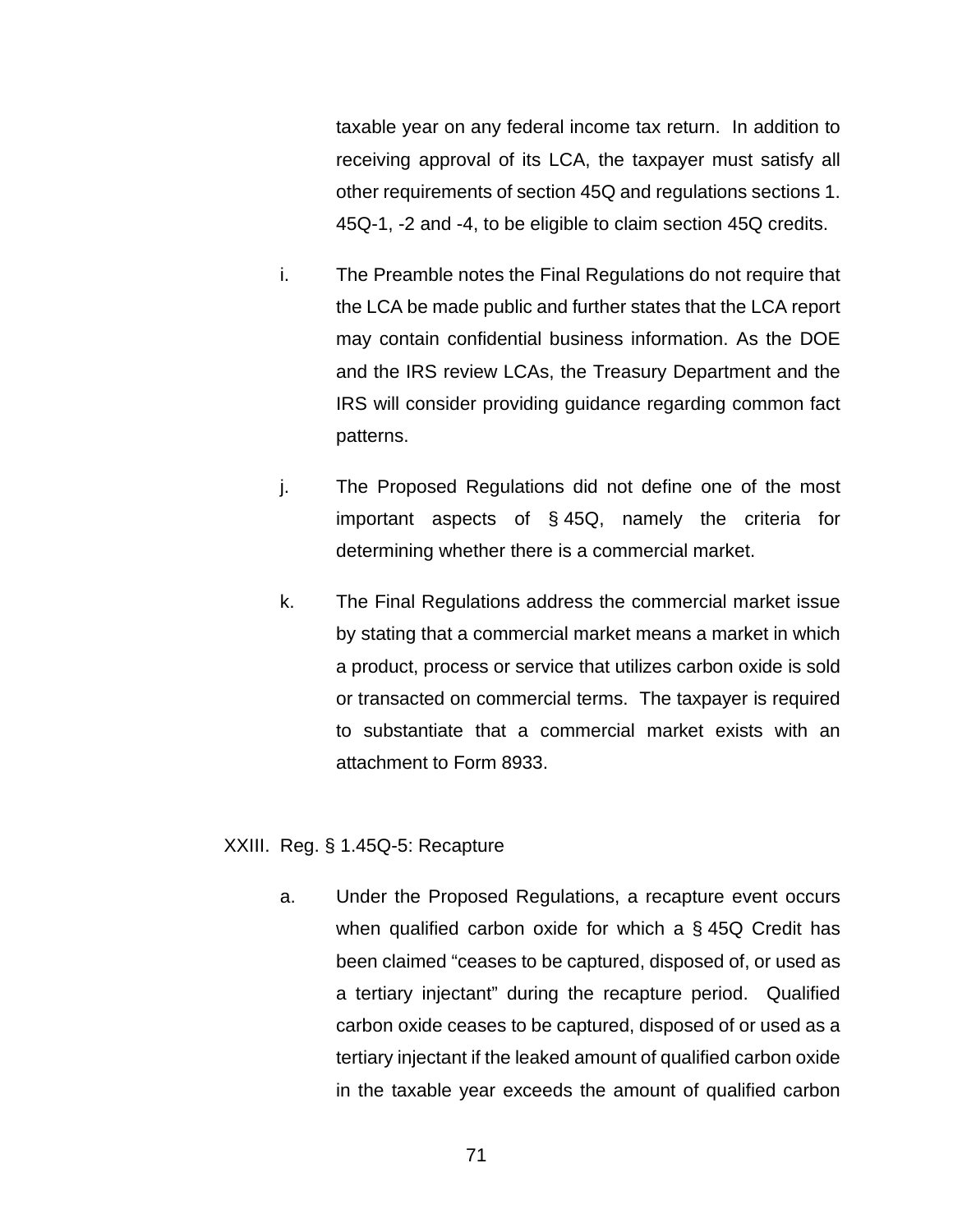taxable year on any federal income tax return. In addition to receiving approval of its LCA, the taxpayer must satisfy all other requirements of section 45Q and regulations sections 1. 45Q-1, -2 and -4, to be eligible to claim section 45Q credits.

i. The Preamble notes the Final Regulations do not require that the LCA be made public and further states that the LCA report may contain confidential business information. As the DOE and the IRS review LCAs, the Treasury Department and the IRS will consider providing guidance regarding common fact patterns.

j. The Proposed Regulations did not define one of the most important aspects of § 45Q, namely the criteria for determining whether there is a commercial market.

k. The Final Regulations address the commercial market issue by stating that a commercial market means a market in which a product, process or service that utilizes carbon oxide is sold or transacted on commercial terms. The taxpayer is required to substantiate that a commercial market exists with an attachment to Form 8933.

XXIII. Reg. § 1.45Q-5: Recapture

a. Under the Proposed Regulations, a recapture event occurs when qualified carbon oxide for which a § 45Q Credit has been claimed "ceases to be captured, disposed of, or used as a tertiary injectant" during the recapture period. Qualified carbon oxide ceases to be captured, disposed of or used as a tertiary injectant if the leaked amount of qualified carbon oxide in the taxable year exceeds the amount of qualified carbon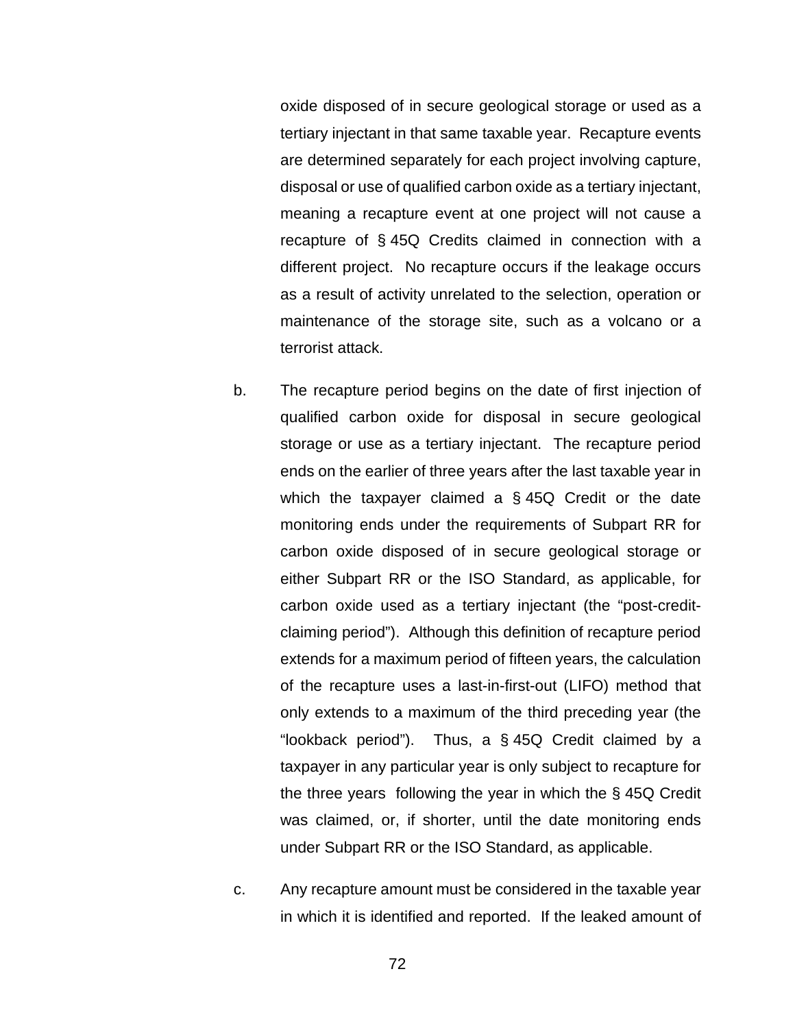oxide disposed of in secure geological storage or used as a tertiary injectant in that same taxable year. Recapture events are determined separately for each project involving capture, disposal or use of qualified carbon oxide as a tertiary injectant, meaning a recapture event at one project will not cause a recapture of § 45Q Credits claimed in connection with a different project. No recapture occurs if the leakage occurs as a result of activity unrelated to the selection, operation or maintenance of the storage site, such as a volcano or a terrorist attack.

b. The recapture period begins on the date of first injection of qualified carbon oxide for disposal in secure geological storage or use as a tertiary injectant. The recapture period ends on the earlier of three years after the last taxable year in which the taxpayer claimed a § 45Q Credit or the date monitoring ends under the requirements of Subpart RR for carbon oxide disposed of in secure geological storage or either Subpart RR or the ISO Standard, as applicable, for carbon oxide used as a tertiary injectant (the "post-credit-claiming period"). Although this definition of recapture period extends for a maximum period of fifteen years, the calculation of the recapture uses a last-in-first-out (LIFO) method that only extends to a maximum of the third preceding year (the "lookback period"). Thus, a § 45Q Credit claimed by a taxpayer in any particular year is only subject to recapture for the three years following the year in which the § 45Q Credit was claimed, or, if shorter, until the date monitoring ends under Subpart RR or the ISO Standard, as applicable.

c. Any recapture amount must be considered in the taxable year in which it is identified and reported. If the leaked amount of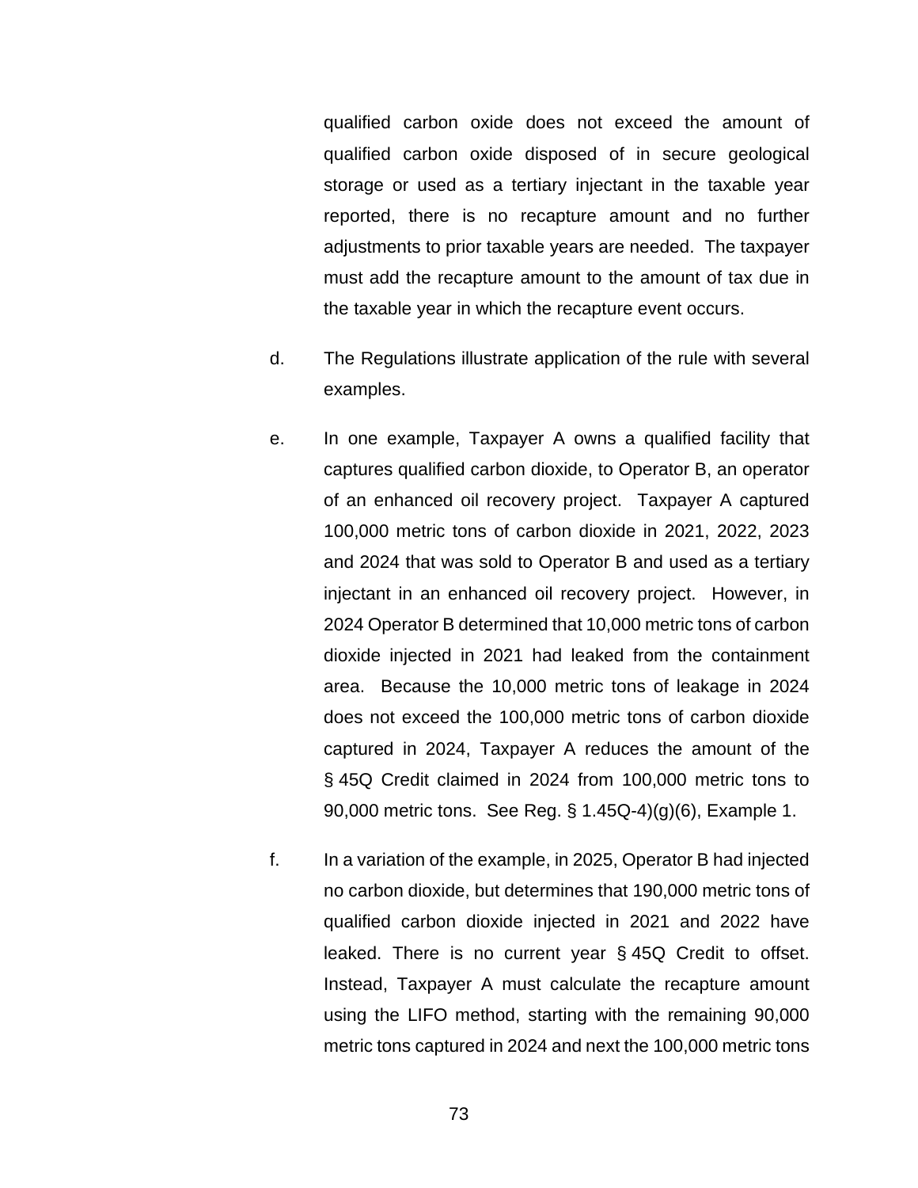qualified carbon oxide does not exceed the amount of qualified carbon oxide disposed of in secure geological storage or used as a tertiary injectant in the taxable year reported, there is no recapture amount and no further adjustments to prior taxable years are needed. The taxpayer must add the recapture amount to the amount of tax due in the taxable year in which the recapture event occurs.

d. The Regulations illustrate application of the rule with several examples.

e. In one example, Taxpayer A owns a qualified facility that captures qualified carbon dioxide, to Operator B, an operator of an enhanced oil recovery project. Taxpayer A captured 100,000 metric tons of carbon dioxide in 2021, 2022, 2023 and 2024 that was sold to Operator B and used as a tertiary injectant in an enhanced oil recovery project. However, in 2024 Operator B determined that 10,000 metric tons of carbon dioxide injected in 2021 had leaked from the containment area. Because the 10,000 metric tons of leakage in 2024 does not exceed the 100,000 metric tons of carbon dioxide captured in 2024, Taxpayer A reduces the amount of the § 45Q Credit claimed in 2024 from 100,000 metric tons to 90,000 metric tons. See Reg. § 1.45Q-4)(g)(6), Example 1.

f. In a variation of the example, in 2025, Operator B had injected no carbon dioxide, but determines that 190,000 metric tons of qualified carbon dioxide injected in 2021 and 2022 have leaked. There is no current year § 45Q Credit to offset. Instead, Taxpayer A must calculate the recapture amount using the LIFO method, starting with the remaining 90,000 metric tons captured in 2024 and next the 100,000 metric tons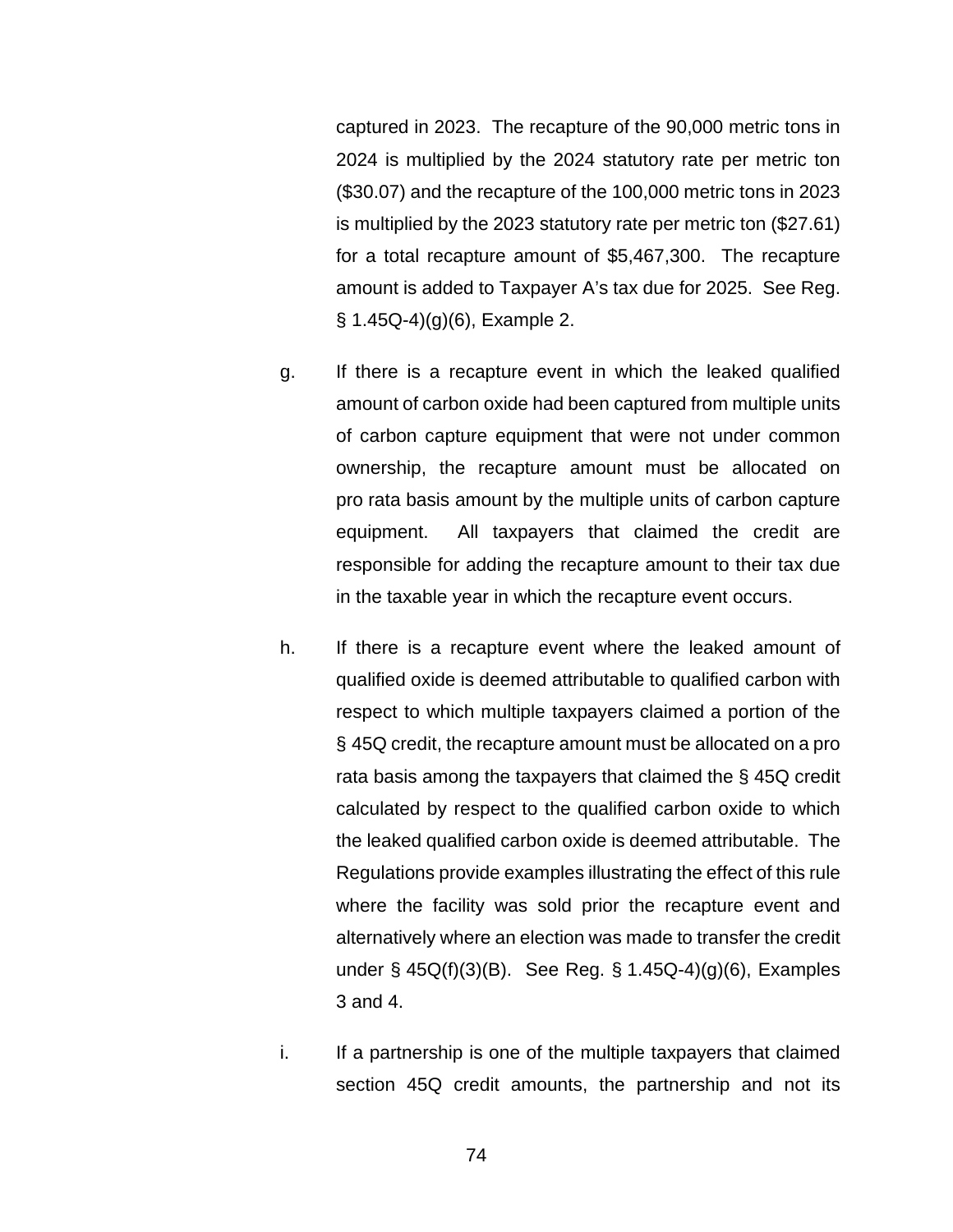captured in 2023. The recapture of the 90,000 metric tons in 2024 is multiplied by the 2024 statutory rate per metric ton ($30.07) and the recapture of the 100,000 metric tons in 2023 is multiplied by the 2023 statutory rate per metric ton ($27.61) for a total recapture amount of $5,467,300. The recapture amount is added to Taxpayer A's tax due for 2025. See Reg. § 1.45Q-4)(g)(6), Example 2.

g. If there is a recapture event in which the leaked qualified amount of carbon oxide had been captured from multiple units of carbon capture equipment that were not under common ownership, the recapture amount must be allocated on pro rata basis amount by the multiple units of carbon capture equipment. All taxpayers that claimed the credit are responsible for adding the recapture amount to their tax due in the taxable year in which the recapture event occurs.

h. If there is a recapture event where the leaked amount of qualified oxide is deemed attributable to qualified carbon with respect to which multiple taxpayers claimed a portion of the § 45Q credit, the recapture amount must be allocated on a pro rata basis among the taxpayers that claimed the § 45Q credit calculated by respect to the qualified carbon oxide to which the leaked qualified carbon oxide is deemed attributable. The Regulations provide examples illustrating the effect of this rule where the facility was sold prior the recapture event and alternatively where an election was made to transfer the credit under § 45Q(f)(3)(B). See Reg. § 1.45Q-4)(g)(6), Examples 3 and 4.

i. If a partnership is one of the multiple taxpayers that claimed section 45Q credit amounts, the partnership and not its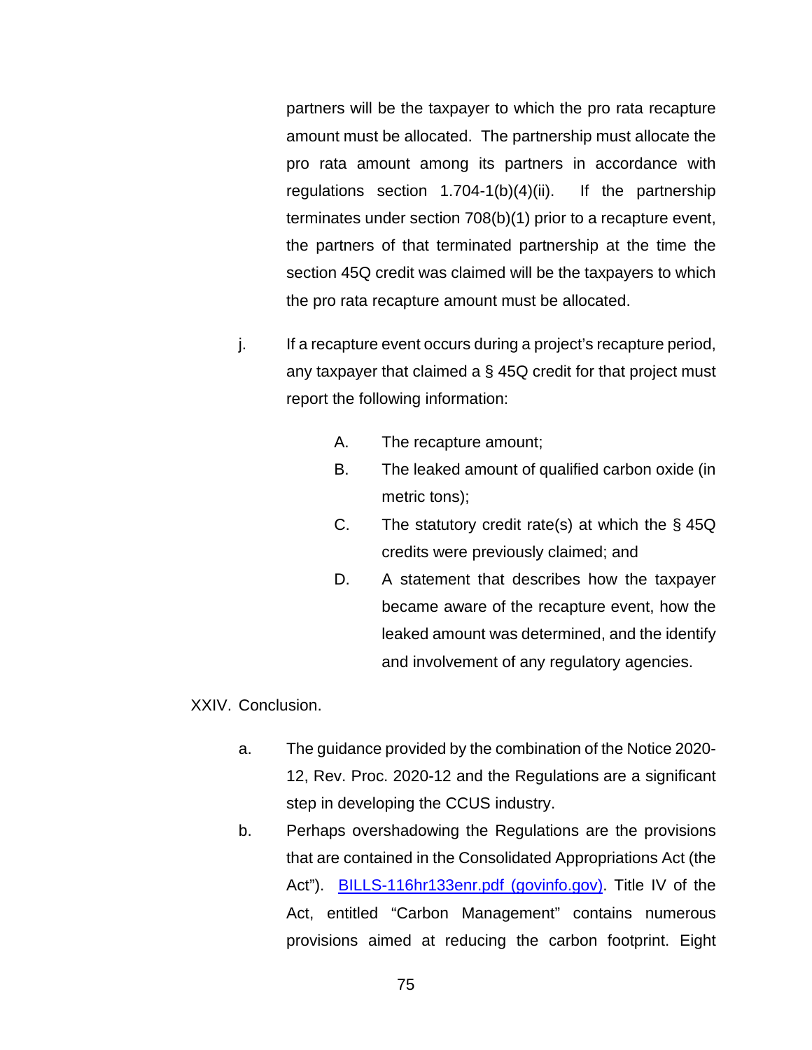partners will be the taxpayer to which the pro rata recapture amount must be allocated. The partnership must allocate the pro rata amount among its partners in accordance with regulations section 1.704-1(b)(4)(ii). If the partnership terminates under section 708(b)(1) prior to a recapture event, the partners of that terminated partnership at the time the section 45Q credit was claimed will be the taxpayers to which the pro rata recapture amount must be allocated.

j. If a recapture event occurs during a project's recapture period, any taxpayer that claimed a § 45Q credit for that project must report the following information:

   A. The recapture amount;
   B. The leaked amount of qualified carbon oxide (in metric tons);
   C. The statutory credit rate(s) at which the § 45Q credits were previously claimed; and
   D. A statement that describes how the taxpayer became aware of the recapture event, how the leaked amount was determined, and the identify and involvement of any regulatory agencies.

XXIV. Conclusion.

a. The guidance provided by the combination of the Notice 2020-12, Rev. Proc. 2020-12 and the Regulations are a significant step in developing the CCUS industry.

b. Perhaps overshadowing the Regulations are the provisions that are contained in the Consolidated Appropriations Act (the Act"). [BILLS-116hr133enr.pdf (govinfo.gov)](BILLS-116hr133enr.pdf (govinfo.gov)). Title IV of the Act, entitled "Carbon Management" contains numerous provisions aimed at reducing the carbon footprint. Eight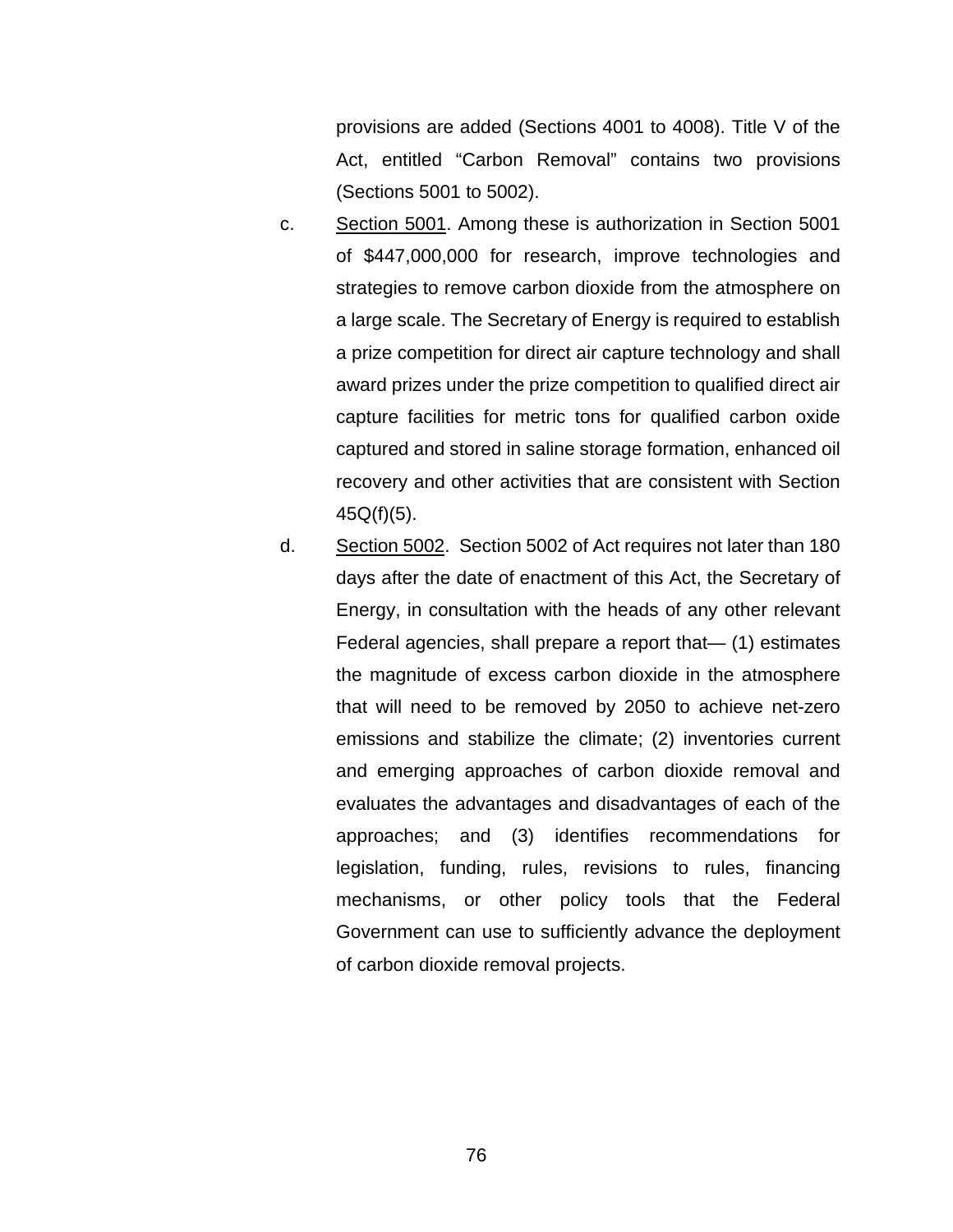provisions are added (Sections 4001 to 4008). Title V of the Act, entitled "Carbon Removal" contains two provisions (Sections 5001 to 5002).

c. <u>Section 5001</u>. Among these is authorization in Section 5001 of $447,000,000 for research, improve technologies and strategies to remove carbon dioxide from the atmosphere on a large scale. The Secretary of Energy is required to establish a prize competition for direct air capture technology and shall award prizes under the prize competition to qualified direct air capture facilities for metric tons for qualified carbon oxide captured and stored in saline storage formation, enhanced oil recovery and other activities that are consistent with Section 45Q(f)(5).

d. <u>Section 5002</u>. Section 5002 of Act requires not later than 180 days after the date of enactment of this Act, the Secretary of Energy, in consultation with the heads of any other relevant Federal agencies, shall prepare a report that— (1) estimates the magnitude of excess carbon dioxide in the atmosphere that will need to be removed by 2050 to achieve net-zero emissions and stabilize the climate; (2) inventories current and emerging approaches of carbon dioxide removal and evaluates the advantages and disadvantages of each of the approaches; and (3) identifies recommendations for legislation, funding, rules, revisions to rules, financing mechanisms, or other policy tools that the Federal Government can use to sufficiently advance the deployment of carbon dioxide removal projects.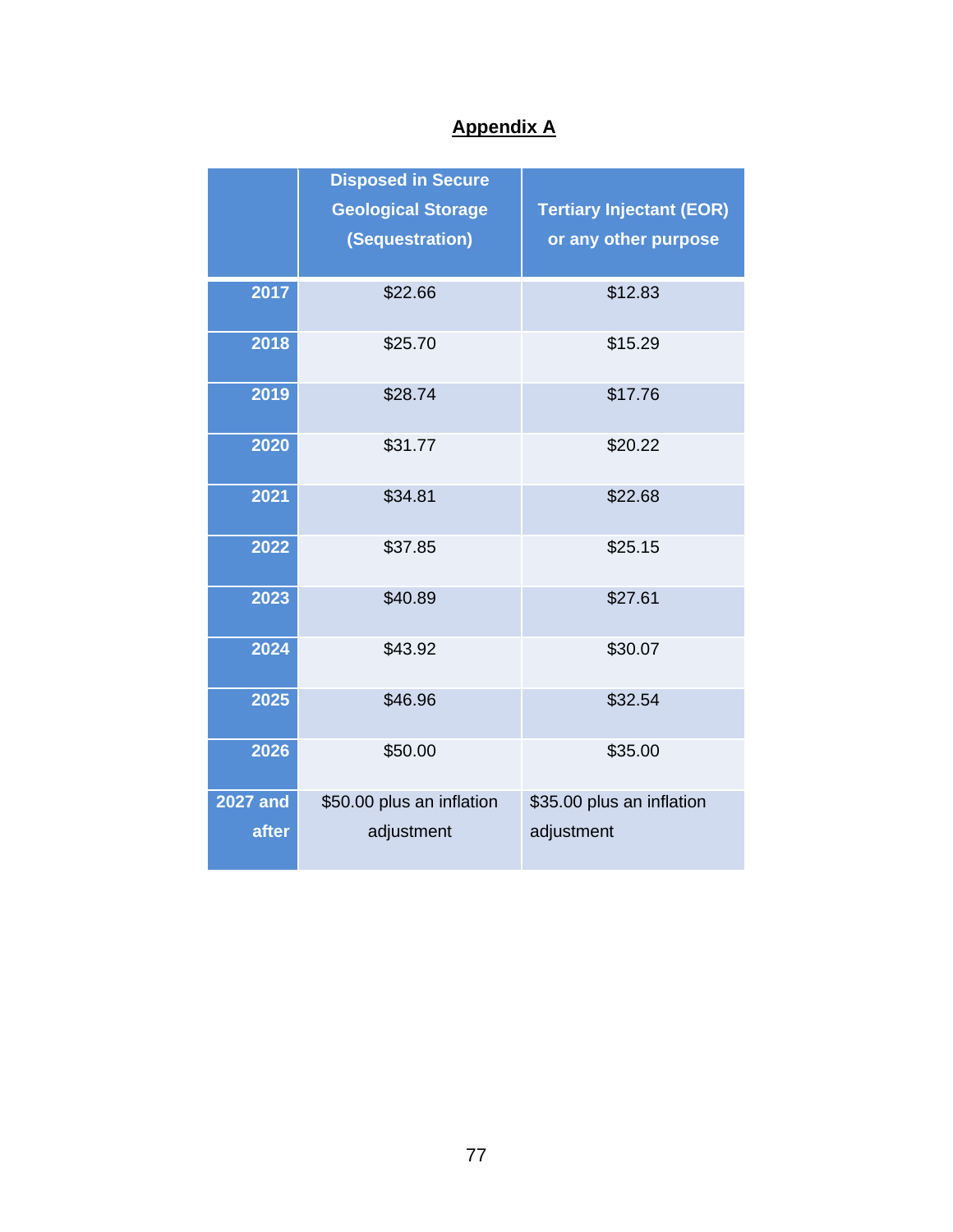# Appendix A

| | Disposed in Secure Geological Storage (Sequestration) | Tertiary Injectant (EOR) or any other purpose |
|---|---|---|
| 2017 | $22.66 | $12.83 |
| 2018 | $25.70 | $15.29 |
| 2019 | $28.74 | $17.76 |
| 2020 | $31.77 | $20.22 |
| 2021 | $34.81 | $22.68 |
| 2022 | $37.85 | $25.15 |
| 2023 | $40.89 | $27.61 |
| 2024 | $43.92 | $30.07 |
| 2025 | $46.96 | $32.54 |
| 2026 | $50.00 | $35.00 |
| 2027 and after | $50.00 plus an inflation adjustment | $35.00 plus an inflation adjustment |